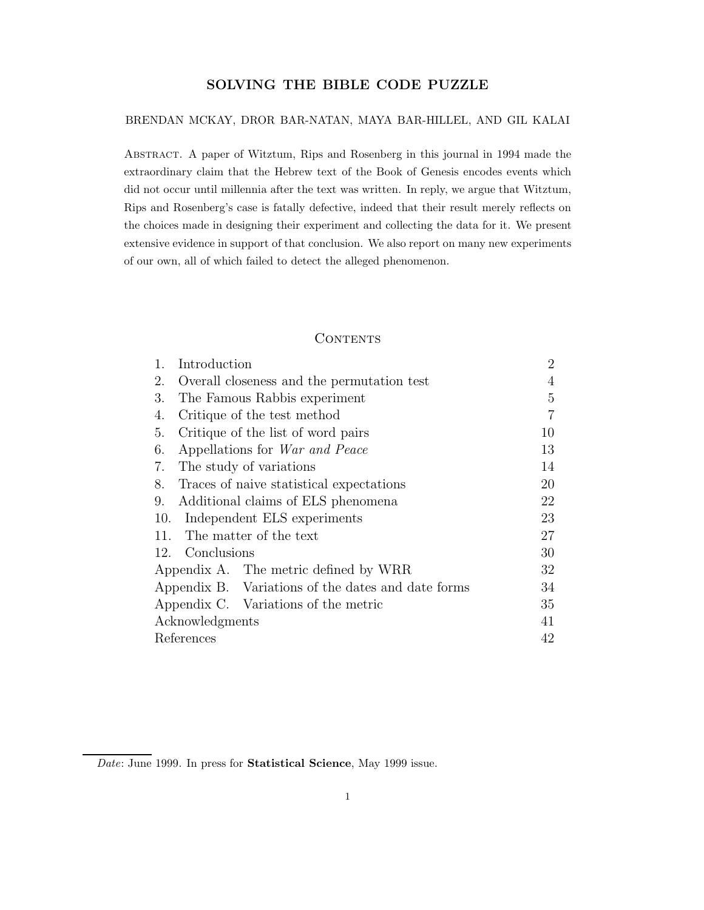# SOLVING THE BIBLE CODE PUZZLE

BRENDAN MCKAY, DROR BAR-NATAN, MAYA BAR-HILLEL, AND GIL KALAI

ABSTRACT. A paper of Witztum, Rips and Rosenberg in this journal in 1994 made the extraordinary claim that the Hebrew text of the Book of Genesis encodes events which did not occur until millennia after the text was written. In reply, we argue that Witztum, Rips and Rosenberg's case is fatally defective, indeed that their result merely reflects on the choices made in designing their experiment and collecting the data for it. We present extensive evidence in support of that conclusion. We also report on many new experiments of our own, all of which failed to detect the alleged phenomenon.

## CONTENTS

| | |
|---|---|
| 1. Introduction | 2 |
| 2. Overall closeness and the permutation test | 4 |
| 3. The Famous Rabbis experiment | 5 |
| 4. Critique of the test method | 7 |
| 5. Critique of the list of word pairs | 10 |
| 6. Appellations for *War and Peace* | 13 |
| 7. The study of variations | 14 |
| 8. Traces of naive statistical expectations | 20 |
| 9. Additional claims of ELS phenomena | 22 |
| 10. Independent ELS experiments | 23 |
| 11. The matter of the text | 27 |
| 12. Conclusions | 30 |
| Appendix A. The metric defined by WRR | 32 |
| Appendix B. Variations of the dates and date forms | 34 |
| Appendix C. Variations of the metric | 35 |
| Acknowledgments | 41 |
| References | 42 |

*Date*: June 1999. In press for **Statistical Science**, May 1999 issue.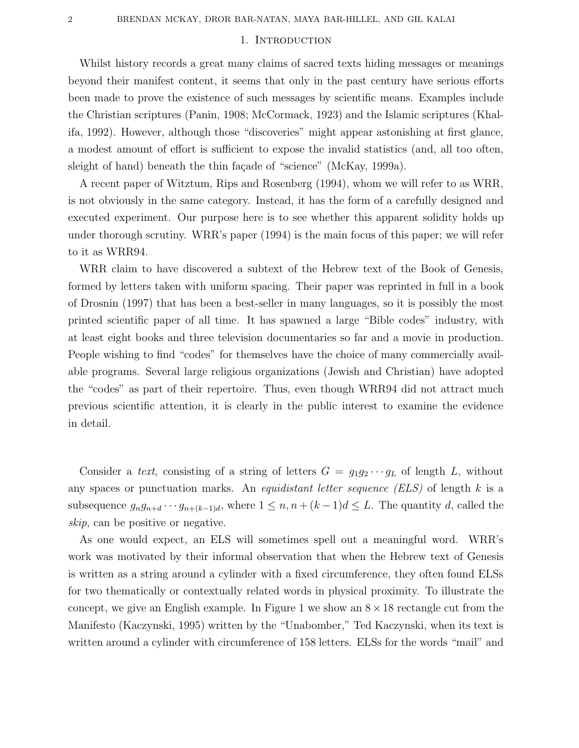## 1. Introduction

Whilst history records a great many claims of sacred texts hiding messages or meanings beyond their manifest content, it seems that only in the past century have serious efforts been made to prove the existence of such messages by scientific means. Examples include the Christian scriptures (Panin, 1908; McCormack, 1923) and the Islamic scriptures (Khalifa, 1992). However, although those "discoveries" might appear astonishing at first glance, a modest amount of effort is sufficient to expose the invalid statistics (and, all too often, sleight of hand) beneath the thin façade of "science" (McKay, 1999a).

A recent paper of Witztum, Rips and Rosenberg (1994), whom we will refer to as WRR, is not obviously in the same category. Instead, it has the form of a carefully designed and executed experiment. Our purpose here is to see whether this apparent solidity holds up under thorough scrutiny. WRR's paper (1994) is the main focus of this paper; we will refer to it as WRR94.

WRR claim to have discovered a subtext of the Hebrew text of the Book of Genesis, formed by letters taken with uniform spacing. Their paper was reprinted in full in a book of Drosnin (1997) that has been a best-seller in many languages, so it is possibly the most printed scientific paper of all time. It has spawned a large "Bible codes" industry, with at least eight books and three television documentaries so far and a movie in production. People wishing to find "codes" for themselves have the choice of many commercially available programs. Several large religious organizations (Jewish and Christian) have adopted the "codes" as part of their repertoire. Thus, even though WRR94 did not attract much previous scientific attention, it is clearly in the public interest to examine the evidence in detail.

Consider a *text*, consisting of a string of letters $G = g_1 g_2 \cdots g_L$ of length $L$, without any spaces or punctuation marks. An *equidistant letter sequence (ELS)* of length $k$ is a subsequence $g_n g_{n+d} \cdots g_{n+(k-1)d}$, where $1 \leq n, n+(k-1)d \leq L$. The quantity $d$, called the *skip*, can be positive or negative.

As one would expect, an ELS will sometimes spell out a meaningful word. WRR's work was motivated by their informal observation that when the Hebrew text of Genesis is written as a string around a cylinder with a fixed circumference, they often found ELSs for two thematically or contextually related words in physical proximity. To illustrate the concept, we give an English example. In Figure 1 we show an $8 \times 18$ rectangle cut from the Manifesto (Kaczynski, 1995) written by the "Unabomber," Ted Kaczynski, when its text is written around a cylinder with circumference of 158 letters. ELSs for the words "mail" and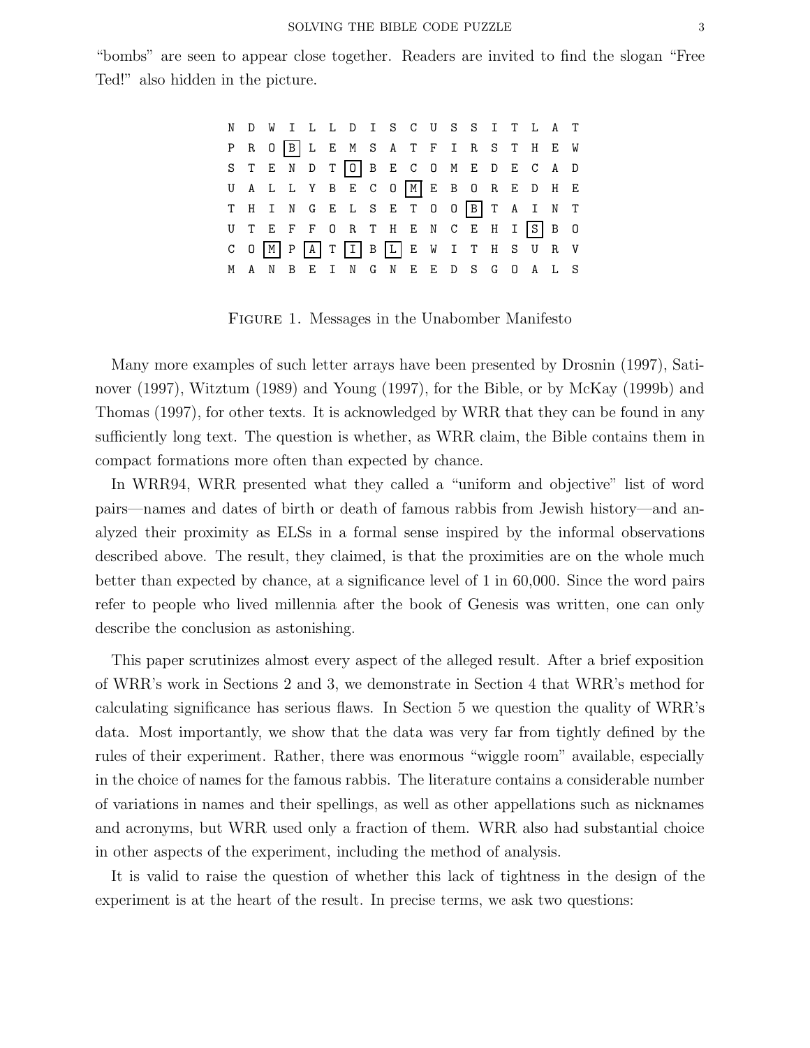"bombs" are seen to appear close together. Readers are invited to find the slogan "Free Ted!" also hidden in the picture.

```
N D W I L L D I S C U S S I T L A T
P R O[B]L E M S A T F I R S T H E W
S T E N D T[O]B E C O M E D E C A D
U A L L Y B E C O[M]E B O R E D H E
T H I N G E L S E T O O[B]T A I N T
U T E F F O R T H E N C E H I[S]B O
C O[M]P[A]T[I]B[L]E W I T H S U R V
M A N B E I N G N E E D S G O A L S
```

Figure 1. Messages in the Unabomber Manifesto

Many more examples of such letter arrays have been presented by Drosnin (1997), Satinover (1997), Witztum (1989) and Young (1997), for the Bible, or by McKay (1999b) and Thomas (1997), for other texts. It is acknowledged by WRR that they can be found in any sufficiently long text. The question is whether, as WRR claim, the Bible contains them in compact formations more often than expected by chance.

In WRR94, WRR presented what they called a "uniform and objective" list of word pairs—names and dates of birth or death of famous rabbis from Jewish history—and analyzed their proximity as ELSs in a formal sense inspired by the informal observations described above. The result, they claimed, is that the proximities are on the whole much better than expected by chance, at a significance level of 1 in 60,000. Since the word pairs refer to people who lived millennia after the book of Genesis was written, one can only describe the conclusion as astonishing.

This paper scrutinizes almost every aspect of the alleged result. After a brief exposition of WRR's work in Sections 2 and 3, we demonstrate in Section 4 that WRR's method for calculating significance has serious flaws. In Section 5 we question the quality of WRR's data. Most importantly, we show that the data was very far from tightly defined by the rules of their experiment. Rather, there was enormous "wiggle room" available, especially in the choice of names for the famous rabbis. The literature contains a considerable number of variations in names and their spellings, as well as other appellations such as nicknames and acronyms, but WRR used only a fraction of them. WRR also had substantial choice in other aspects of the experiment, including the method of analysis.

It is valid to raise the question of whether this lack of tightness in the design of the experiment is at the heart of the result. In precise terms, we ask two questions: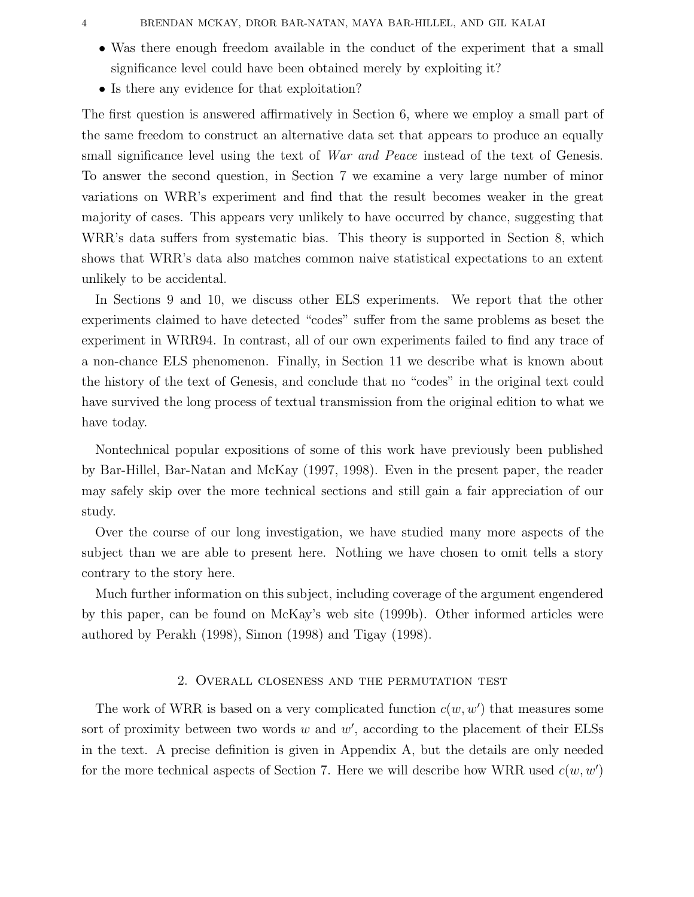- Was there enough freedom available in the conduct of the experiment that a small significance level could have been obtained merely by exploiting it?
- Is there any evidence for that exploitation?

The first question is answered affirmatively in Section 6, where we employ a small part of the same freedom to construct an alternative data set that appears to produce an equally small significance level using the text of *War and Peace* instead of the text of Genesis. To answer the second question, in Section 7 we examine a very large number of minor variations on WRR's experiment and find that the result becomes weaker in the great majority of cases. This appears very unlikely to have occurred by chance, suggesting that WRR's data suffers from systematic bias. This theory is supported in Section 8, which shows that WRR's data also matches common naive statistical expectations to an extent unlikely to be accidental.

In Sections 9 and 10, we discuss other ELS experiments. We report that the other experiments claimed to have detected "codes" suffer from the same problems as beset the experiment in WRR94. In contrast, all of our own experiments failed to find any trace of a non-chance ELS phenomenon. Finally, in Section 11 we describe what is known about the history of the text of Genesis, and conclude that no "codes" in the original text could have survived the long process of textual transmission from the original edition to what we have today.

Nontechnical popular expositions of some of this work have previously been published by Bar-Hillel, Bar-Natan and McKay (1997, 1998). Even in the present paper, the reader may safely skip over the more technical sections and still gain a fair appreciation of our study.

Over the course of our long investigation, we have studied many more aspects of the subject than we are able to present here. Nothing we have chosen to omit tells a story contrary to the story here.

Much further information on this subject, including coverage of the argument engendered by this paper, can be found on McKay's web site (1999b). Other informed articles were authored by Perakh (1998), Simon (1998) and Tigay (1998).

## 2. Overall closeness and the permutation test

The work of WRR is based on a very complicated function $c(w, w')$ that measures some sort of proximity between two words $w$ and $w'$, according to the placement of their ELSs in the text. A precise definition is given in Appendix A, but the details are only needed for the more technical aspects of Section 7. Here we will describe how WRR used $c(w, w')$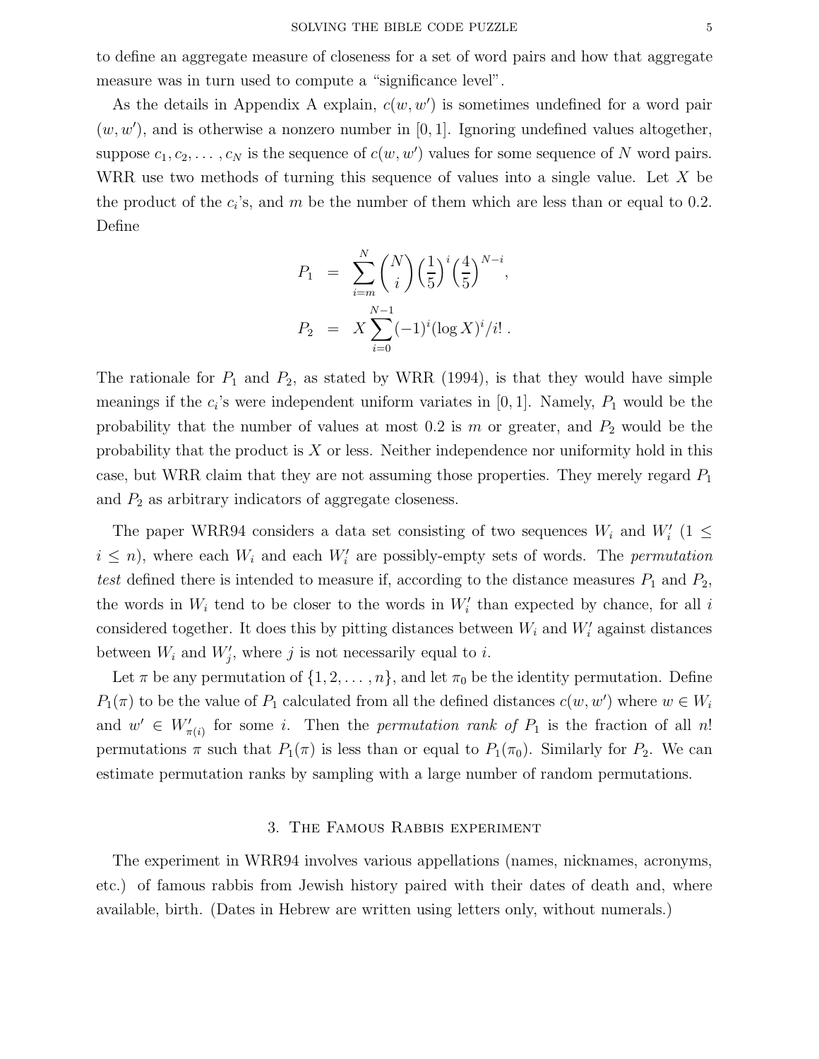to define an aggregate measure of closeness for a set of word pairs and how that aggregate measure was in turn used to compute a "significance level".

As the details in Appendix A explain, $c(w, w')$ is sometimes undefined for a word pair $(w, w')$, and is otherwise a nonzero number in $[0, 1]$. Ignoring undefined values altogether, suppose $c_1, c_2, \ldots, c_N$ is the sequence of $c(w, w')$ values for some sequence of $N$ word pairs. WRR use two methods of turning this sequence of values into a single value. Let $X$ be the product of the $c_i$'s, and $m$ be the number of them which are less than or equal to 0.2. Define

$$P_1 = \sum_{i=m}^{N} \binom{N}{i} \left(\frac{1}{5}\right)^i \left(\frac{4}{5}\right)^{N-i},$$

$$P_2 = X \sum_{i=0}^{N-1} (-1)^i (\log X)^i / i!\ .$$

The rationale for $P_1$ and $P_2$, as stated by WRR (1994), is that they would have simple meanings if the $c_i$'s were independent uniform variates in $[0, 1]$. Namely, $P_1$ would be the probability that the number of values at most 0.2 is $m$ or greater, and $P_2$ would be the probability that the product is $X$ or less. Neither independence nor uniformity hold in this case, but WRR claim that they are not assuming those properties. They merely regard $P_1$ and $P_2$ as arbitrary indicators of aggregate closeness.

The paper WRR94 considers a data set consisting of two sequences $W_i$ and $W'_i$ $(1 \leq i \leq n)$, where each $W_i$ and each $W'_i$ are possibly-empty sets of words. The *permutation test* defined there is intended to measure if, according to the distance measures $P_1$ and $P_2$, the words in $W_i$ tend to be closer to the words in $W'_i$ than expected by chance, for all $i$ considered together. It does this by pitting distances between $W_i$ and $W'_i$ against distances between $W_i$ and $W'_j$, where $j$ is not necessarily equal to $i$.

Let $\pi$ be any permutation of $\{1, 2, \ldots, n\}$, and let $\pi_0$ be the identity permutation. Define $P_1(\pi)$ to be the value of $P_1$ calculated from all the defined distances $c(w, w')$ where $w \in W_i$ and $w' \in W'_{\pi(i)}$ for some $i$. Then the *permutation rank of* $P_1$ is the fraction of all $n!$ permutations $\pi$ such that $P_1(\pi)$ is less than or equal to $P_1(\pi_0)$. Similarly for $P_2$. We can estimate permutation ranks by sampling with a large number of random permutations.

## 3. The Famous Rabbis experiment

The experiment in WRR94 involves various appellations (names, nicknames, acronyms, etc.) of famous rabbis from Jewish history paired with their dates of death and, where available, birth. (Dates in Hebrew are written using letters only, without numerals.)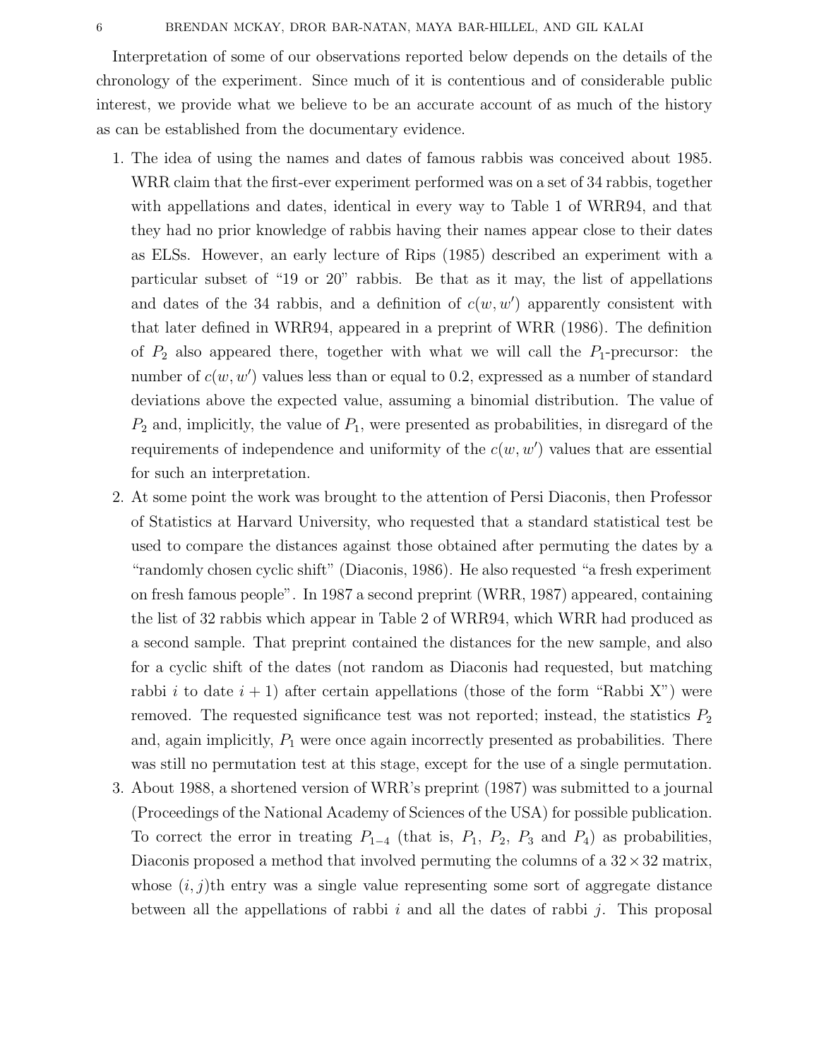Interpretation of some of our observations reported below depends on the details of the chronology of the experiment. Since much of it is contentious and of considerable public interest, we provide what we believe to be an accurate account of as much of the history as can be established from the documentary evidence.

1. The idea of using the names and dates of famous rabbis was conceived about 1985. WRR claim that the first-ever experiment performed was on a set of 34 rabbis, together with appellations and dates, identical in every way to Table 1 of WRR94, and that they had no prior knowledge of rabbis having their names appear close to their dates as ELSs. However, an early lecture of Rips (1985) described an experiment with a particular subset of "19 or 20" rabbis. Be that as it may, the list of appellations and dates of the 34 rabbis, and a definition of $c(w, w')$ apparently consistent with that later defined in WRR94, appeared in a preprint of WRR (1986). The definition of $P_2$ also appeared there, together with what we will call the $P_1$-precursor: the number of $c(w, w')$ values less than or equal to 0.2, expressed as a number of standard deviations above the expected value, assuming a binomial distribution. The value of $P_2$ and, implicitly, the value of $P_1$, were presented as probabilities, in disregard of the requirements of independence and uniformity of the $c(w, w')$ values that are essential for such an interpretation.
2. At some point the work was brought to the attention of Persi Diaconis, then Professor of Statistics at Harvard University, who requested that a standard statistical test be used to compare the distances against those obtained after permuting the dates by a "randomly chosen cyclic shift" (Diaconis, 1986). He also requested "a fresh experiment on fresh famous people". In 1987 a second preprint (WRR, 1987) appeared, containing the list of 32 rabbis which appear in Table 2 of WRR94, which WRR had produced as a second sample. That preprint contained the distances for the new sample, and also for a cyclic shift of the dates (not random as Diaconis had requested, but matching rabbi $i$ to date $i + 1$) after certain appellations (those of the form "Rabbi X") were removed. The requested significance test was not reported; instead, the statistics $P_2$ and, again implicitly, $P_1$ were once again incorrectly presented as probabilities. There was still no permutation test at this stage, except for the use of a single permutation.
3. About 1988, a shortened version of WRR's preprint (1987) was submitted to a journal (Proceedings of the National Academy of Sciences of the USA) for possible publication. To correct the error in treating $P_{1-4}$ (that is, $P_1$, $P_2$, $P_3$ and $P_4$) as probabilities, Diaconis proposed a method that involved permuting the columns of a $32 \times 32$ matrix, whose $(i, j)$th entry was a single value representing some sort of aggregate distance between all the appellations of rabbi $i$ and all the dates of rabbi $j$. This proposal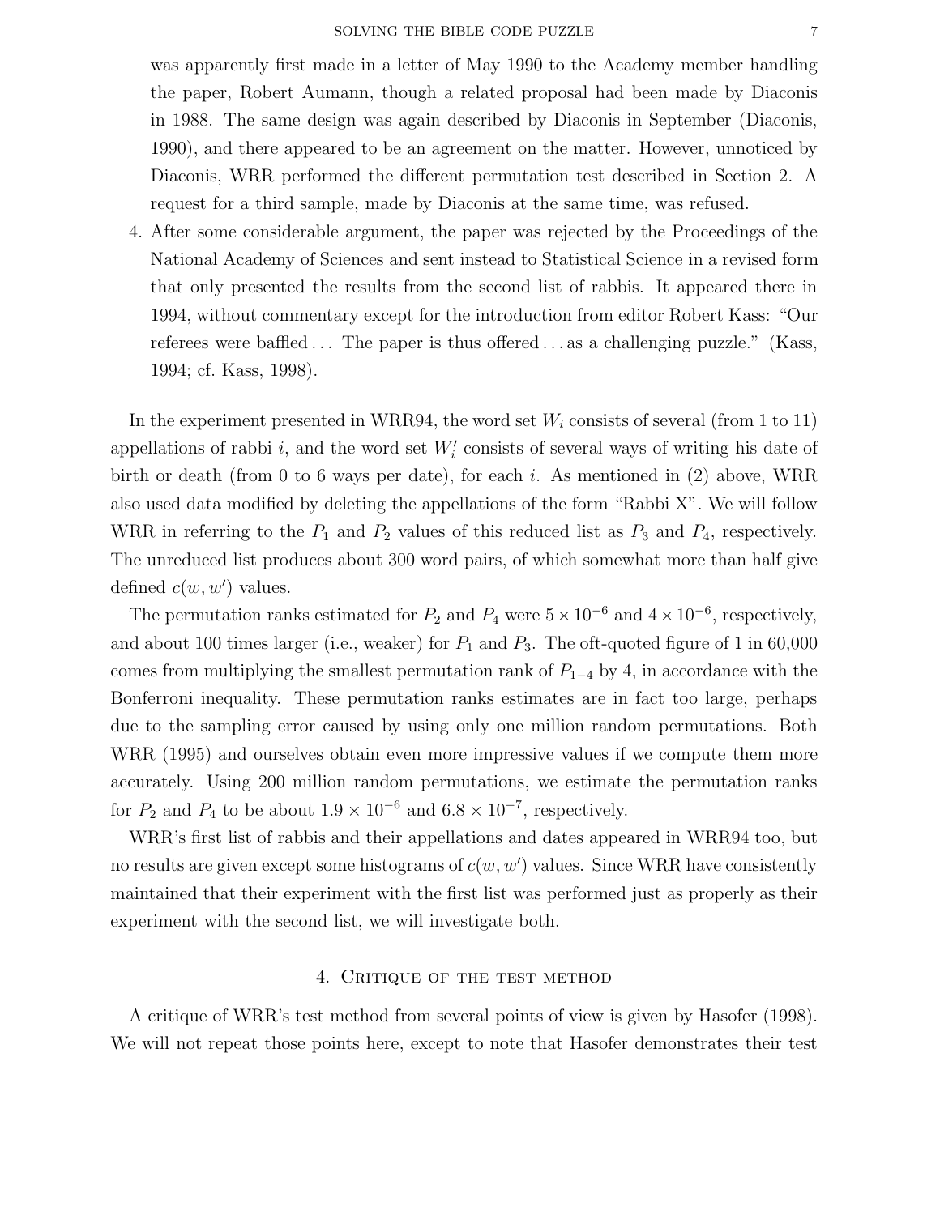was apparently first made in a letter of May 1990 to the Academy member handling the paper, Robert Aumann, though a related proposal had been made by Diaconis in 1988. The same design was again described by Diaconis in September (Diaconis, 1990), and there appeared to be an agreement on the matter. However, unnoticed by Diaconis, WRR performed the different permutation test described in Section 2. A request for a third sample, made by Diaconis at the same time, was refused.

4. After some considerable argument, the paper was rejected by the Proceedings of the National Academy of Sciences and sent instead to Statistical Science in a revised form that only presented the results from the second list of rabbis. It appeared there in 1994, without commentary except for the introduction from editor Robert Kass: "Our referees were baffled ... The paper is thus offered ... as a challenging puzzle." (Kass, 1994; cf. Kass, 1998).

In the experiment presented in WRR94, the word set $W_i$ consists of several (from 1 to 11) appellations of rabbi $i$, and the word set $W_i'$ consists of several ways of writing his date of birth or death (from 0 to 6 ways per date), for each $i$. As mentioned in (2) above, WRR also used data modified by deleting the appellations of the form "Rabbi X". We will follow WRR in referring to the $P_1$ and $P_2$ values of this reduced list as $P_3$ and $P_4$, respectively. The unreduced list produces about 300 word pairs, of which somewhat more than half give defined $c(w, w')$ values.

The permutation ranks estimated for $P_2$ and $P_4$ were $5 \times 10^{-6}$ and $4 \times 10^{-6}$, respectively, and about 100 times larger (i.e., weaker) for $P_1$ and $P_3$. The oft-quoted figure of 1 in 60,000 comes from multiplying the smallest permutation rank of $P_{1-4}$ by 4, in accordance with the Bonferroni inequality. These permutation ranks estimates are in fact too large, perhaps due to the sampling error caused by using only one million random permutations. Both WRR (1995) and ourselves obtain even more impressive values if we compute them more accurately. Using 200 million random permutations, we estimate the permutation ranks for $P_2$ and $P_4$ to be about $1.9 \times 10^{-6}$ and $6.8 \times 10^{-7}$, respectively.

WRR's first list of rabbis and their appellations and dates appeared in WRR94 too, but no results are given except some histograms of $c(w, w')$ values. Since WRR have consistently maintained that their experiment with the first list was performed just as properly as their experiment with the second list, we will investigate both.

## 4. Critique of the test method

A critique of WRR's test method from several points of view is given by Hasofer (1998). We will not repeat those points here, except to note that Hasofer demonstrates their test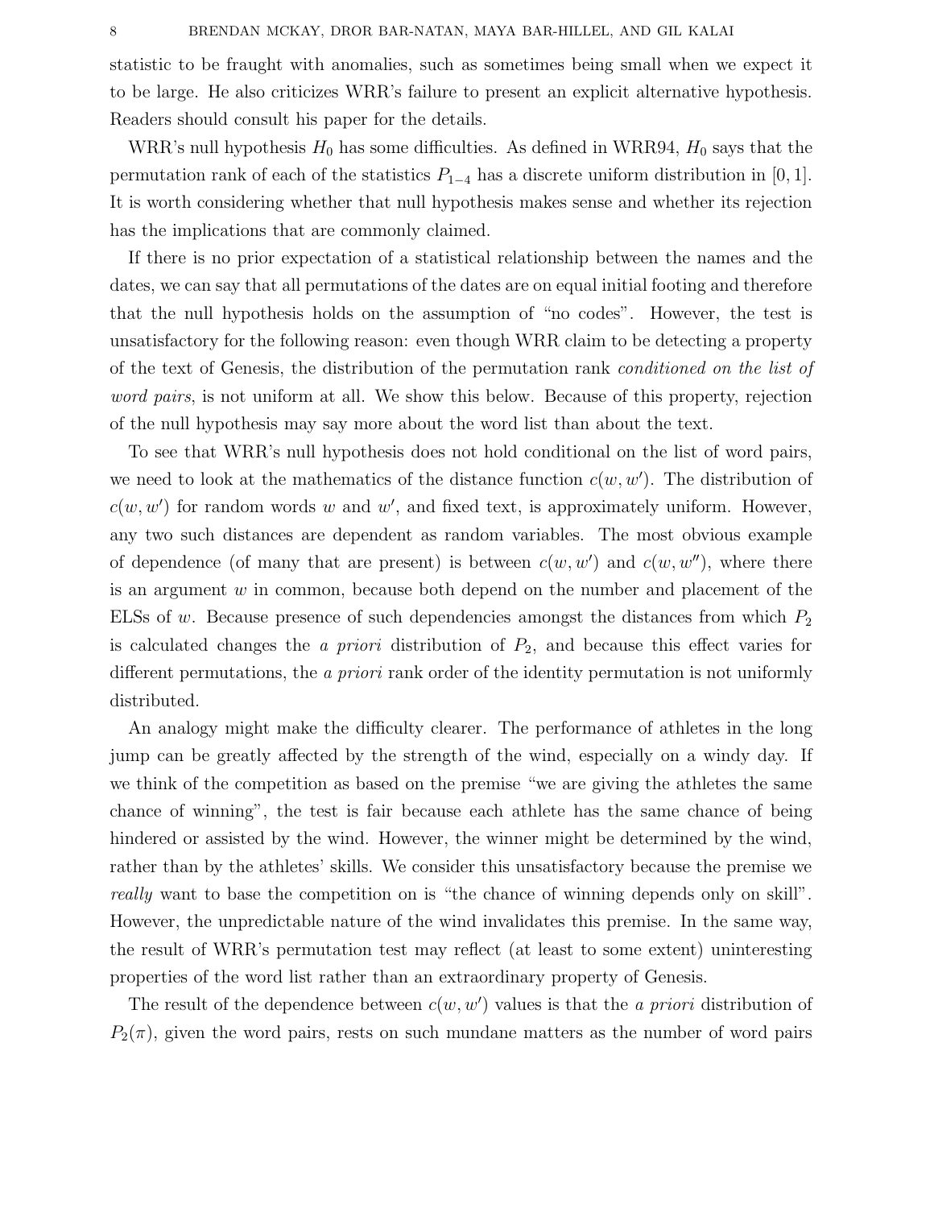statistic to be fraught with anomalies, such as sometimes being small when we expect it to be large. He also criticizes WRR's failure to present an explicit alternative hypothesis. Readers should consult his paper for the details.

WRR's null hypothesis $H_0$ has some difficulties. As defined in WRR94, $H_0$ says that the permutation rank of each of the statistics $P_{1-4}$ has a discrete uniform distribution in $[0, 1]$. It is worth considering whether that null hypothesis makes sense and whether its rejection has the implications that are commonly claimed.

If there is no prior expectation of a statistical relationship between the names and the dates, we can say that all permutations of the dates are on equal initial footing and therefore that the null hypothesis holds on the assumption of "no codes". However, the test is unsatisfactory for the following reason: even though WRR claim to be detecting a property of the text of Genesis, the distribution of the permutation rank *conditioned on the list of word pairs*, is not uniform at all. We show this below. Because of this property, rejection of the null hypothesis may say more about the word list than about the text.

To see that WRR's null hypothesis does not hold conditional on the list of word pairs, we need to look at the mathematics of the distance function $c(w, w')$. The distribution of $c(w, w')$ for random words $w$ and $w'$, and fixed text, is approximately uniform. However, any two such distances are dependent as random variables. The most obvious example of dependence (of many that are present) is between $c(w, w')$ and $c(w, w'')$, where there is an argument $w$ in common, because both depend on the number and placement of the ELSs of $w$. Because presence of such dependencies amongst the distances from which $P_2$ is calculated changes the *a priori* distribution of $P_2$, and because this effect varies for different permutations, the *a priori* rank order of the identity permutation is not uniformly distributed.

An analogy might make the difficulty clearer. The performance of athletes in the long jump can be greatly affected by the strength of the wind, especially on a windy day. If we think of the competition as based on the premise "we are giving the athletes the same chance of winning", the test is fair because each athlete has the same chance of being hindered or assisted by the wind. However, the winner might be determined by the wind, rather than by the athletes' skills. We consider this unsatisfactory because the premise we *really* want to base the competition on is "the chance of winning depends only on skill". However, the unpredictable nature of the wind invalidates this premise. In the same way, the result of WRR's permutation test may reflect (at least to some extent) uninteresting properties of the word list rather than an extraordinary property of Genesis.

The result of the dependence between $c(w, w')$ values is that the *a priori* distribution of $P_2(\pi)$, given the word pairs, rests on such mundane matters as the number of word pairs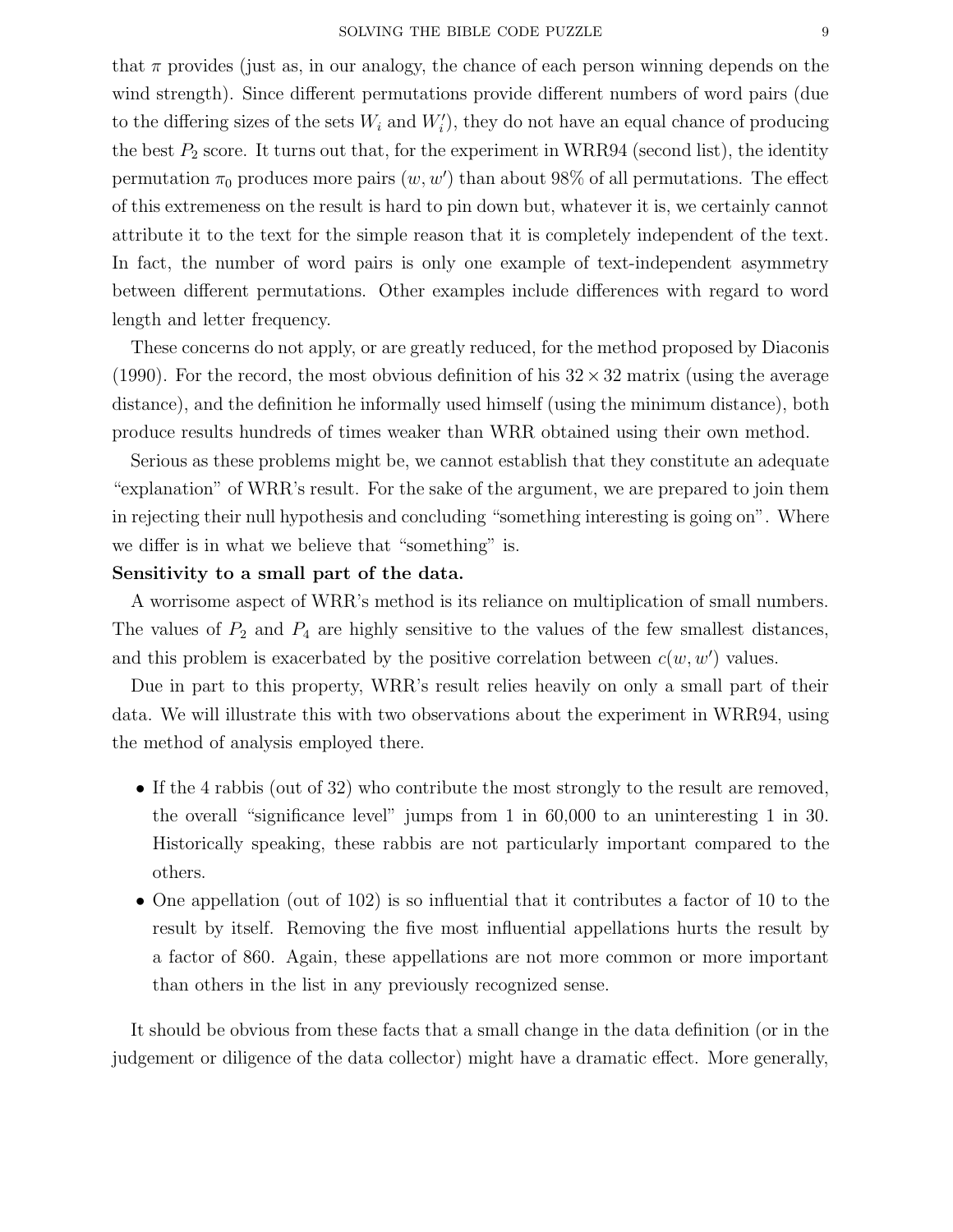that $\pi$ provides (just as, in our analogy, the chance of each person winning depends on the wind strength). Since different permutations provide different numbers of word pairs (due to the differing sizes of the sets $W_i$ and $W_i'$), they do not have an equal chance of producing the best $P_2$ score. It turns out that, for the experiment in WRR94 (second list), the identity permutation $\pi_0$ produces more pairs $(w, w')$ than about 98% of all permutations. The effect of this extremeness on the result is hard to pin down but, whatever it is, we certainly cannot attribute it to the text for the simple reason that it is completely independent of the text. In fact, the number of word pairs is only one example of text-independent asymmetry between different permutations. Other examples include differences with regard to word length and letter frequency.

These concerns do not apply, or are greatly reduced, for the method proposed by Diaconis (1990). For the record, the most obvious definition of his $32 \times 32$ matrix (using the average distance), and the definition he informally used himself (using the minimum distance), both produce results hundreds of times weaker than WRR obtained using their own method.

Serious as these problems might be, we cannot establish that they constitute an adequate "explanation" of WRR's result. For the sake of the argument, we are prepared to join them in rejecting their null hypothesis and concluding "something interesting is going on". Where we differ is in what we believe that "something" is.

**Sensitivity to a small part of the data.**

A worrisome aspect of WRR's method is its reliance on multiplication of small numbers. The values of $P_2$ and $P_4$ are highly sensitive to the values of the few smallest distances, and this problem is exacerbated by the positive correlation between $c(w, w')$ values.

Due in part to this property, WRR's result relies heavily on only a small part of their data. We will illustrate this with two observations about the experiment in WRR94, using the method of analysis employed there.

- If the 4 rabbis (out of 32) who contribute the most strongly to the result are removed, the overall "significance level" jumps from 1 in 60,000 to an uninteresting 1 in 30. Historically speaking, these rabbis are not particularly important compared to the others.
- One appellation (out of 102) is so influential that it contributes a factor of 10 to the result by itself. Removing the five most influential appellations hurts the result by a factor of 860. Again, these appellations are not more common or more important than others in the list in any previously recognized sense.

It should be obvious from these facts that a small change in the data definition (or in the judgement or diligence of the data collector) might have a dramatic effect. More generally,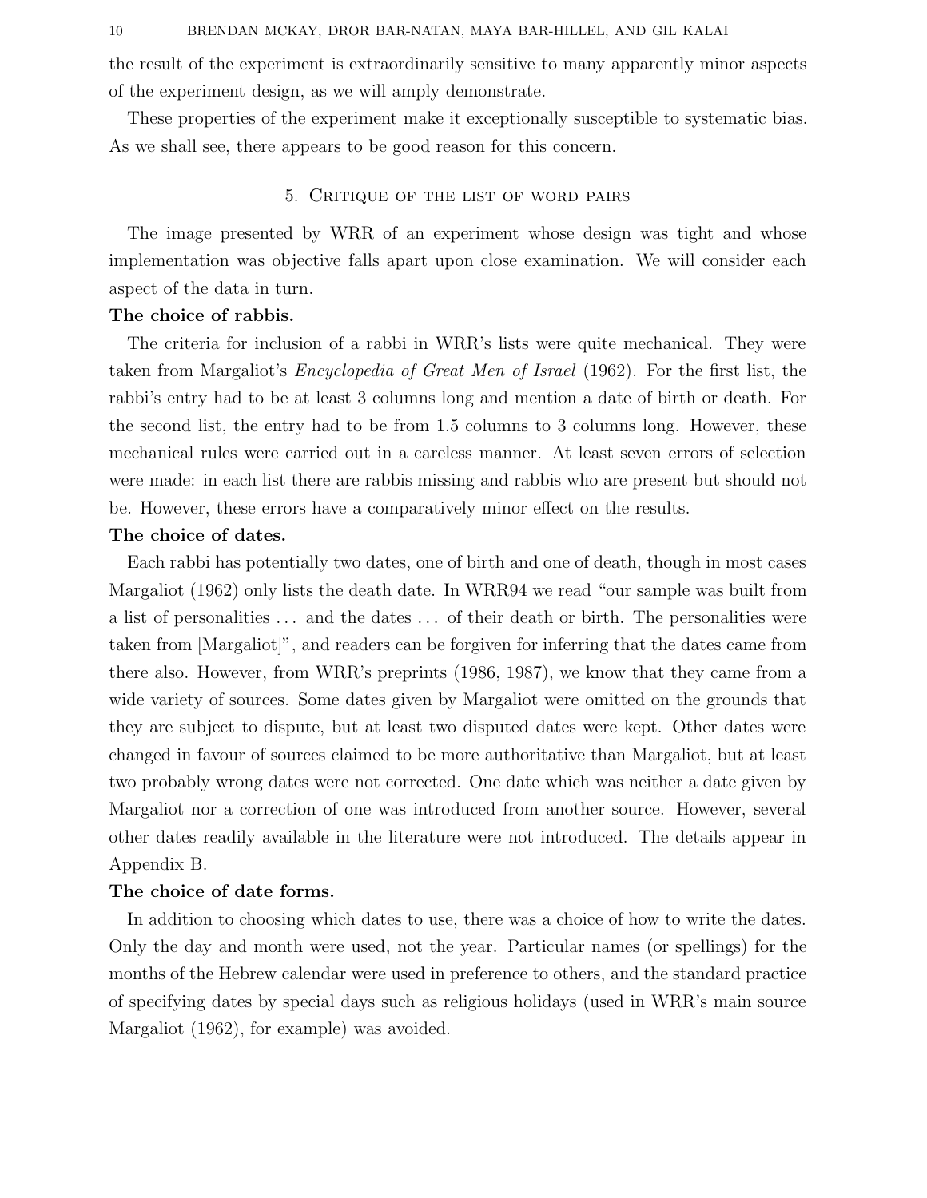the result of the experiment is extraordinarily sensitive to many apparently minor aspects of the experiment design, as we will amply demonstrate.

These properties of the experiment make it exceptionally susceptible to systematic bias. As we shall see, there appears to be good reason for this concern.

## 5. Critique of the list of word pairs

The image presented by WRR of an experiment whose design was tight and whose implementation was objective falls apart upon close examination. We will consider each aspect of the data in turn.

**The choice of rabbis.**

The criteria for inclusion of a rabbi in WRR's lists were quite mechanical. They were taken from Margaliot's *Encyclopedia of Great Men of Israel* (1962). For the first list, the rabbi's entry had to be at least 3 columns long and mention a date of birth or death. For the second list, the entry had to be from 1.5 columns to 3 columns long. However, these mechanical rules were carried out in a careless manner. At least seven errors of selection were made: in each list there are rabbis missing and rabbis who are present but should not be. However, these errors have a comparatively minor effect on the results.

**The choice of dates.**

Each rabbi has potentially two dates, one of birth and one of death, though in most cases Margaliot (1962) only lists the death date. In WRR94 we read "our sample was built from a list of personalities ... and the dates ... of their death or birth. The personalities were taken from [Margaliot]", and readers can be forgiven for inferring that the dates came from there also. However, from WRR's preprints (1986, 1987), we know that they came from a wide variety of sources. Some dates given by Margaliot were omitted on the grounds that they are subject to dispute, but at least two disputed dates were kept. Other dates were changed in favour of sources claimed to be more authoritative than Margaliot, but at least two probably wrong dates were not corrected. One date which was neither a date given by Margaliot nor a correction of one was introduced from another source. However, several other dates readily available in the literature were not introduced. The details appear in Appendix B.

**The choice of date forms.**

In addition to choosing which dates to use, there was a choice of how to write the dates. Only the day and month were used, not the year. Particular names (or spellings) for the months of the Hebrew calendar were used in preference to others, and the standard practice of specifying dates by special days such as religious holidays (used in WRR's main source Margaliot (1962), for example) was avoided.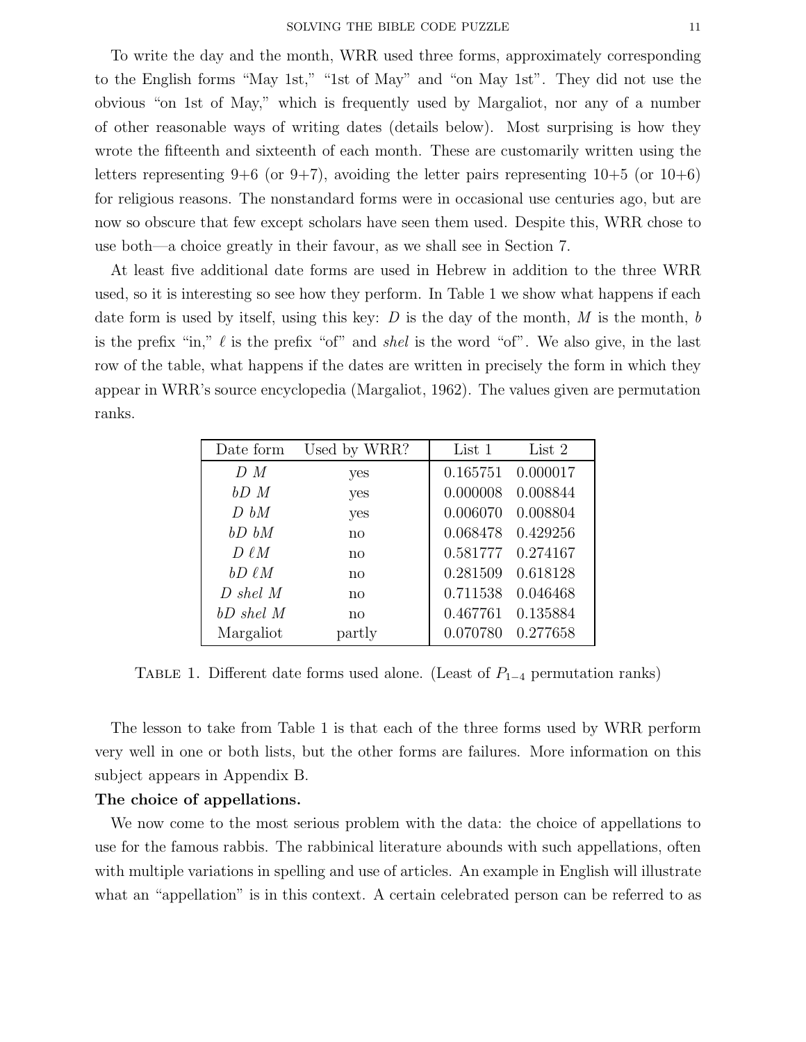To write the day and the month, WRR used three forms, approximately corresponding to the English forms "May 1st," "1st of May" and "on May 1st". They did not use the obvious "on 1st of May," which is frequently used by Margaliot, nor any of a number of other reasonable ways of writing dates (details below). Most surprising is how they wrote the fifteenth and sixteenth of each month. These are customarily written using the letters representing 9+6 (or 9+7), avoiding the letter pairs representing 10+5 (or 10+6) for religious reasons. The nonstandard forms were in occasional use centuries ago, but are now so obscure that few except scholars have seen them used. Despite this, WRR chose to use both—a choice greatly in their favour, as we shall see in Section 7.

At least five additional date forms are used in Hebrew in addition to the three WRR used, so it is interesting so see how they perform. In Table 1 we show what happens if each date form is used by itself, using this key: $D$ is the day of the month, $M$ is the month, $b$ is the prefix "in," $\ell$ is the prefix "of" and *shel* is the word "of". We also give, in the last row of the table, what happens if the dates are written in precisely the form in which they appear in WRR's source encyclopedia (Margaliot, 1962). The values given are permutation ranks.

| Date form | Used by WRR? | List 1 | List 2 |
|---|---|---|---|
| $D\ M$ | yes | 0.165751 | 0.000017 |
| $bD\ M$ | yes | 0.000008 | 0.008844 |
| $D\ bM$ | yes | 0.006070 | 0.008804 |
| $bD\ bM$ | no | 0.068478 | 0.429256 |
| $D\ \ell M$ | no | 0.581777 | 0.274167 |
| $bD\ \ell M$ | no | 0.281509 | 0.618128 |
| $D$ *shel* $M$ | no | 0.711538 | 0.046468 |
| $bD$ *shel* $M$ | no | 0.467761 | 0.135884 |
| Margaliot | partly | 0.070780 | 0.277658 |

TABLE 1. Different date forms used alone. (Least of $P_{1-4}$ permutation ranks)

The lesson to take from Table 1 is that each of the three forms used by WRR perform very well in one or both lists, but the other forms are failures. More information on this subject appears in Appendix B.

**The choice of appellations.**

We now come to the most serious problem with the data: the choice of appellations to use for the famous rabbis. The rabbinical literature abounds with such appellations, often with multiple variations in spelling and use of articles. An example in English will illustrate what an "appellation" is in this context. A certain celebrated person can be referred to as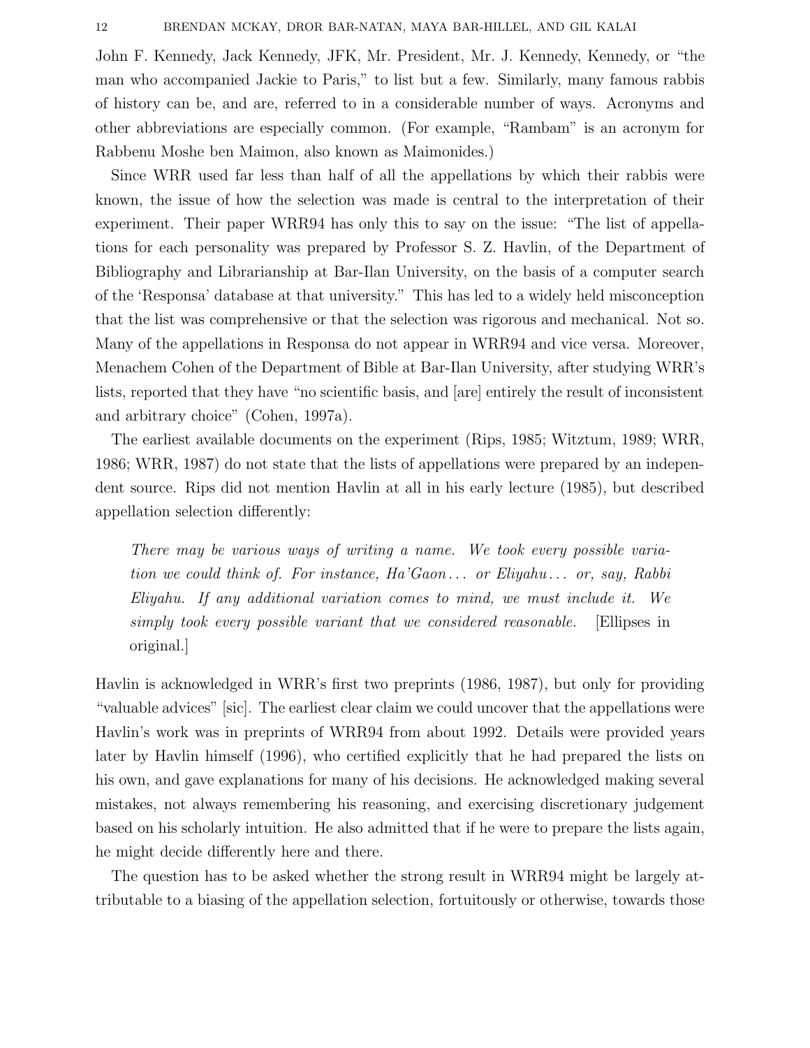John F. Kennedy, Jack Kennedy, JFK, Mr. President, Mr. J. Kennedy, Kennedy, or "the man who accompanied Jackie to Paris," to list but a few. Similarly, many famous rabbis of history can be, and are, referred to in a considerable number of ways. Acronyms and other abbreviations are especially common. (For example, "Rambam" is an acronym for Rabbenu Moshe ben Maimon, also known as Maimonides.)

Since WRR used far less than half of all the appellations by which their rabbis were known, the issue of how the selection was made is central to the interpretation of their experiment. Their paper WRR94 has only this to say on the issue: "The list of appellations for each personality was prepared by Professor S. Z. Havlin, of the Department of Bibliography and Librarianship at Bar-Ilan University, on the basis of a computer search of the 'Responsa' database at that university." This has led to a widely held misconception that the list was comprehensive or that the selection was rigorous and mechanical. Not so. Many of the appellations in Responsa do not appear in WRR94 and vice versa. Moreover, Menachem Cohen of the Department of Bible at Bar-Ilan University, after studying WRR's lists, reported that they have "no scientific basis, and [are] entirely the result of inconsistent and arbitrary choice" (Cohen, 1997a).

The earliest available documents on the experiment (Rips, 1985; Witztum, 1989; WRR, 1986; WRR, 1987) do not state that the lists of appellations were prepared by an independent source. Rips did not mention Havlin at all in his early lecture (1985), but described appellation selection differently:

> *There may be various ways of writing a name. We took every possible variation we could think of. For instance, Ha'Gaon... or Eliyahu... or, say, Rabbi Eliyahu. If any additional variation comes to mind, we must include it. We simply took every possible variant that we considered reasonable.* [Ellipses in original.]

Havlin is acknowledged in WRR's first two preprints (1986, 1987), but only for providing "valuable advices" [sic]. The earliest clear claim we could uncover that the appellations were Havlin's work was in preprints of WRR94 from about 1992. Details were provided years later by Havlin himself (1996), who certified explicitly that he had prepared the lists on his own, and gave explanations for many of his decisions. He acknowledged making several mistakes, not always remembering his reasoning, and exercising discretionary judgement based on his scholarly intuition. He also admitted that if he were to prepare the lists again, he might decide differently here and there.

The question has to be asked whether the strong result in WRR94 might be largely attributable to a biasing of the appellation selection, fortuitously or otherwise, towards those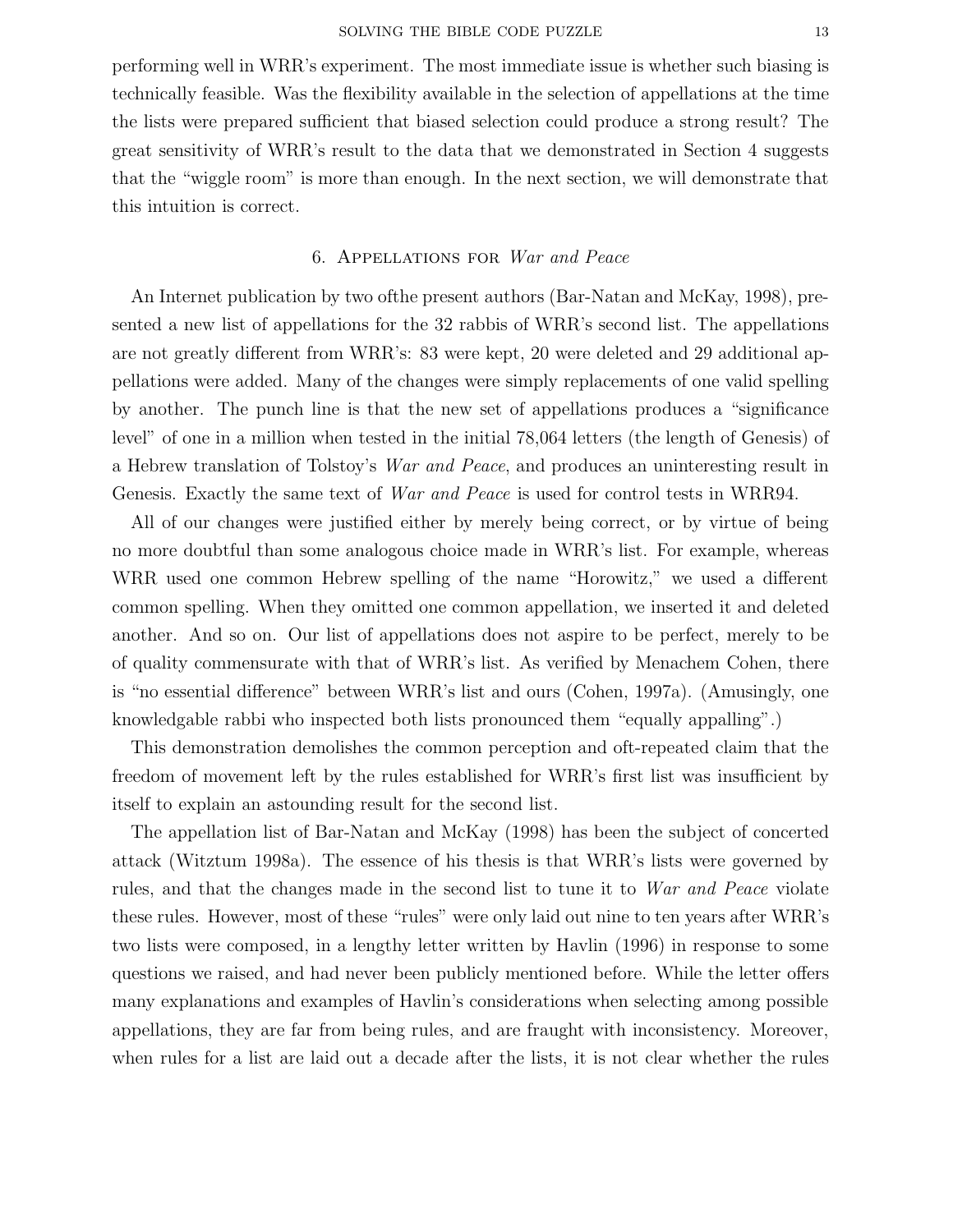performing well in WRR's experiment. The most immediate issue is whether such biasing is technically feasible. Was the flexibility available in the selection of appellations at the time the lists were prepared sufficient that biased selection could produce a strong result? The great sensitivity of WRR's result to the data that we demonstrated in Section 4 suggests that the "wiggle room" is more than enough. In the next section, we will demonstrate that this intuition is correct.

## 6. Appellations for *War and Peace*

An Internet publication by two ofthe present authors (Bar-Natan and McKay, 1998), presented a new list of appellations for the 32 rabbis of WRR's second list. The appellations are not greatly different from WRR's: 83 were kept, 20 were deleted and 29 additional appellations were added. Many of the changes were simply replacements of one valid spelling by another. The punch line is that the new set of appellations produces a "significance level" of one in a million when tested in the initial 78,064 letters (the length of Genesis) of a Hebrew translation of Tolstoy's *War and Peace*, and produces an uninteresting result in Genesis. Exactly the same text of *War and Peace* is used for control tests in WRR94.

All of our changes were justified either by merely being correct, or by virtue of being no more doubtful than some analogous choice made in WRR's list. For example, whereas WRR used one common Hebrew spelling of the name "Horowitz," we used a different common spelling. When they omitted one common appellation, we inserted it and deleted another. And so on. Our list of appellations does not aspire to be perfect, merely to be of quality commensurate with that of WRR's list. As verified by Menachem Cohen, there is "no essential difference" between WRR's list and ours (Cohen, 1997a). (Amusingly, one knowledgable rabbi who inspected both lists pronounced them "equally appalling".)

This demonstration demolishes the common perception and oft-repeated claim that the freedom of movement left by the rules established for WRR's first list was insufficient by itself to explain an astounding result for the second list.

The appellation list of Bar-Natan and McKay (1998) has been the subject of concerted attack (Witztum 1998a). The essence of his thesis is that WRR's lists were governed by rules, and that the changes made in the second list to tune it to *War and Peace* violate these rules. However, most of these "rules" were only laid out nine to ten years after WRR's two lists were composed, in a lengthy letter written by Havlin (1996) in response to some questions we raised, and had never been publicly mentioned before. While the letter offers many explanations and examples of Havlin's considerations when selecting among possible appellations, they are far from being rules, and are fraught with inconsistency. Moreover, when rules for a list are laid out a decade after the lists, it is not clear whether the rules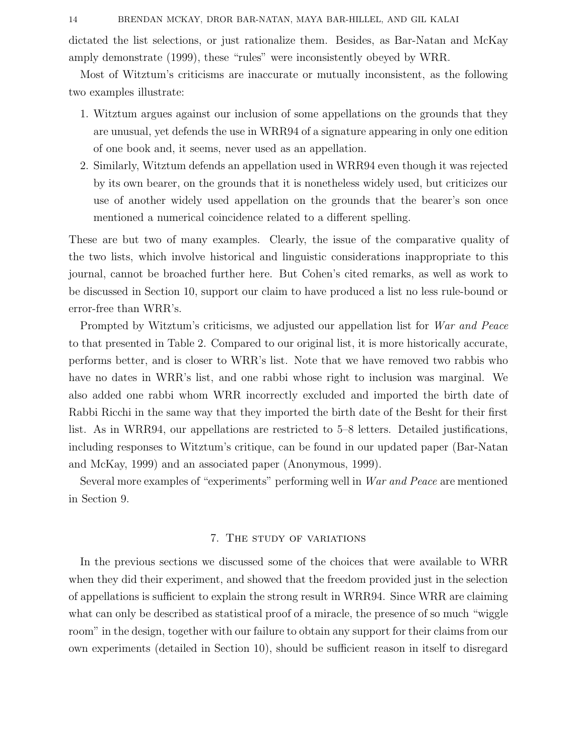dictated the list selections, or just rationalize them. Besides, as Bar-Natan and McKay amply demonstrate (1999), these "rules" were inconsistently obeyed by WRR.

Most of Witztum's criticisms are inaccurate or mutually inconsistent, as the following two examples illustrate:

1. Witztum argues against our inclusion of some appellations on the grounds that they are unusual, yet defends the use in WRR94 of a signature appearing in only one edition of one book and, it seems, never used as an appellation.
2. Similarly, Witztum defends an appellation used in WRR94 even though it was rejected by its own bearer, on the grounds that it is nonetheless widely used, but criticizes our use of another widely used appellation on the grounds that the bearer's son once mentioned a numerical coincidence related to a different spelling.

These are but two of many examples. Clearly, the issue of the comparative quality of the two lists, which involve historical and linguistic considerations inappropriate to this journal, cannot be broached further here. But Cohen's cited remarks, as well as work to be discussed in Section 10, support our claim to have produced a list no less rule-bound or error-free than WRR's.

Prompted by Witztum's criticisms, we adjusted our appellation list for *War and Peace* to that presented in Table 2. Compared to our original list, it is more historically accurate, performs better, and is closer to WRR's list. Note that we have removed two rabbis who have no dates in WRR's list, and one rabbi whose right to inclusion was marginal. We also added one rabbi whom WRR incorrectly excluded and imported the birth date of Rabbi Ricchi in the same way that they imported the birth date of the Besht for their first list. As in WRR94, our appellations are restricted to 5–8 letters. Detailed justifications, including responses to Witztum's critique, can be found in our updated paper (Bar-Natan and McKay, 1999) and an associated paper (Anonymous, 1999).

Several more examples of "experiments" performing well in *War and Peace* are mentioned in Section 9.

## 7. The study of variations

In the previous sections we discussed some of the choices that were available to WRR when they did their experiment, and showed that the freedom provided just in the selection of appellations is sufficient to explain the strong result in WRR94. Since WRR are claiming what can only be described as statistical proof of a miracle, the presence of so much "wiggle room" in the design, together with our failure to obtain any support for their claims from our own experiments (detailed in Section 10), should be sufficient reason in itself to disregard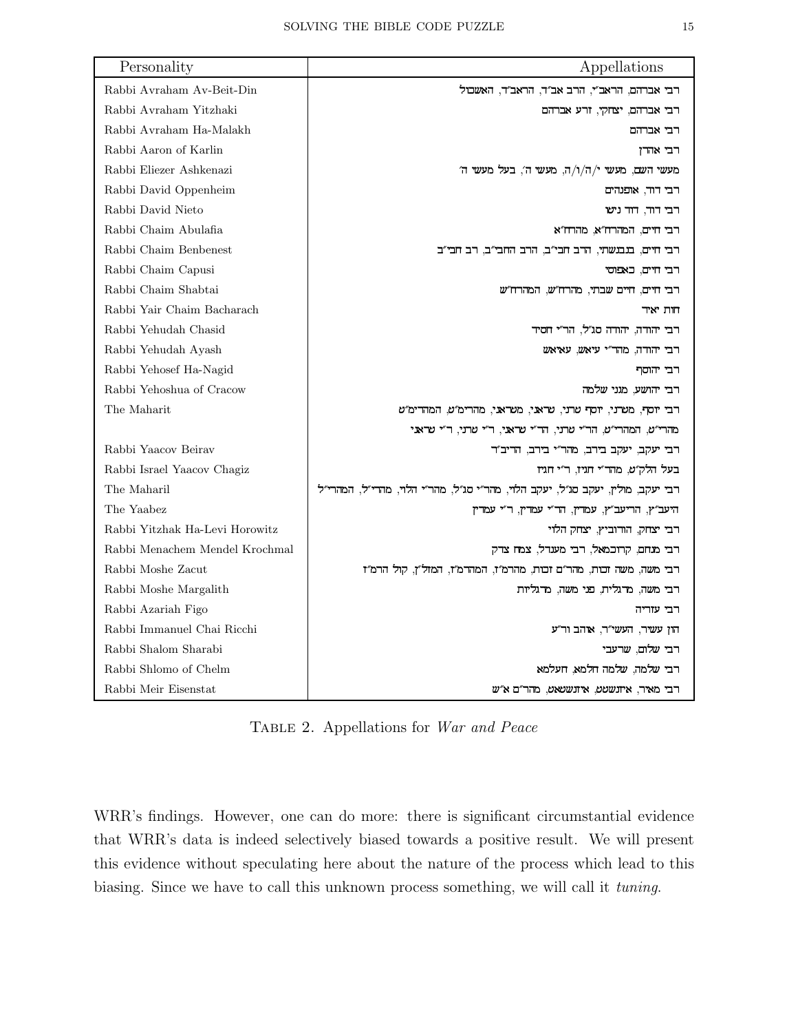| Personality | Appellations |
|---|---|
| Rabbi Avraham Av-Beit-Din | רבי אברהם, הראב״י, הרב אב״ד, הראב״ד, האשכול |
| Rabbi Avraham Yitzhaki | רבי אברהם, יצחקי, זרע אברהם |
| Rabbi Avraham Ha-Malakh | רבי אברהם |
| Rabbi Aaron of Karlin | רבי אהרן |
| Rabbi Eliezer Ashkenazi | מעשי השם, מעשי י/ה/ו/ה, מעשי ה׳, בעל מעשי ה׳ |
| Rabbi David Oppenheim | רבי דוד, אופנהים |
| Rabbi David Nieto | רבי דוד, דוד ניטו |
| Rabbi Chaim Abulafia | רבי חיים, המהרח״א, מהרח״א |
| Rabbi Chaim Benbenest | רבי חיים, בנבנשת, הרב חבי״ב, הרב החבי״ב, רב חבי״ב |
| Rabbi Chaim Capusi | רבי חיים, כאפוסי |
| Rabbi Chaim Shabtai | רבי חיים, חיים שבתי, מהרח״ש, המהרח״ש |
| Rabbi Yair Chaim Bacharach | חות יאיר |
| Rabbi Yehudah Chasid | רבי יהודה, יהודה סג״ל, הר״י חסיד |
| Rabbi Yehudah Ayash | רבי יהודה, מהר״י עיאש, עיאש |
| Rabbi Yehosef Ha-Nagid | רבי יהוסף |
| Rabbi Yehoshua of Cracow | רבי יהושע, מגני שלמה |
| The Maharit | רבי יוסף, מטרני, יוסף טרני, טראני, מטראני, מהרימ״ט, המהרימ״ט |
| | מהרי״ט, המהרי״ט, הר״י טרני, הר״י טראני, ר״י טרני, ר״י טראני |
| Rabbi Yaacov Beirav | רבי יעקב, יעקב בירב, מהר״י בירב, הריב״ר |
| Rabbi Israel Yaacov Chagiz | בעל הלק״ט, מהר״י חגיז, ר״י חגיז |
| The Maharil | רבי יעקב, מולין, יעקב סג״ל, יעקב הלוי, מהר״י סג״ל, מהר״י הלוי, מהרי״ל, המהרי״ל |
| The Yaabez | היעב״ץ, הריעב״ץ, עמדין, הר״י עמדין, ר״י עמדין |
| Rabbi Yitzhak Ha-Levi Horowitz | רבי יצחק, הורוביץ, יצחק הלוי |
| Rabbi Menachem Mendel Krochmal | רבי מנחם, קרחמאל, רבי מענדל, צמח צדק |
| Rabbi Moshe Zacut | רבי משה, משה זכות, מהר״ם זכות, מהרמ״ז, המהרמ״ז, המזל״ן, קול הרמ״ז |
| Rabbi Moshe Margalith | רבי משה, מרגלית, פני משה, מרגליות |
| Rabbi Azariah Figo | רבי עזריה |
| Rabbi Immanuel Chai Ricchi | הון עשיר, העשי״ר, אוהב ור״ע |
| Rabbi Shalom Sharabi | רבי שלום, שרעבי |
| Rabbi Shlomo of Chelm | רבי שלמה, שלמה חלמא, חעלמא |
| Rabbi Meir Eisenstat | רבי מאיר, איזנשטט, איזנשטאט, מהר״ם א״ש |

TABLE 2. Appellations for *War and Peace*

WRR's findings. However, one can do more: there is significant circumstantial evidence that WRR's data is indeed selectively biased towards a positive result. We will present this evidence without speculating here about the nature of the process which lead to this biasing. Since we have to call this unknown process something, we will call it *tuning*.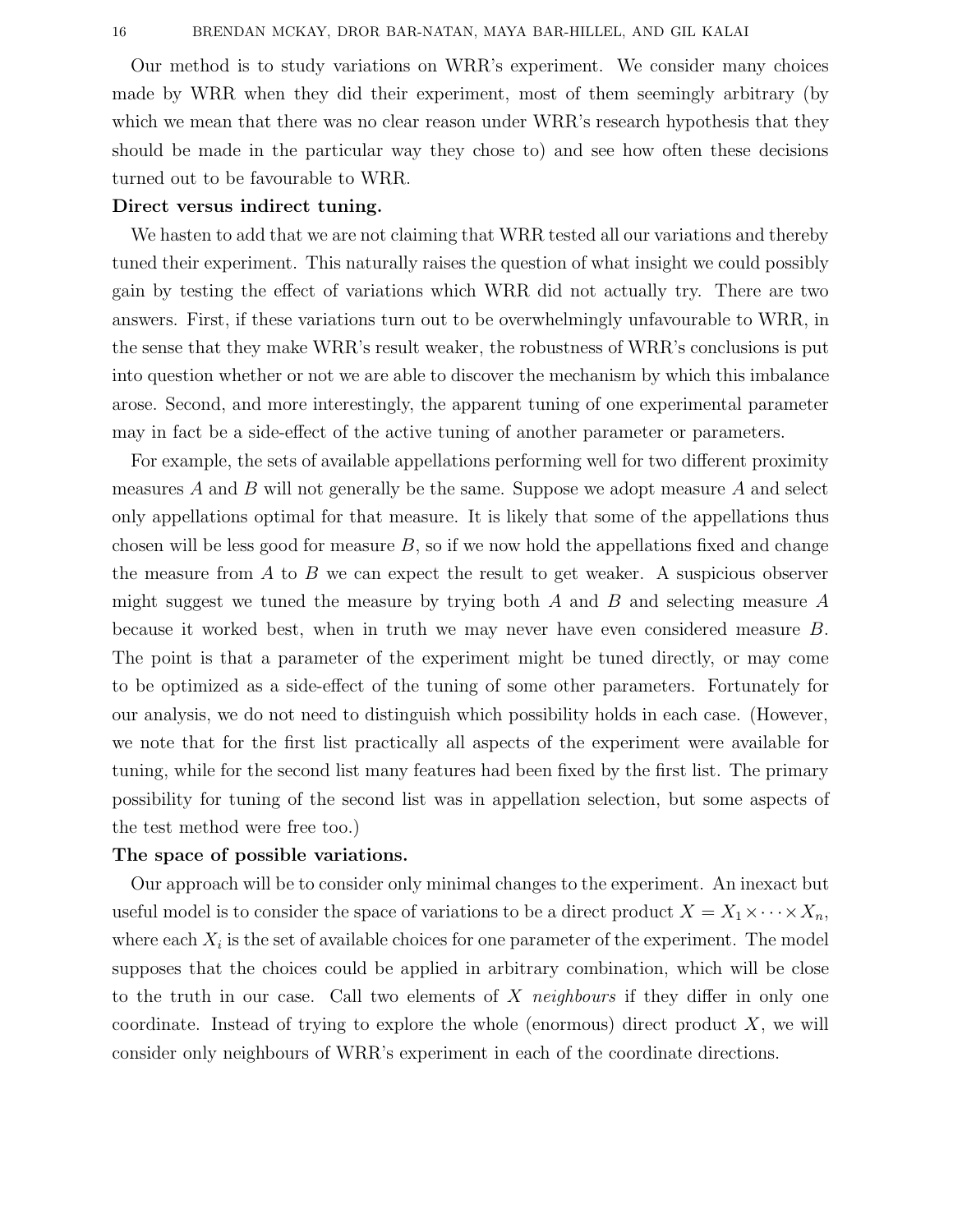Our method is to study variations on WRR's experiment. We consider many choices made by WRR when they did their experiment, most of them seemingly arbitrary (by which we mean that there was no clear reason under WRR's research hypothesis that they should be made in the particular way they chose to) and see how often these decisions turned out to be favourable to WRR.

**Direct versus indirect tuning.**

We hasten to add that we are not claiming that WRR tested all our variations and thereby tuned their experiment. This naturally raises the question of what insight we could possibly gain by testing the effect of variations which WRR did not actually try. There are two answers. First, if these variations turn out to be overwhelmingly unfavourable to WRR, in the sense that they make WRR's result weaker, the robustness of WRR's conclusions is put into question whether or not we are able to discover the mechanism by which this imbalance arose. Second, and more interestingly, the apparent tuning of one experimental parameter may in fact be a side-effect of the active tuning of another parameter or parameters.

For example, the sets of available appellations performing well for two different proximity measures $A$ and $B$ will not generally be the same. Suppose we adopt measure $A$ and select only appellations optimal for that measure. It is likely that some of the appellations thus chosen will be less good for measure $B$, so if we now hold the appellations fixed and change the measure from $A$ to $B$ we can expect the result to get weaker. A suspicious observer might suggest we tuned the measure by trying both $A$ and $B$ and selecting measure $A$ because it worked best, when in truth we may never have even considered measure $B$. The point is that a parameter of the experiment might be tuned directly, or may come to be optimized as a side-effect of the tuning of some other parameters. Fortunately for our analysis, we do not need to distinguish which possibility holds in each case. (However, we note that for the first list practically all aspects of the experiment were available for tuning, while for the second list many features had been fixed by the first list. The primary possibility for tuning of the second list was in appellation selection, but some aspects of the test method were free too.)

**The space of possible variations.**

Our approach will be to consider only minimal changes to the experiment. An inexact but useful model is to consider the space of variations to be a direct product $X = X_1 \times \cdots \times X_n$, where each $X_i$ is the set of available choices for one parameter of the experiment. The model supposes that the choices could be applied in arbitrary combination, which will be close to the truth in our case. Call two elements of $X$ *neighbours* if they differ in only one coordinate. Instead of trying to explore the whole (enormous) direct product $X$, we will consider only neighbours of WRR's experiment in each of the coordinate directions.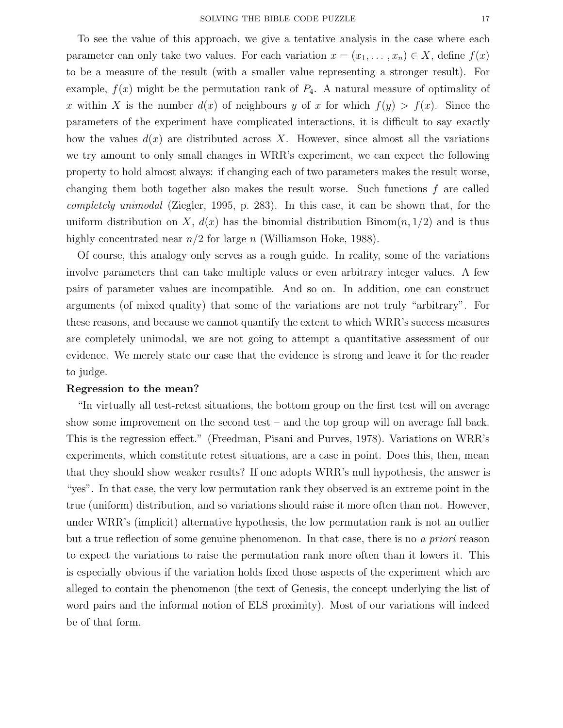To see the value of this approach, we give a tentative analysis in the case where each parameter can only take two values. For each variation $x = (x_1, \ldots, x_n) \in X$, define $f(x)$ to be a measure of the result (with a smaller value representing a stronger result). For example, $f(x)$ might be the permutation rank of $P_4$. A natural measure of optimality of $x$ within $X$ is the number $d(x)$ of neighbours $y$ of $x$ for which $f(y) > f(x)$. Since the parameters of the experiment have complicated interactions, it is difficult to say exactly how the values $d(x)$ are distributed across $X$. However, since almost all the variations we try amount to only small changes in WRR's experiment, we can expect the following property to hold almost always: if changing each of two parameters makes the result worse, changing them both together also makes the result worse. Such functions $f$ are called *completely unimodal* (Ziegler, 1995, p. 283). In this case, it can be shown that, for the uniform distribution on $X$, $d(x)$ has the binomial distribution $\text{Binom}(n, 1/2)$ and is thus highly concentrated near $n/2$ for large $n$ (Williamson Hoke, 1988).

Of course, this analogy only serves as a rough guide. In reality, some of the variations involve parameters that can take multiple values or even arbitrary integer values. A few pairs of parameter values are incompatible. And so on. In addition, one can construct arguments (of mixed quality) that some of the variations are not truly "arbitrary". For these reasons, and because we cannot quantify the extent to which WRR's success measures are completely unimodal, we are not going to attempt a quantitative assessment of our evidence. We merely state our case that the evidence is strong and leave it for the reader to judge.

**Regression to the mean?**

"In virtually all test-retest situations, the bottom group on the first test will on average show some improvement on the second test – and the top group will on average fall back. This is the regression effect." (Freedman, Pisani and Purves, 1978). Variations on WRR's experiments, which constitute retest situations, are a case in point. Does this, then, mean that they should show weaker results? If one adopts WRR's null hypothesis, the answer is "yes". In that case, the very low permutation rank they observed is an extreme point in the true (uniform) distribution, and so variations should raise it more often than not. However, under WRR's (implicit) alternative hypothesis, the low permutation rank is not an outlier but a true reflection of some genuine phenomenon. In that case, there is no *a priori* reason to expect the variations to raise the permutation rank more often than it lowers it. This is especially obvious if the variation holds fixed those aspects of the experiment which are alleged to contain the phenomenon (the text of Genesis, the concept underlying the list of word pairs and the informal notion of ELS proximity). Most of our variations will indeed be of that form.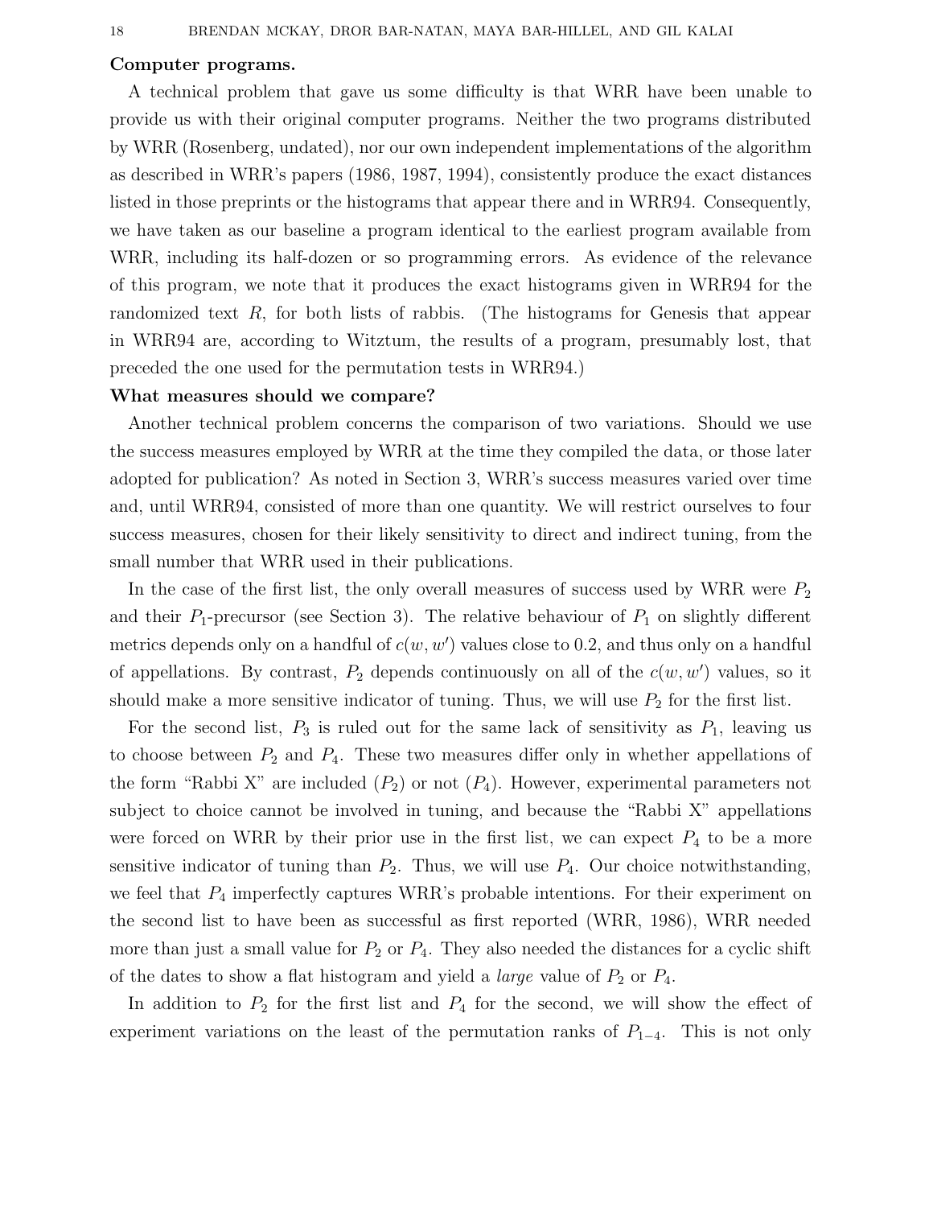**Computer programs.**

A technical problem that gave us some difficulty is that WRR have been unable to provide us with their original computer programs. Neither the two programs distributed by WRR (Rosenberg, undated), nor our own independent implementations of the algorithm as described in WRR's papers (1986, 1987, 1994), consistently produce the exact distances listed in those preprints or the histograms that appear there and in WRR94. Consequently, we have taken as our baseline a program identical to the earliest program available from WRR, including its half-dozen or so programming errors. As evidence of the relevance of this program, we note that it produces the exact histograms given in WRR94 for the randomized text $R$, for both lists of rabbis. (The histograms for Genesis that appear in WRR94 are, according to Witztum, the results of a program, presumably lost, that preceded the one used for the permutation tests in WRR94.)

**What measures should we compare?**

Another technical problem concerns the comparison of two variations. Should we use the success measures employed by WRR at the time they compiled the data, or those later adopted for publication? As noted in Section 3, WRR's success measures varied over time and, until WRR94, consisted of more than one quantity. We will restrict ourselves to four success measures, chosen for their likely sensitivity to direct and indirect tuning, from the small number that WRR used in their publications.

In the case of the first list, the only overall measures of success used by WRR were $P_2$ and their $P_1$-precursor (see Section 3). The relative behaviour of $P_1$ on slightly different metrics depends only on a handful of $c(w, w')$ values close to 0.2, and thus only on a handful of appellations. By contrast, $P_2$ depends continuously on all of the $c(w, w')$ values, so it should make a more sensitive indicator of tuning. Thus, we will use $P_2$ for the first list.

For the second list, $P_3$ is ruled out for the same lack of sensitivity as $P_1$, leaving us to choose between $P_2$ and $P_4$. These two measures differ only in whether appellations of the form "Rabbi X" are included ($P_2$) or not ($P_4$). However, experimental parameters not subject to choice cannot be involved in tuning, and because the "Rabbi X" appellations were forced on WRR by their prior use in the first list, we can expect $P_4$ to be a more sensitive indicator of tuning than $P_2$. Thus, we will use $P_4$. Our choice notwithstanding, we feel that $P_4$ imperfectly captures WRR's probable intentions. For their experiment on the second list to have been as successful as first reported (WRR, 1986), WRR needed more than just a small value for $P_2$ or $P_4$. They also needed the distances for a cyclic shift of the dates to show a flat histogram and yield a *large* value of $P_2$ or $P_4$.

In addition to $P_2$ for the first list and $P_4$ for the second, we will show the effect of experiment variations on the least of the permutation ranks of $P_{1-4}$. This is not only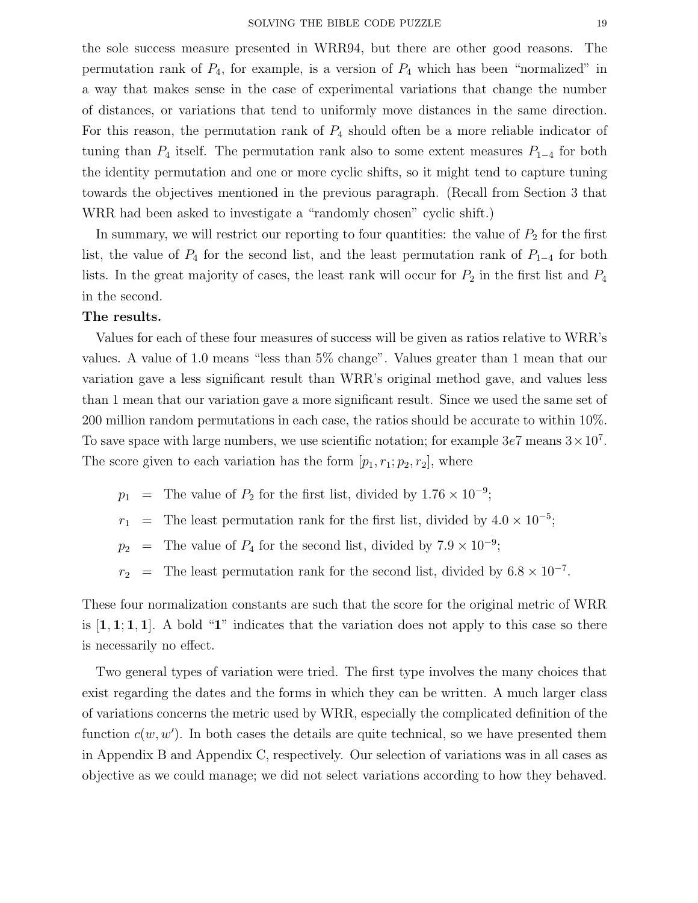the sole success measure presented in WRR94, but there are other good reasons. The permutation rank of $P_4$, for example, is a version of $P_4$ which has been "normalized" in a way that makes sense in the case of experimental variations that change the number of distances, or variations that tend to uniformly move distances in the same direction. For this reason, the permutation rank of $P_4$ should often be a more reliable indicator of tuning than $P_4$ itself. The permutation rank also to some extent measures $P_{1-4}$ for both the identity permutation and one or more cyclic shifts, so it might tend to capture tuning towards the objectives mentioned in the previous paragraph. (Recall from Section 3 that WRR had been asked to investigate a "randomly chosen" cyclic shift.)

In summary, we will restrict our reporting to four quantities: the value of $P_2$ for the first list, the value of $P_4$ for the second list, and the least permutation rank of $P_{1-4}$ for both lists. In the great majority of cases, the least rank will occur for $P_2$ in the first list and $P_4$ in the second.

**The results.**

Values for each of these four measures of success will be given as ratios relative to WRR's values. A value of 1.0 means "less than 5% change". Values greater than 1 mean that our variation gave a less significant result than WRR's original method gave, and values less than 1 mean that our variation gave a more significant result. Since we used the same set of 200 million random permutations in each case, the ratios should be accurate to within 10%. To save space with large numbers, we use scientific notation; for example $3e7$ means $3 \times 10^7$. The score given to each variation has the form $[p_1, r_1; p_2, r_2]$, where

$$
\begin{aligned}
p_1 &= \text{The value of } P_2 \text{ for the first list, divided by } 1.76 \times 10^{-9}; \\
r_1 &= \text{The least permutation rank for the first list, divided by } 4.0 \times 10^{-5}; \\
p_2 &= \text{The value of } P_4 \text{ for the second list, divided by } 7.9 \times 10^{-9}; \\
r_2 &= \text{The least permutation rank for the second list, divided by } 6.8 \times 10^{-7}.
\end{aligned}
$$

These four normalization constants are such that the score for the original metric of WRR is $[\mathbf{1}, \mathbf{1}; \mathbf{1}, \mathbf{1}]$. A bold "**1**" indicates that the variation does not apply to this case so there is necessarily no effect.

Two general types of variation were tried. The first type involves the many choices that exist regarding the dates and the forms in which they can be written. A much larger class of variations concerns the metric used by WRR, especially the complicated definition of the function $c(w, w')$. In both cases the details are quite technical, so we have presented them in Appendix B and Appendix C, respectively. Our selection of variations was in all cases as objective as we could manage; we did not select variations according to how they behaved.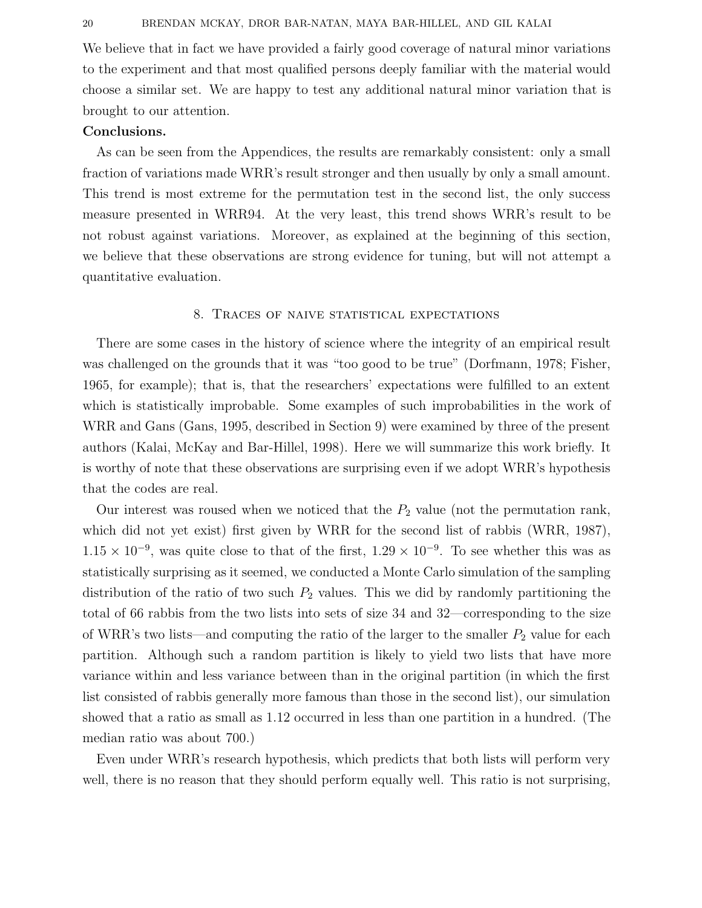We believe that in fact we have provided a fairly good coverage of natural minor variations to the experiment and that most qualified persons deeply familiar with the material would choose a similar set. We are happy to test any additional natural minor variation that is brought to our attention.

**Conclusions.**

As can be seen from the Appendices, the results are remarkably consistent: only a small fraction of variations made WRR's result stronger and then usually by only a small amount. This trend is most extreme for the permutation test in the second list, the only success measure presented in WRR94. At the very least, this trend shows WRR's result to be not robust against variations. Moreover, as explained at the beginning of this section, we believe that these observations are strong evidence for tuning, but will not attempt a quantitative evaluation.

## 8. Traces of naive statistical expectations

There are some cases in the history of science where the integrity of an empirical result was challenged on the grounds that it was "too good to be true" (Dorfmann, 1978; Fisher, 1965, for example); that is, that the researchers' expectations were fulfilled to an extent which is statistically improbable. Some examples of such improbabilities in the work of WRR and Gans (Gans, 1995, described in Section 9) were examined by three of the present authors (Kalai, McKay and Bar-Hillel, 1998). Here we will summarize this work briefly. It is worthy of note that these observations are surprising even if we adopt WRR's hypothesis that the codes are real.

Our interest was roused when we noticed that the $P_2$ value (not the permutation rank, which did not yet exist) first given by WRR for the second list of rabbis (WRR, 1987), $1.15 \times 10^{-9}$, was quite close to that of the first, $1.29 \times 10^{-9}$. To see whether this was as statistically surprising as it seemed, we conducted a Monte Carlo simulation of the sampling distribution of the ratio of two such $P_2$ values. This we did by randomly partitioning the total of 66 rabbis from the two lists into sets of size 34 and 32—corresponding to the size of WRR's two lists—and computing the ratio of the larger to the smaller $P_2$ value for each partition. Although such a random partition is likely to yield two lists that have more variance within and less variance between than in the original partition (in which the first list consisted of rabbis generally more famous than those in the second list), our simulation showed that a ratio as small as 1.12 occurred in less than one partition in a hundred. (The median ratio was about 700.)

Even under WRR's research hypothesis, which predicts that both lists will perform very well, there is no reason that they should perform equally well. This ratio is not surprising,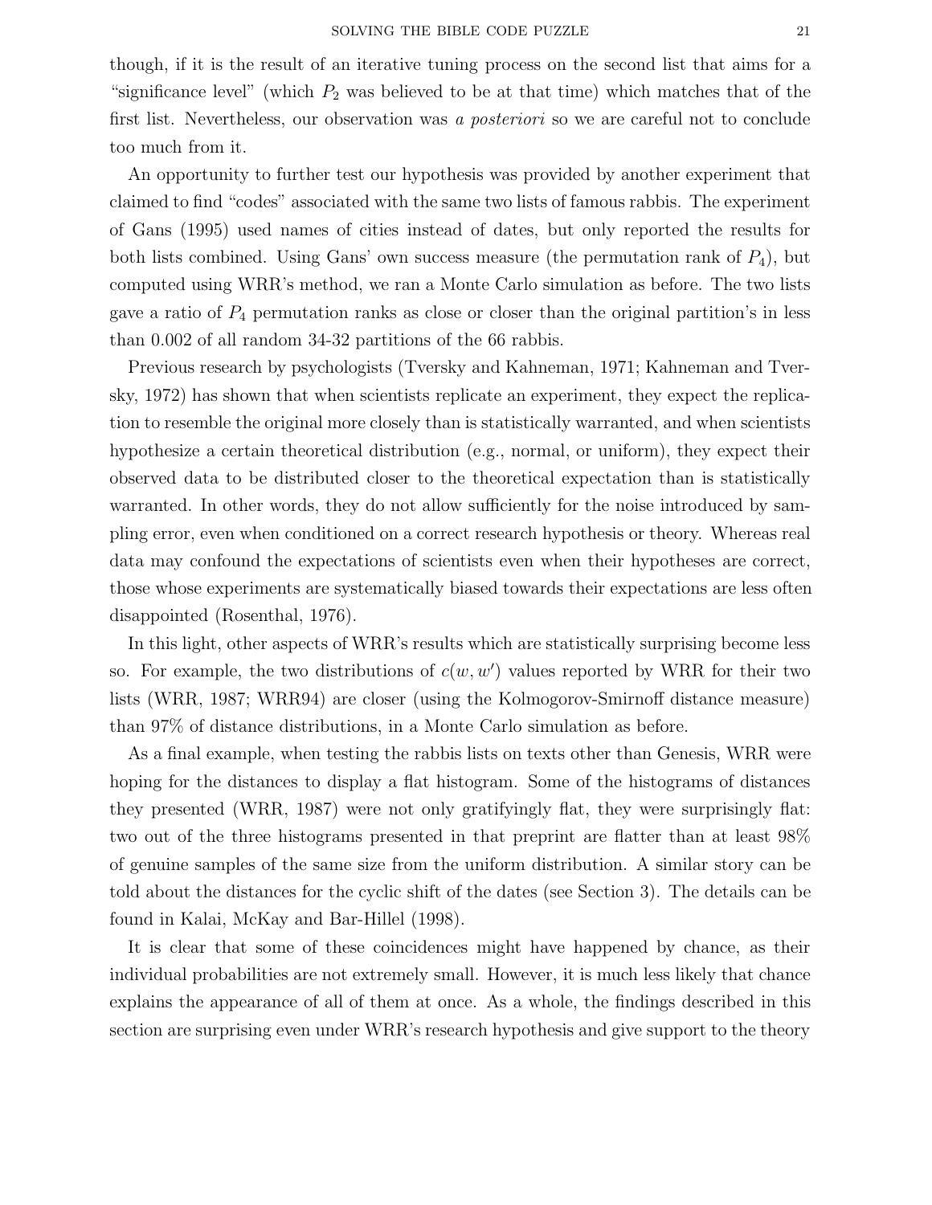though, if it is the result of an iterative tuning process on the second list that aims for a "significance level" (which $P_2$ was believed to be at that time) which matches that of the first list. Nevertheless, our observation was *a posteriori* so we are careful not to conclude too much from it.

An opportunity to further test our hypothesis was provided by another experiment that claimed to find "codes" associated with the same two lists of famous rabbis. The experiment of Gans (1995) used names of cities instead of dates, but only reported the results for both lists combined. Using Gans' own success measure (the permutation rank of $P_4$), but computed using WRR's method, we ran a Monte Carlo simulation as before. The two lists gave a ratio of $P_4$ permutation ranks as close or closer than the original partition's in less than 0.002 of all random 34-32 partitions of the 66 rabbis.

Previous research by psychologists (Tversky and Kahneman, 1971; Kahneman and Tversky, 1972) has shown that when scientists replicate an experiment, they expect the replication to resemble the original more closely than is statistically warranted, and when scientists hypothesize a certain theoretical distribution (e.g., normal, or uniform), they expect their observed data to be distributed closer to the theoretical expectation than is statistically warranted. In other words, they do not allow sufficiently for the noise introduced by sampling error, even when conditioned on a correct research hypothesis or theory. Whereas real data may confound the expectations of scientists even when their hypotheses are correct, those whose experiments are systematically biased towards their expectations are less often disappointed (Rosenthal, 1976).

In this light, other aspects of WRR's results which are statistically surprising become less so. For example, the two distributions of $c(w, w')$ values reported by WRR for their two lists (WRR, 1987; WRR94) are closer (using the Kolmogorov-Smirnoff distance measure) than 97% of distance distributions, in a Monte Carlo simulation as before.

As a final example, when testing the rabbis lists on texts other than Genesis, WRR were hoping for the distances to display a flat histogram. Some of the histograms of distances they presented (WRR, 1987) were not only gratifyingly flat, they were surprisingly flat: two out of the three histograms presented in that preprint are flatter than at least 98% of genuine samples of the same size from the uniform distribution. A similar story can be told about the distances for the cyclic shift of the dates (see Section 3). The details can be found in Kalai, McKay and Bar-Hillel (1998).

It is clear that some of these coincidences might have happened by chance, as their individual probabilities are not extremely small. However, it is much less likely that chance explains the appearance of all of them at once. As a whole, the findings described in this section are surprising even under WRR's research hypothesis and give support to the theory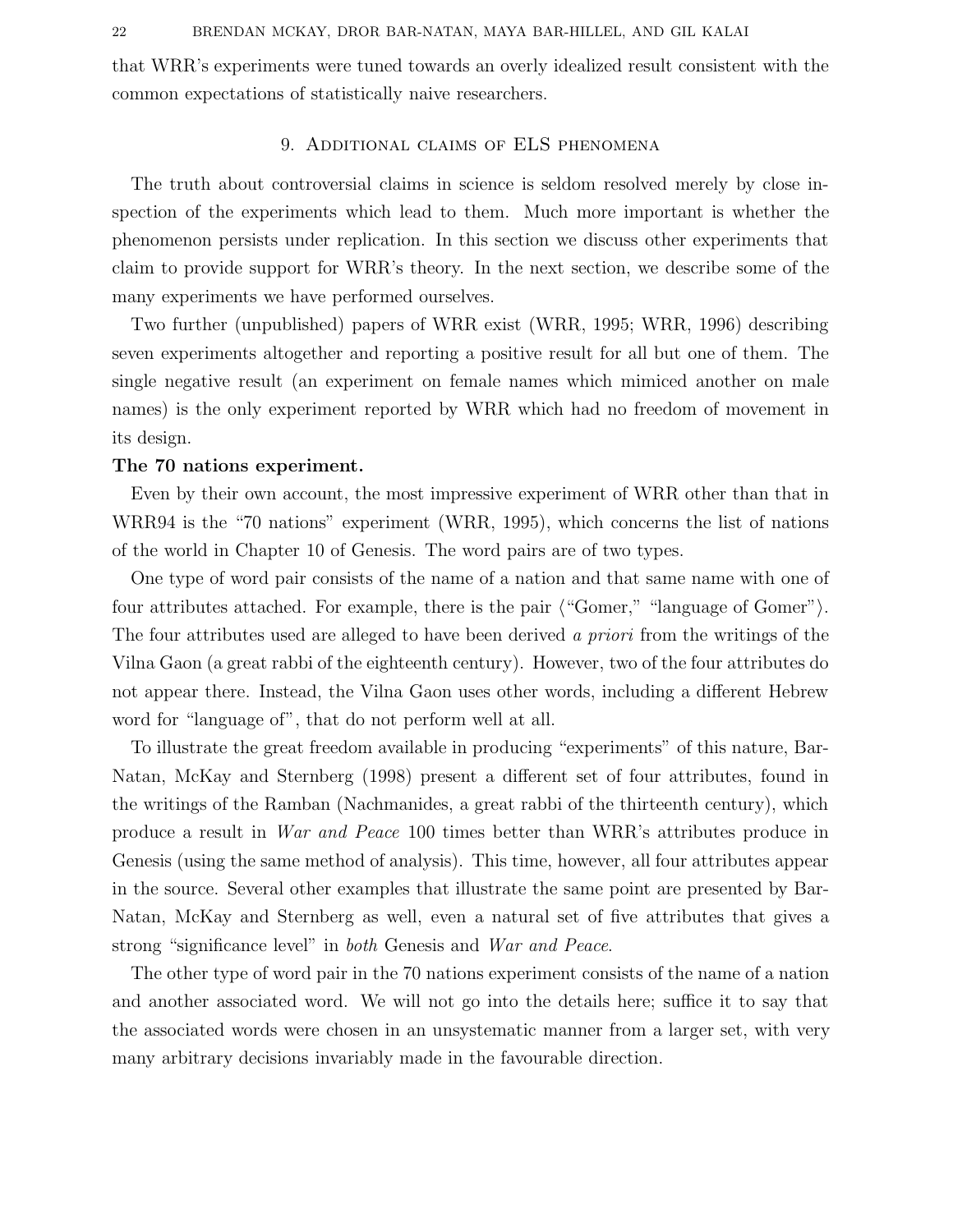that WRR's experiments were tuned towards an overly idealized result consistent with the common expectations of statistically naive researchers.

## 9. Additional claims of ELS phenomena

The truth about controversial claims in science is seldom resolved merely by close inspection of the experiments which lead to them. Much more important is whether the phenomenon persists under replication. In this section we discuss other experiments that claim to provide support for WRR's theory. In the next section, we describe some of the many experiments we have performed ourselves.

Two further (unpublished) papers of WRR exist (WRR, 1995; WRR, 1996) describing seven experiments altogether and reporting a positive result for all but one of them. The single negative result (an experiment on female names which mimiced another on male names) is the only experiment reported by WRR which had no freedom of movement in its design.

**The 70 nations experiment.**

Even by their own account, the most impressive experiment of WRR other than that in WRR94 is the "70 nations" experiment (WRR, 1995), which concerns the list of nations of the world in Chapter 10 of Genesis. The word pairs are of two types.

One type of word pair consists of the name of a nation and that same name with one of four attributes attached. For example, there is the pair ⟨"Gomer," "language of Gomer"⟩. The four attributes used are alleged to have been derived *a priori* from the writings of the Vilna Gaon (a great rabbi of the eighteenth century). However, two of the four attributes do not appear there. Instead, the Vilna Gaon uses other words, including a different Hebrew word for "language of", that do not perform well at all.

To illustrate the great freedom available in producing "experiments" of this nature, Bar-Natan, McKay and Sternberg (1998) present a different set of four attributes, found in the writings of the Ramban (Nachmanides, a great rabbi of the thirteenth century), which produce a result in *War and Peace* 100 times better than WRR's attributes produce in Genesis (using the same method of analysis). This time, however, all four attributes appear in the source. Several other examples that illustrate the same point are presented by Bar-Natan, McKay and Sternberg as well, even a natural set of five attributes that gives a strong "significance level" in *both* Genesis and *War and Peace*.

The other type of word pair in the 70 nations experiment consists of the name of a nation and another associated word. We will not go into the details here; suffice it to say that the associated words were chosen in an unsystematic manner from a larger set, with very many arbitrary decisions invariably made in the favourable direction.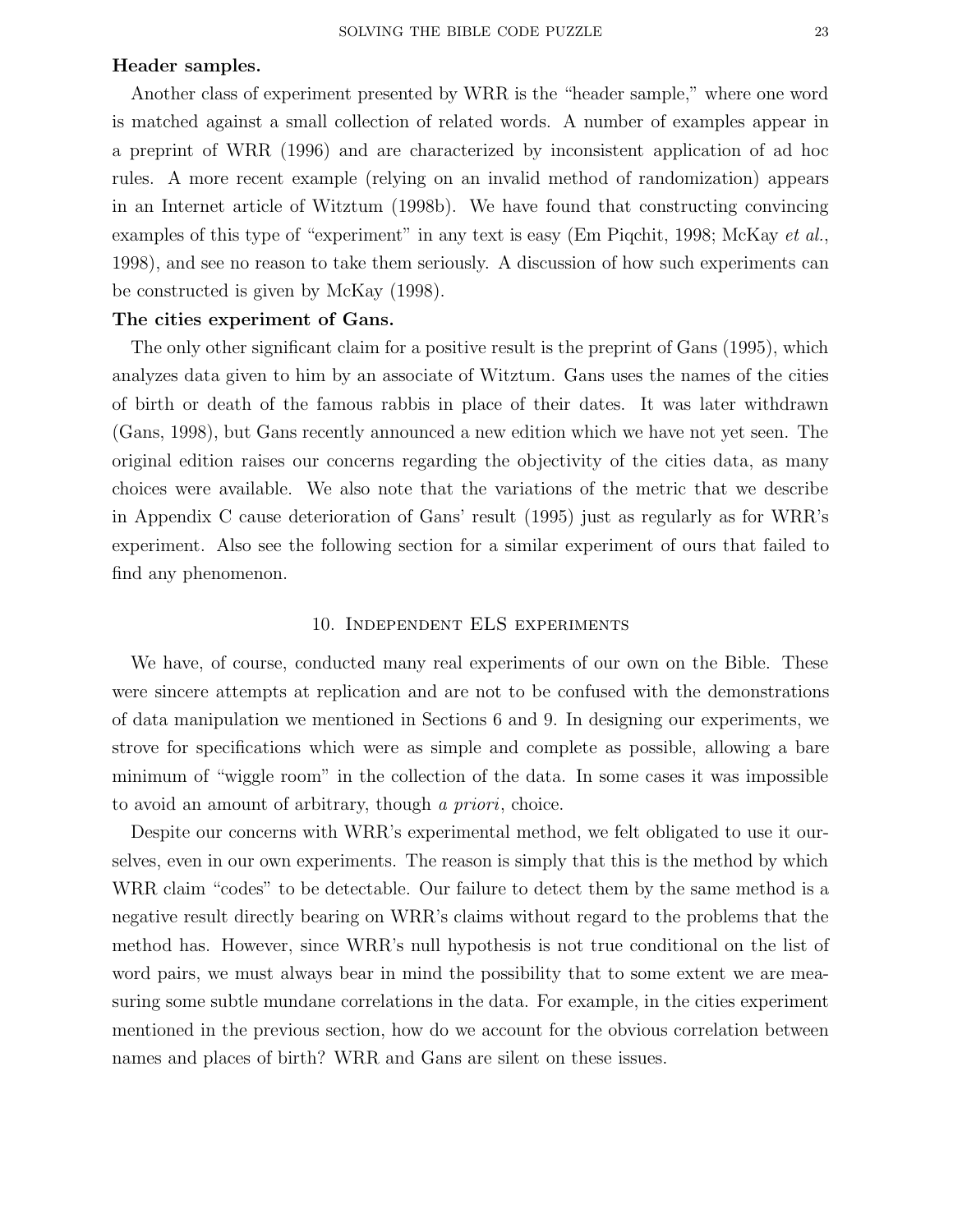**Header samples.**

Another class of experiment presented by WRR is the "header sample," where one word is matched against a small collection of related words. A number of examples appear in a preprint of WRR (1996) and are characterized by inconsistent application of ad hoc rules. A more recent example (relying on an invalid method of randomization) appears in an Internet article of Witztum (1998b). We have found that constructing convincing examples of this type of "experiment" in any text is easy (Em Piqchit, 1998; McKay *et al.*, 1998), and see no reason to take them seriously. A discussion of how such experiments can be constructed is given by McKay (1998).

**The cities experiment of Gans.**

The only other significant claim for a positive result is the preprint of Gans (1995), which analyzes data given to him by an associate of Witztum. Gans uses the names of the cities of birth or death of the famous rabbis in place of their dates. It was later withdrawn (Gans, 1998), but Gans recently announced a new edition which we have not yet seen. The original edition raises our concerns regarding the objectivity of the cities data, as many choices were available. We also note that the variations of the metric that we describe in Appendix C cause deterioration of Gans' result (1995) just as regularly as for WRR's experiment. Also see the following section for a similar experiment of ours that failed to find any phenomenon.

## 10. Independent ELS experiments

We have, of course, conducted many real experiments of our own on the Bible. These were sincere attempts at replication and are not to be confused with the demonstrations of data manipulation we mentioned in Sections 6 and 9. In designing our experiments, we strove for specifications which were as simple and complete as possible, allowing a bare minimum of "wiggle room" in the collection of the data. In some cases it was impossible to avoid an amount of arbitrary, though *a priori*, choice.

Despite our concerns with WRR's experimental method, we felt obligated to use it ourselves, even in our own experiments. The reason is simply that this is the method by which WRR claim "codes" to be detectable. Our failure to detect them by the same method is a negative result directly bearing on WRR's claims without regard to the problems that the method has. However, since WRR's null hypothesis is not true conditional on the list of word pairs, we must always bear in mind the possibility that to some extent we are measuring some subtle mundane correlations in the data. For example, in the cities experiment mentioned in the previous section, how do we account for the obvious correlation between names and places of birth? WRR and Gans are silent on these issues.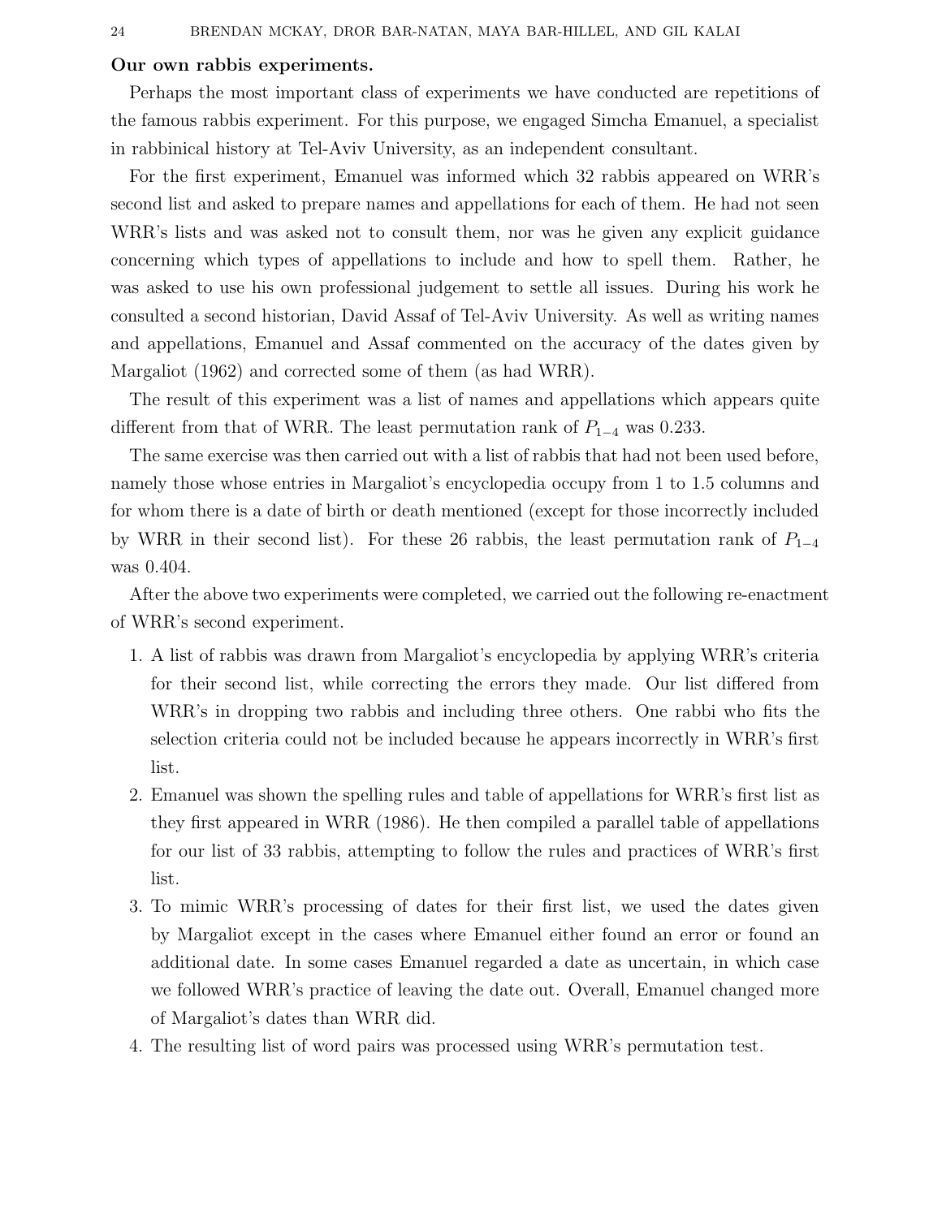**Our own rabbis experiments.**

Perhaps the most important class of experiments we have conducted are repetitions of the famous rabbis experiment. For this purpose, we engaged Simcha Emanuel, a specialist in rabbinical history at Tel-Aviv University, as an independent consultant.

For the first experiment, Emanuel was informed which 32 rabbis appeared on WRR's second list and asked to prepare names and appellations for each of them. He had not seen WRR's lists and was asked not to consult them, nor was he given any explicit guidance concerning which types of appellations to include and how to spell them. Rather, he was asked to use his own professional judgement to settle all issues. During his work he consulted a second historian, David Assaf of Tel-Aviv University. As well as writing names and appellations, Emanuel and Assaf commented on the accuracy of the dates given by Margaliot (1962) and corrected some of them (as had WRR).

The result of this experiment was a list of names and appellations which appears quite different from that of WRR. The least permutation rank of $P_{1-4}$ was 0.233.

The same exercise was then carried out with a list of rabbis that had not been used before, namely those whose entries in Margaliot's encyclopedia occupy from 1 to 1.5 columns and for whom there is a date of birth or death mentioned (except for those incorrectly included by WRR in their second list). For these 26 rabbis, the least permutation rank of $P_{1-4}$ was 0.404.

After the above two experiments were completed, we carried out the following re-enactment of WRR's second experiment.

1. A list of rabbis was drawn from Margaliot's encyclopedia by applying WRR's criteria for their second list, while correcting the errors they made. Our list differed from WRR's in dropping two rabbis and including three others. One rabbi who fits the selection criteria could not be included because he appears incorrectly in WRR's first list.
2. Emanuel was shown the spelling rules and table of appellations for WRR's first list as they first appeared in WRR (1986). He then compiled a parallel table of appellations for our list of 33 rabbis, attempting to follow the rules and practices of WRR's first list.
3. To mimic WRR's processing of dates for their first list, we used the dates given by Margaliot except in the cases where Emanuel either found an error or found an additional date. In some cases Emanuel regarded a date as uncertain, in which case we followed WRR's practice of leaving the date out. Overall, Emanuel changed more of Margaliot's dates than WRR did.
4. The resulting list of word pairs was processed using WRR's permutation test.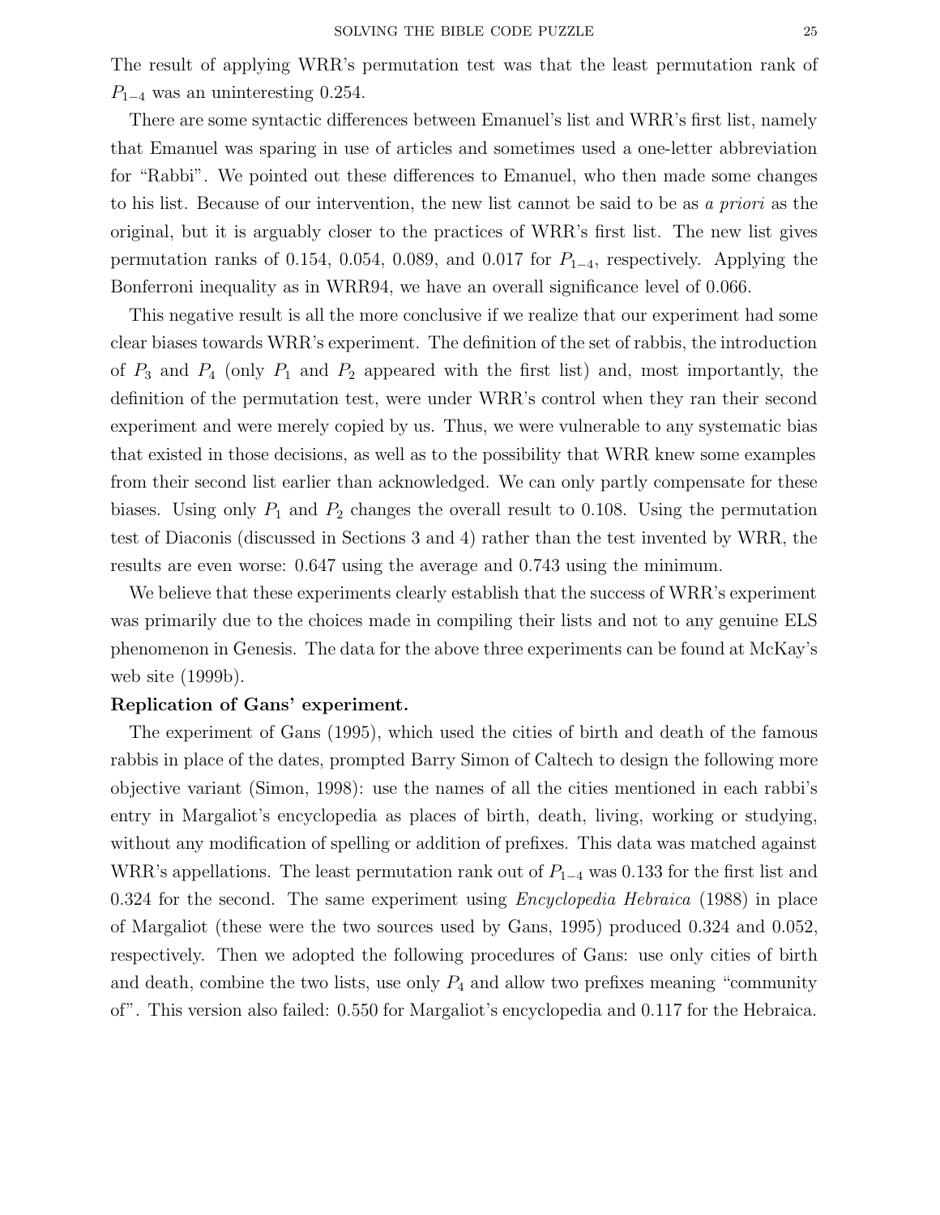The result of applying WRR's permutation test was that the least permutation rank of $P_{1-4}$ was an uninteresting 0.254.

There are some syntactic differences between Emanuel's list and WRR's first list, namely that Emanuel was sparing in use of articles and sometimes used a one-letter abbreviation for "Rabbi". We pointed out these differences to Emanuel, who then made some changes to his list. Because of our intervention, the new list cannot be said to be as *a priori* as the original, but it is arguably closer to the practices of WRR's first list. The new list gives permutation ranks of 0.154, 0.054, 0.089, and 0.017 for $P_{1-4}$, respectively. Applying the Bonferroni inequality as in WRR94, we have an overall significance level of 0.066.

This negative result is all the more conclusive if we realize that our experiment had some clear biases towards WRR's experiment. The definition of the set of rabbis, the introduction of $P_3$ and $P_4$ (only $P_1$ and $P_2$ appeared with the first list) and, most importantly, the definition of the permutation test, were under WRR's control when they ran their second experiment and were merely copied by us. Thus, we were vulnerable to any systematic bias that existed in those decisions, as well as to the possibility that WRR knew some examples from their second list earlier than acknowledged. We can only partly compensate for these biases. Using only $P_1$ and $P_2$ changes the overall result to 0.108. Using the permutation test of Diaconis (discussed in Sections 3 and 4) rather than the test invented by WRR, the results are even worse: 0.647 using the average and 0.743 using the minimum.

We believe that these experiments clearly establish that the success of WRR's experiment was primarily due to the choices made in compiling their lists and not to any genuine ELS phenomenon in Genesis. The data for the above three experiments can be found at McKay's web site (1999b).

**Replication of Gans' experiment.**

The experiment of Gans (1995), which used the cities of birth and death of the famous rabbis in place of the dates, prompted Barry Simon of Caltech to design the following more objective variant (Simon, 1998): use the names of all the cities mentioned in each rabbi's entry in Margaliot's encyclopedia as places of birth, death, living, working or studying, without any modification of spelling or addition of prefixes. This data was matched against WRR's appellations. The least permutation rank out of $P_{1-4}$ was 0.133 for the first list and 0.324 for the second. The same experiment using *Encyclopedia Hebraica* (1988) in place of Margaliot (these were the two sources used by Gans, 1995) produced 0.324 and 0.052, respectively. Then we adopted the following procedures of Gans: use only cities of birth and death, combine the two lists, use only $P_4$ and allow two prefixes meaning "community of". This version also failed: 0.550 for Margaliot's encyclopedia and 0.117 for the Hebraica.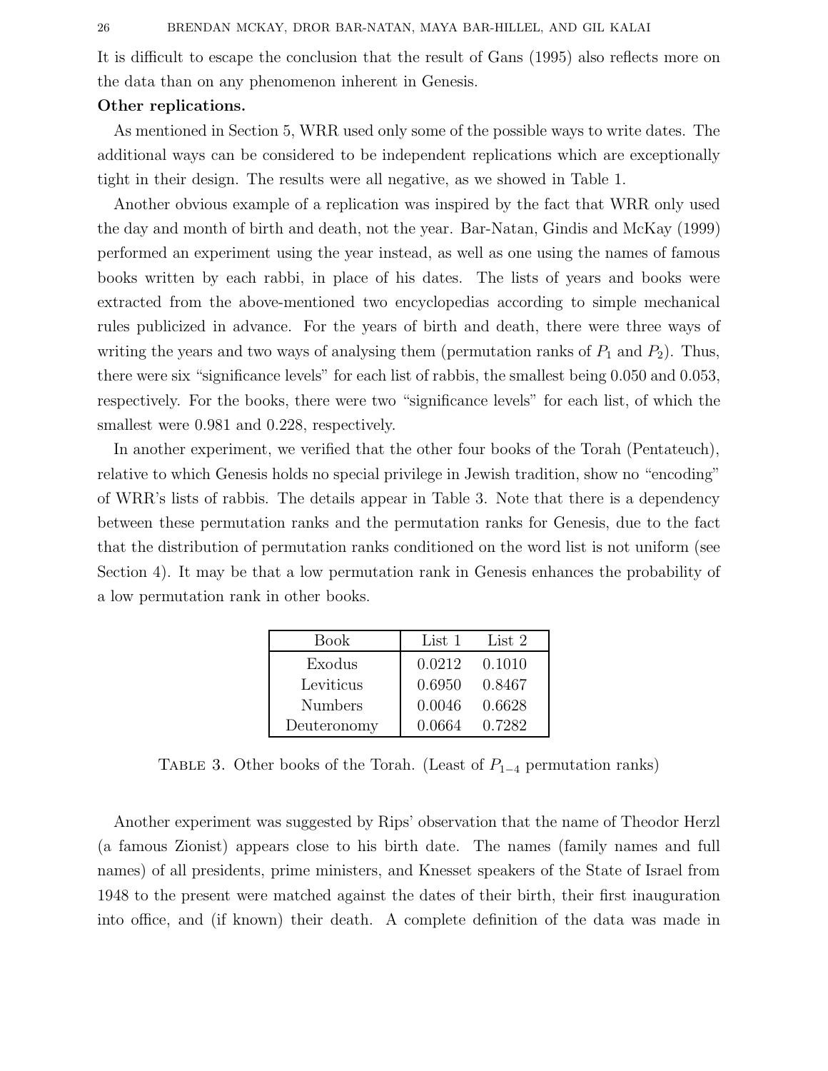It is difficult to escape the conclusion that the result of Gans (1995) also reflects more on the data than on any phenomenon inherent in Genesis.

**Other replications.**

As mentioned in Section 5, WRR used only some of the possible ways to write dates. The additional ways can be considered to be independent replications which are exceptionally tight in their design. The results were all negative, as we showed in Table 1.

Another obvious example of a replication was inspired by the fact that WRR only used the day and month of birth and death, not the year. Bar-Natan, Gindis and McKay (1999) performed an experiment using the year instead, as well as one using the names of famous books written by each rabbi, in place of his dates. The lists of years and books were extracted from the above-mentioned two encyclopedias according to simple mechanical rules publicized in advance. For the years of birth and death, there were three ways of writing the years and two ways of analysing them (permutation ranks of $P_1$ and $P_2$). Thus, there were six "significance levels" for each list of rabbis, the smallest being 0.050 and 0.053, respectively. For the books, there were two "significance levels" for each list, of which the smallest were 0.981 and 0.228, respectively.

In another experiment, we verified that the other four books of the Torah (Pentateuch), relative to which Genesis holds no special privilege in Jewish tradition, show no "encoding" of WRR's lists of rabbis. The details appear in Table 3. Note that there is a dependency between these permutation ranks and the permutation ranks for Genesis, due to the fact that the distribution of permutation ranks conditioned on the word list is not uniform (see Section 4). It may be that a low permutation rank in Genesis enhances the probability of a low permutation rank in other books.

| Book | List 1 | List 2 |
|---|---|---|
| Exodus | 0.0212 | 0.1010 |
| Leviticus | 0.6950 | 0.8467 |
| Numbers | 0.0046 | 0.6628 |
| Deuteronomy | 0.0664 | 0.7282 |

TABLE 3. Other books of the Torah. (Least of $P_{1-4}$ permutation ranks)

Another experiment was suggested by Rips' observation that the name of Theodor Herzl (a famous Zionist) appears close to his birth date. The names (family names and full names) of all presidents, prime ministers, and Knesset speakers of the State of Israel from 1948 to the present were matched against the dates of their birth, their first inauguration into office, and (if known) their death. A complete definition of the data was made in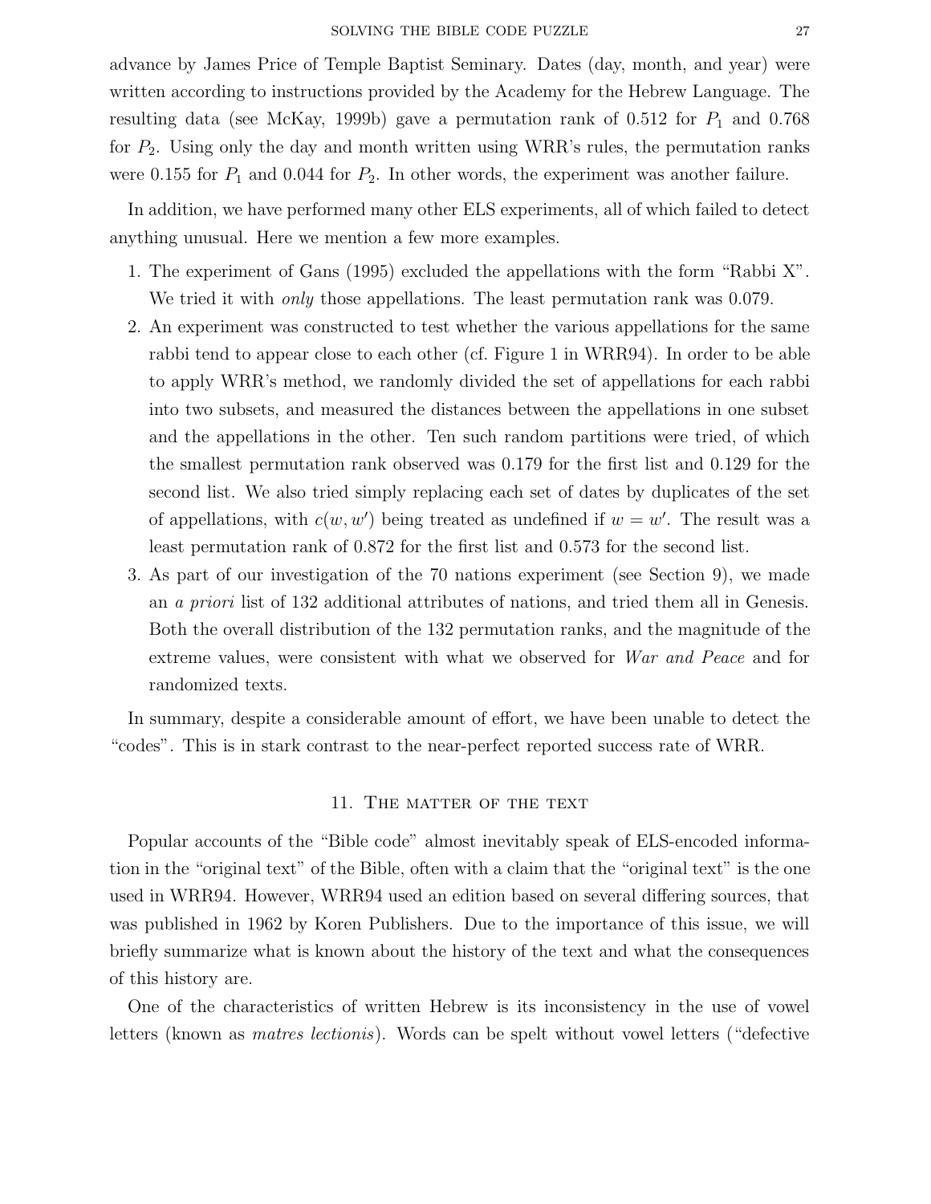advance by James Price of Temple Baptist Seminary. Dates (day, month, and year) were written according to instructions provided by the Academy for the Hebrew Language. The resulting data (see McKay, 1999b) gave a permutation rank of 0.512 for $P_1$ and 0.768 for $P_2$. Using only the day and month written using WRR's rules, the permutation ranks were 0.155 for $P_1$ and 0.044 for $P_2$. In other words, the experiment was another failure.

In addition, we have performed many other ELS experiments, all of which failed to detect anything unusual. Here we mention a few more examples.

1. The experiment of Gans (1995) excluded the appellations with the form "Rabbi X". We tried it with *only* those appellations. The least permutation rank was 0.079.
2. An experiment was constructed to test whether the various appellations for the same rabbi tend to appear close to each other (cf. Figure 1 in WRR94). In order to be able to apply WRR's method, we randomly divided the set of appellations for each rabbi into two subsets, and measured the distances between the appellations in one subset and the appellations in the other. Ten such random partitions were tried, of which the smallest permutation rank observed was 0.179 for the first list and 0.129 for the second list. We also tried simply replacing each set of dates by duplicates of the set of appellations, with $c(w, w')$ being treated as undefined if $w = w'$. The result was a least permutation rank of 0.872 for the first list and 0.573 for the second list.
3. As part of our investigation of the 70 nations experiment (see Section 9), we made an *a priori* list of 132 additional attributes of nations, and tried them all in Genesis. Both the overall distribution of the 132 permutation ranks, and the magnitude of the extreme values, were consistent with what we observed for *War and Peace* and for randomized texts.

In summary, despite a considerable amount of effort, we have been unable to detect the "codes". This is in stark contrast to the near-perfect reported success rate of WRR.

## 11. The matter of the text

Popular accounts of the "Bible code" almost inevitably speak of ELS-encoded information in the "original text" of the Bible, often with a claim that the "original text" is the one used in WRR94. However, WRR94 used an edition based on several differing sources, that was published in 1962 by Koren Publishers. Due to the importance of this issue, we will briefly summarize what is known about the history of the text and what the consequences of this history are.

One of the characteristics of written Hebrew is its inconsistency in the use of vowel letters (known as *matres lectionis*). Words can be spelt without vowel letters ("defective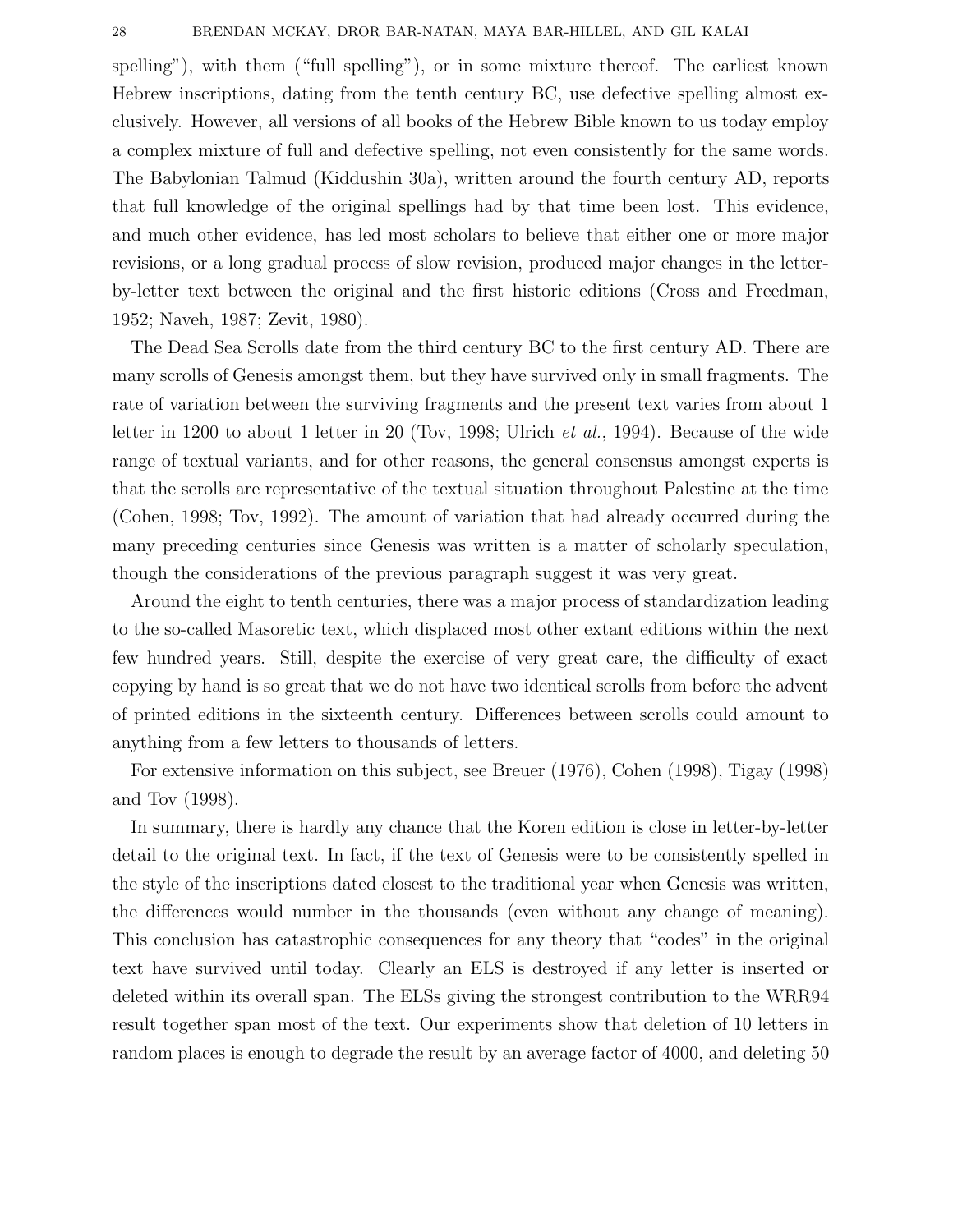spelling"), with them ("full spelling"), or in some mixture thereof. The earliest known Hebrew inscriptions, dating from the tenth century BC, use defective spelling almost exclusively. However, all versions of all books of the Hebrew Bible known to us today employ a complex mixture of full and defective spelling, not even consistently for the same words. The Babylonian Talmud (Kiddushin 30a), written around the fourth century AD, reports that full knowledge of the original spellings had by that time been lost. This evidence, and much other evidence, has led most scholars to believe that either one or more major revisions, or a long gradual process of slow revision, produced major changes in the letter-by-letter text between the original and the first historic editions (Cross and Freedman, 1952; Naveh, 1987; Zevit, 1980).

The Dead Sea Scrolls date from the third century BC to the first century AD. There are many scrolls of Genesis amongst them, but they have survived only in small fragments. The rate of variation between the surviving fragments and the present text varies from about 1 letter in 1200 to about 1 letter in 20 (Tov, 1998; Ulrich *et al.*, 1994). Because of the wide range of textual variants, and for other reasons, the general consensus amongst experts is that the scrolls are representative of the textual situation throughout Palestine at the time (Cohen, 1998; Tov, 1992). The amount of variation that had already occurred during the many preceding centuries since Genesis was written is a matter of scholarly speculation, though the considerations of the previous paragraph suggest it was very great.

Around the eight to tenth centuries, there was a major process of standardization leading to the so-called Masoretic text, which displaced most other extant editions within the next few hundred years. Still, despite the exercise of very great care, the difficulty of exact copying by hand is so great that we do not have two identical scrolls from before the advent of printed editions in the sixteenth century. Differences between scrolls could amount to anything from a few letters to thousands of letters.

For extensive information on this subject, see Breuer (1976), Cohen (1998), Tigay (1998) and Tov (1998).

In summary, there is hardly any chance that the Koren edition is close in letter-by-letter detail to the original text. In fact, if the text of Genesis were to be consistently spelled in the style of the inscriptions dated closest to the traditional year when Genesis was written, the differences would number in the thousands (even without any change of meaning). This conclusion has catastrophic consequences for any theory that "codes" in the original text have survived until today. Clearly an ELS is destroyed if any letter is inserted or deleted within its overall span. The ELSs giving the strongest contribution to the WRR94 result together span most of the text. Our experiments show that deletion of 10 letters in random places is enough to degrade the result by an average factor of 4000, and deleting 50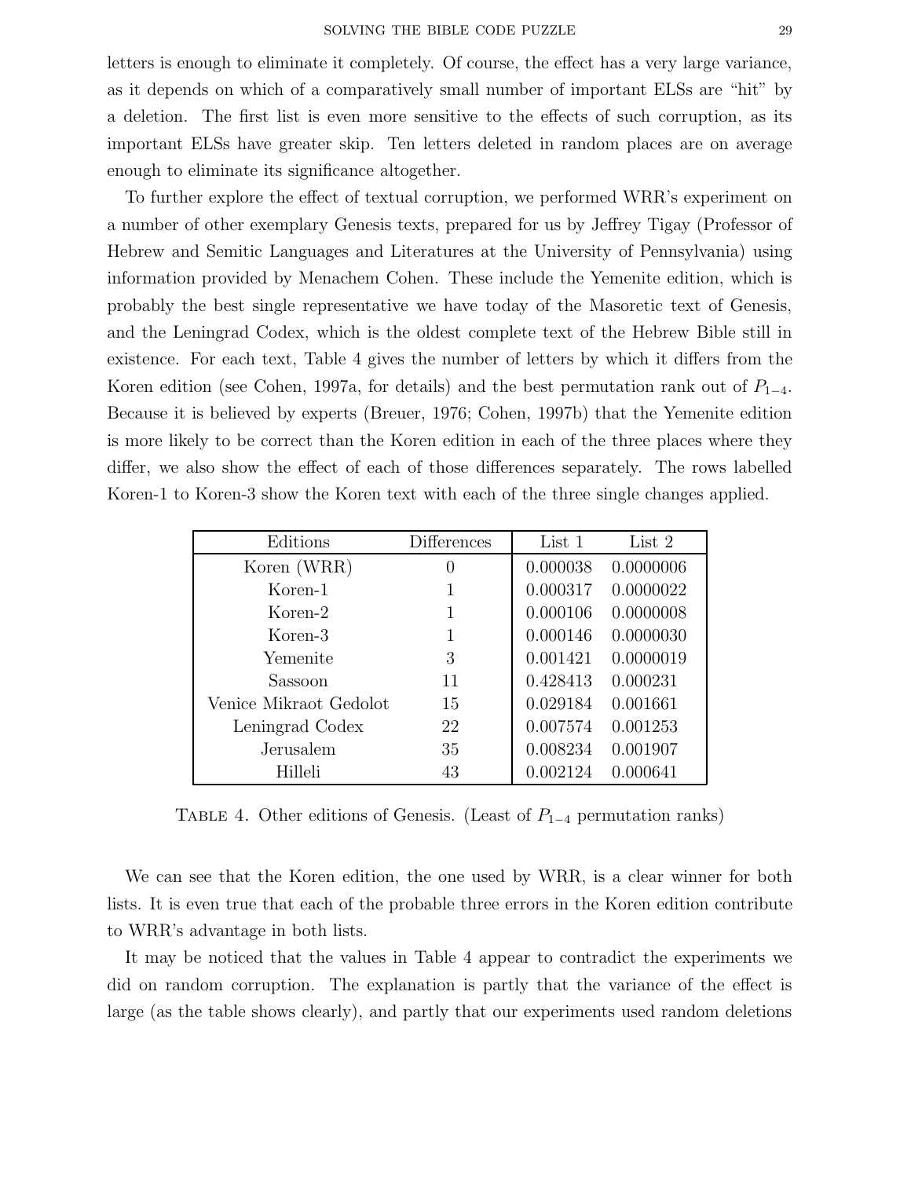letters is enough to eliminate it completely. Of course, the effect has a very large variance, as it depends on which of a comparatively small number of important ELSs are "hit" by a deletion. The first list is even more sensitive to the effects of such corruption, as its important ELSs have greater skip. Ten letters deleted in random places are on average enough to eliminate its significance altogether.

To further explore the effect of textual corruption, we performed WRR's experiment on a number of other exemplary Genesis texts, prepared for us by Jeffrey Tigay (Professor of Hebrew and Semitic Languages and Literatures at the University of Pennsylvania) using information provided by Menachem Cohen. These include the Yemenite edition, which is probably the best single representative we have today of the Masoretic text of Genesis, and the Leningrad Codex, which is the oldest complete text of the Hebrew Bible still in existence. For each text, Table 4 gives the number of letters by which it differs from the Koren edition (see Cohen, 1997a, for details) and the best permutation rank out of $P_{1-4}$. Because it is believed by experts (Breuer, 1976; Cohen, 1997b) that the Yemenite edition is more likely to be correct than the Koren edition in each of the three places where they differ, we also show the effect of each of those differences separately. The rows labelled Koren-1 to Koren-3 show the Koren text with each of the three single changes applied.

| Editions | Differences | List 1 | List 2 |
|---|---|---|---|
| Koren (WRR) | 0 | 0.000038 | 0.0000006 |
| Koren-1 | 1 | 0.000317 | 0.0000022 |
| Koren-2 | 1 | 0.000106 | 0.0000008 |
| Koren-3 | 1 | 0.000146 | 0.0000030 |
| Yemenite | 3 | 0.001421 | 0.0000019 |
| Sassoon | 11 | 0.428413 | 0.000231 |
| Venice Mikraot Gedolot | 15 | 0.029184 | 0.001661 |
| Leningrad Codex | 22 | 0.007574 | 0.001253 |
| Jerusalem | 35 | 0.008234 | 0.001907 |
| Hilleli | 43 | 0.002124 | 0.000641 |

Table 4. Other editions of Genesis. (Least of $P_{1-4}$ permutation ranks)

We can see that the Koren edition, the one used by WRR, is a clear winner for both lists. It is even true that each of the probable three errors in the Koren edition contribute to WRR's advantage in both lists.

It may be noticed that the values in Table 4 appear to contradict the experiments we did on random corruption. The explanation is partly that the variance of the effect is large (as the table shows clearly), and partly that our experiments used random deletions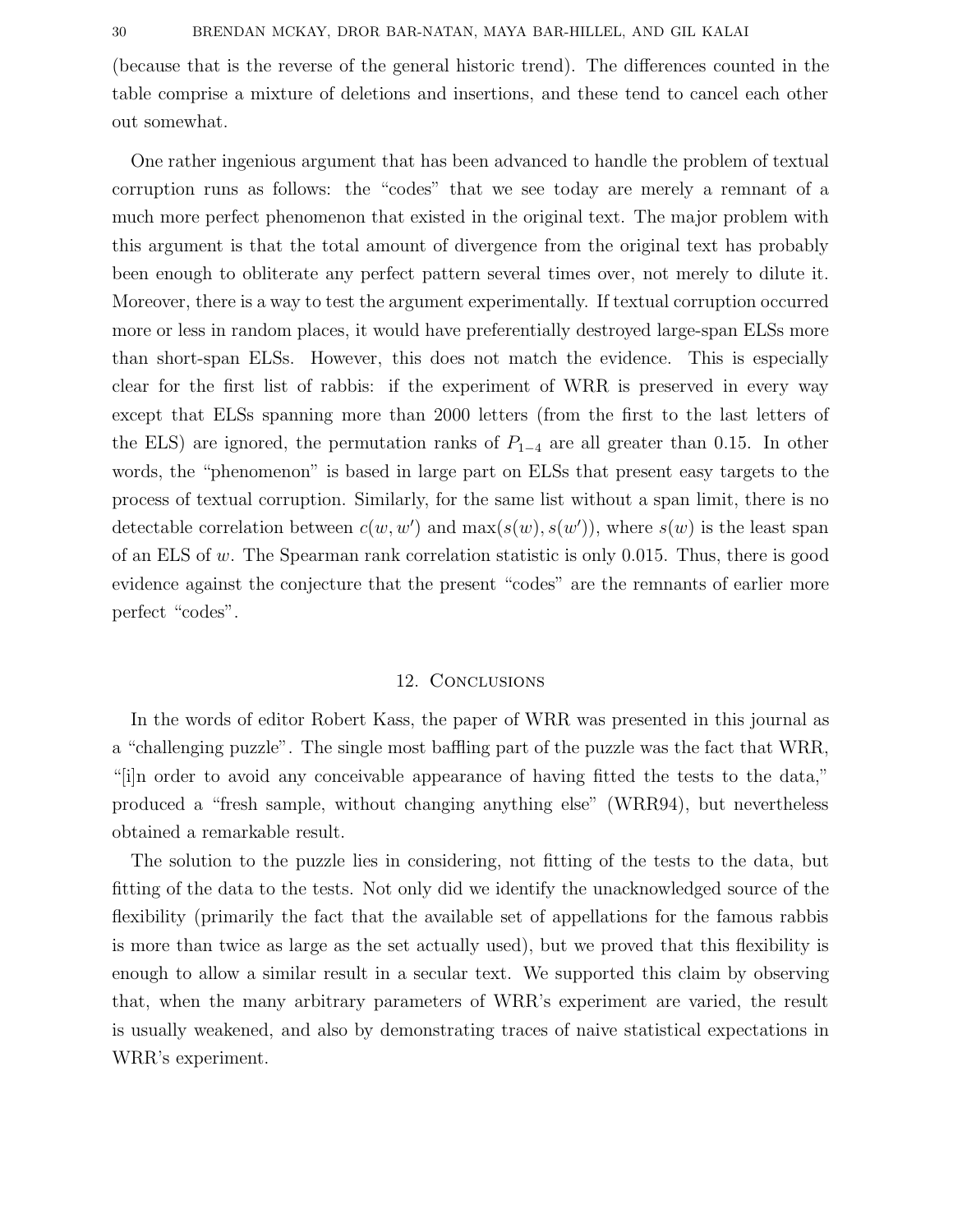(because that is the reverse of the general historic trend). The differences counted in the table comprise a mixture of deletions and insertions, and these tend to cancel each other out somewhat.

One rather ingenious argument that has been advanced to handle the problem of textual corruption runs as follows: the "codes" that we see today are merely a remnant of a much more perfect phenomenon that existed in the original text. The major problem with this argument is that the total amount of divergence from the original text has probably been enough to obliterate any perfect pattern several times over, not merely to dilute it. Moreover, there is a way to test the argument experimentally. If textual corruption occurred more or less in random places, it would have preferentially destroyed large-span ELSs more than short-span ELSs. However, this does not match the evidence. This is especially clear for the first list of rabbis: if the experiment of WRR is preserved in every way except that ELSs spanning more than 2000 letters (from the first to the last letters of the ELS) are ignored, the permutation ranks of $P_{1-4}$ are all greater than 0.15. In other words, the "phenomenon" is based in large part on ELSs that present easy targets to the process of textual corruption. Similarly, for the same list without a span limit, there is no detectable correlation between $c(w, w')$ and $\max(s(w), s(w'))$, where $s(w)$ is the least span of an ELS of $w$. The Spearman rank correlation statistic is only 0.015. Thus, there is good evidence against the conjecture that the present "codes" are the remnants of earlier more perfect "codes".

## 12. Conclusions

In the words of editor Robert Kass, the paper of WRR was presented in this journal as a "challenging puzzle". The single most baffling part of the puzzle was the fact that WRR, "[i]n order to avoid any conceivable appearance of having fitted the tests to the data," produced a "fresh sample, without changing anything else" (WRR94), but nevertheless obtained a remarkable result.

The solution to the puzzle lies in considering, not fitting of the tests to the data, but fitting of the data to the tests. Not only did we identify the unacknowledged source of the flexibility (primarily the fact that the available set of appellations for the famous rabbis is more than twice as large as the set actually used), but we proved that this flexibility is enough to allow a similar result in a secular text. We supported this claim by observing that, when the many arbitrary parameters of WRR's experiment are varied, the result is usually weakened, and also by demonstrating traces of naive statistical expectations in WRR's experiment.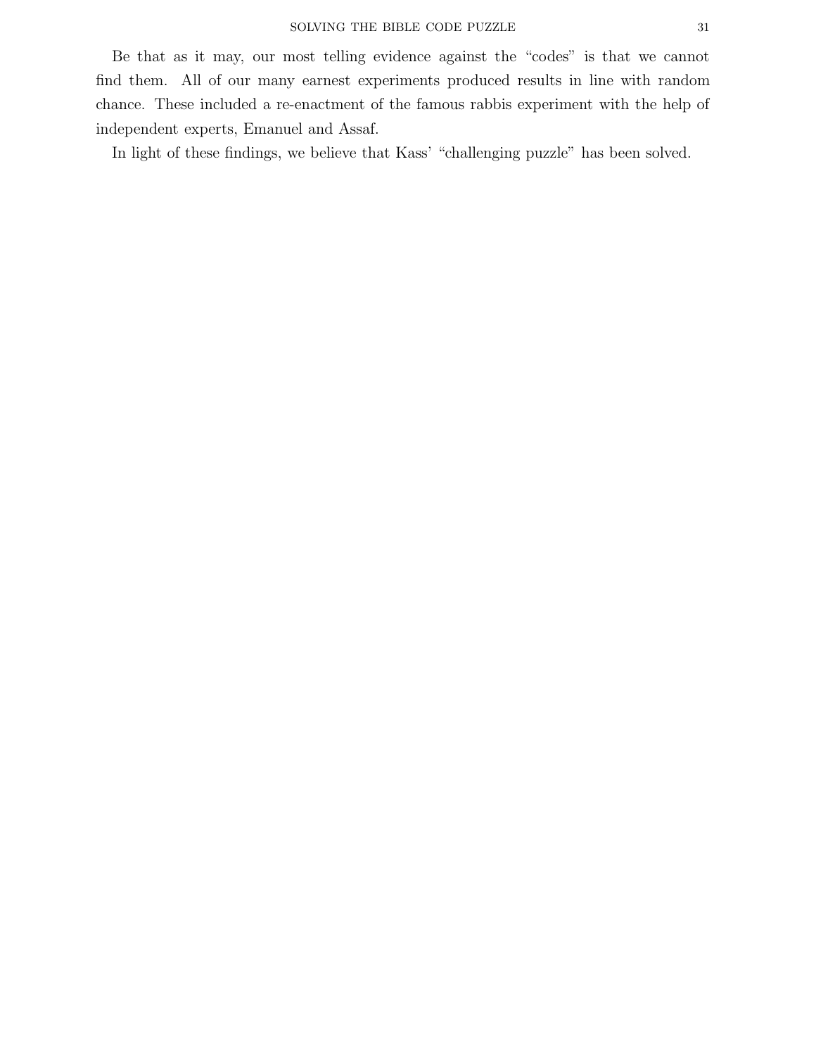Be that as it may, our most telling evidence against the "codes" is that we cannot find them. All of our many earnest experiments produced results in line with random chance. These included a re-enactment of the famous rabbis experiment with the help of independent experts, Emanuel and Assaf.

In light of these findings, we believe that Kass' "challenging puzzle" has been solved.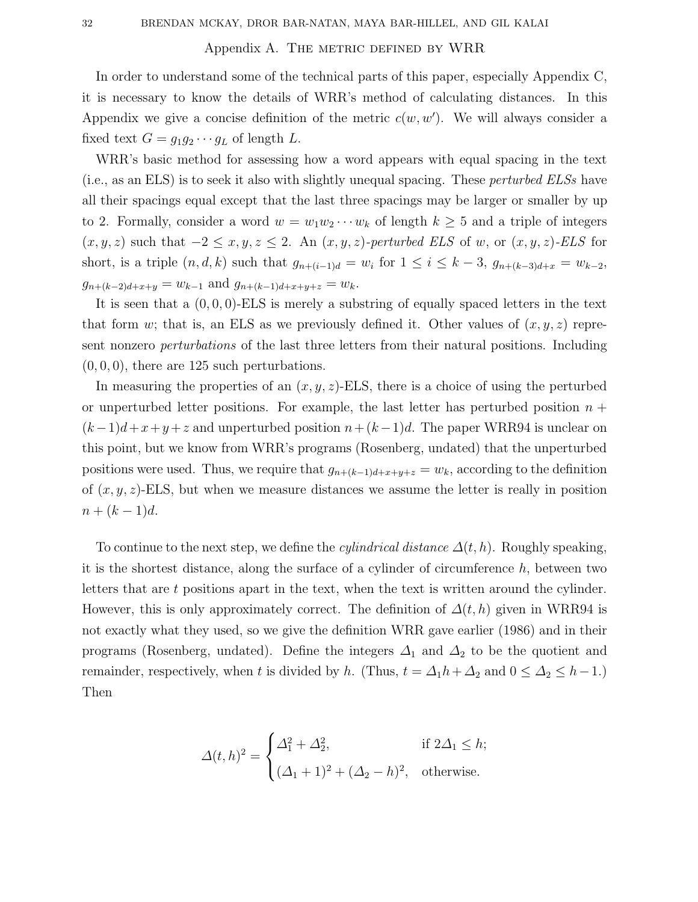## Appendix A. The metric defined by WRR

In order to understand some of the technical parts of this paper, especially Appendix C, it is necessary to know the details of WRR's method of calculating distances. In this Appendix we give a concise definition of the metric $c(w, w')$. We will always consider a fixed text $G = g_1 g_2 \cdots g_L$ of length $L$.

WRR's basic method for assessing how a word appears with equal spacing in the text (i.e., as an ELS) is to seek it also with slightly unequal spacing. These *perturbed ELSs* have all their spacings equal except that the last three spacings may be larger or smaller by up to 2. Formally, consider a word $w = w_1 w_2 \cdots w_k$ of length $k \geq 5$ and a triple of integers $(x, y, z)$ such that $-2 \leq x, y, z \leq 2$. An $(x, y, z)$-*perturbed ELS* of $w$, or $(x, y, z)$-*ELS* for short, is a triple $(n, d, k)$ such that $g_{n+(i-1)d} = w_i$ for $1 \leq i \leq k-3$, $g_{n+(k-3)d+x} = w_{k-2}$, $g_{n+(k-2)d+x+y} = w_{k-1}$ and $g_{n+(k-1)d+x+y+z} = w_k$.

It is seen that a $(0, 0, 0)$-ELS is merely a substring of equally spaced letters in the text that form $w$; that is, an ELS as we previously defined it. Other values of $(x, y, z)$ represent nonzero *perturbations* of the last three letters from their natural positions. Including $(0, 0, 0)$, there are 125 such perturbations.

In measuring the properties of an $(x, y, z)$-ELS, there is a choice of using the perturbed or unperturbed letter positions. For example, the last letter has perturbed position $n + (k-1)d + x + y + z$ and unperturbed position $n + (k-1)d$. The paper WRR94 is unclear on this point, but we know from WRR's programs (Rosenberg, undated) that the unperturbed positions were used. Thus, we require that $g_{n+(k-1)d+x+y+z} = w_k$, according to the definition of $(x, y, z)$-ELS, but when we measure distances we assume the letter is really in position $n + (k-1)d$.

To continue to the next step, we define the *cylindrical distance* $\varDelta(t, h)$. Roughly speaking, it is the shortest distance, along the surface of a cylinder of circumference $h$, between two letters that are $t$ positions apart in the text, when the text is written around the cylinder. However, this is only approximately correct. The definition of $\varDelta(t, h)$ given in WRR94 is not exactly what they used, so we give the definition WRR gave earlier (1986) and in their programs (Rosenberg, undated). Define the integers $\varDelta_1$ and $\varDelta_2$ to be the quotient and remainder, respectively, when $t$ is divided by $h$. (Thus, $t = \varDelta_1 h + \varDelta_2$ and $0 \leq \varDelta_2 \leq h - 1$.) Then

$$\varDelta(t, h)^2 = \begin{cases} \varDelta_1^2 + \varDelta_2^2, & \text{if } 2\varDelta_1 \leq h; \\ (\varDelta_1 + 1)^2 + (\varDelta_2 - h)^2, & \text{otherwise.} \end{cases}$$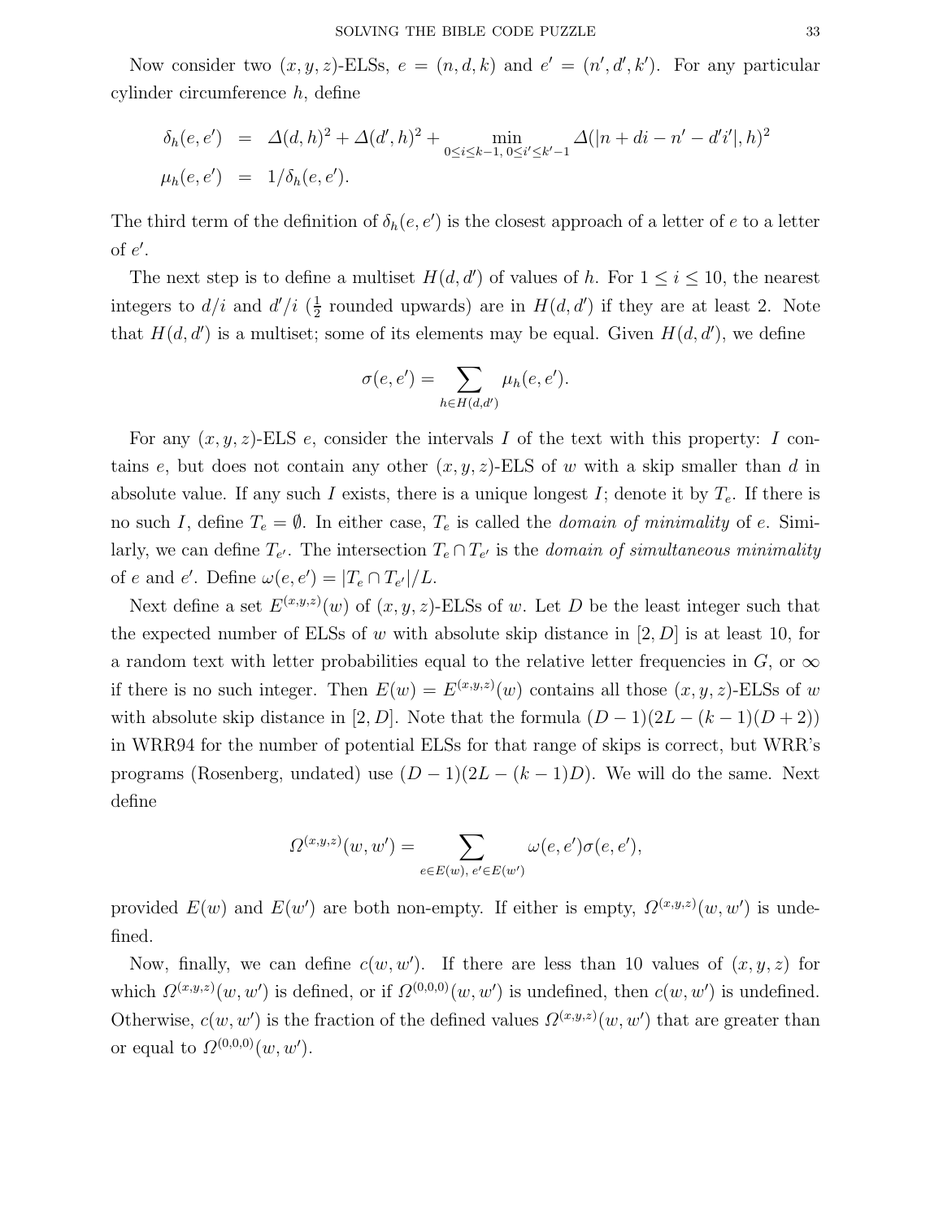Now consider two $(x, y, z)$-ELSs, $e = (n, d, k)$ and $e' = (n', d', k')$. For any particular cylinder circumference $h$, define

$$
\begin{aligned}
\delta_h(e, e') &= \Delta(d, h)^2 + \Delta(d', h)^2 + \min_{0 \le i \le k-1,\ 0 \le i' \le k'-1} \Delta(|n + di - n' - d'i'|, h)^2 \\
\mu_h(e, e') &= 1/\delta_h(e, e').
\end{aligned}
$$

The third term of the definition of $\delta_h(e, e')$ is the closest approach of a letter of $e$ to a letter of $e'$.

The next step is to define a multiset $H(d, d')$ of values of $h$. For $1 \le i \le 10$, the nearest integers to $d/i$ and $d'/i$ ($\frac{1}{2}$ rounded upwards) are in $H(d, d')$ if they are at least 2. Note that $H(d, d')$ is a multiset; some of its elements may be equal. Given $H(d, d')$, we define

$$
\sigma(e, e') = \sum_{h \in H(d, d')} \mu_h(e, e').
$$

For any $(x, y, z)$-ELS $e$, consider the intervals $I$ of the text with this property: $I$ contains $e$, but does not contain any other $(x, y, z)$-ELS of $w$ with a skip smaller than $d$ in absolute value. If any such $I$ exists, there is a unique longest $I$; denote it by $T_e$. If there is no such $I$, define $T_e = \emptyset$. In either case, $T_e$ is called the *domain of minimality* of $e$. Similarly, we can define $T_{e'}$. The intersection $T_e \cap T_{e'}$ is the *domain of simultaneous minimality* of $e$ and $e'$. Define $\omega(e, e') = |T_e \cap T_{e'}|/L$.

Next define a set $E^{(x,y,z)}(w)$ of $(x, y, z)$-ELSs of $w$. Let $D$ be the least integer such that the expected number of ELSs of $w$ with absolute skip distance in $[2, D]$ is at least 10, for a random text with letter probabilities equal to the relative letter frequencies in $G$, or $\infty$ if there is no such integer. Then $E(w) = E^{(x,y,z)}(w)$ contains all those $(x, y, z)$-ELSs of $w$ with absolute skip distance in $[2, D]$. Note that the formula $(D-1)(2L-(k-1)(D+2))$ in WRR94 for the number of potential ELSs for that range of skips is correct, but WRR's programs (Rosenberg, undated) use $(D-1)(2L-(k-1)D)$. We will do the same. Next define

$$
\Omega^{(x,y,z)}(w, w') = \sum_{e \in E(w),\ e' \in E(w')} \omega(e, e')\sigma(e, e'),
$$

provided $E(w)$ and $E(w')$ are both non-empty. If either is empty, $\Omega^{(x,y,z)}(w, w')$ is undefined.

Now, finally, we can define $c(w, w')$. If there are less than 10 values of $(x, y, z)$ for which $\Omega^{(x,y,z)}(w, w')$ is defined, or if $\Omega^{(0,0,0)}(w, w')$ is undefined, then $c(w, w')$ is undefined. Otherwise, $c(w, w')$ is the fraction of the defined values $\Omega^{(x,y,z)}(w, w')$ that are greater than or equal to $\Omega^{(0,0,0)}(w, w')$.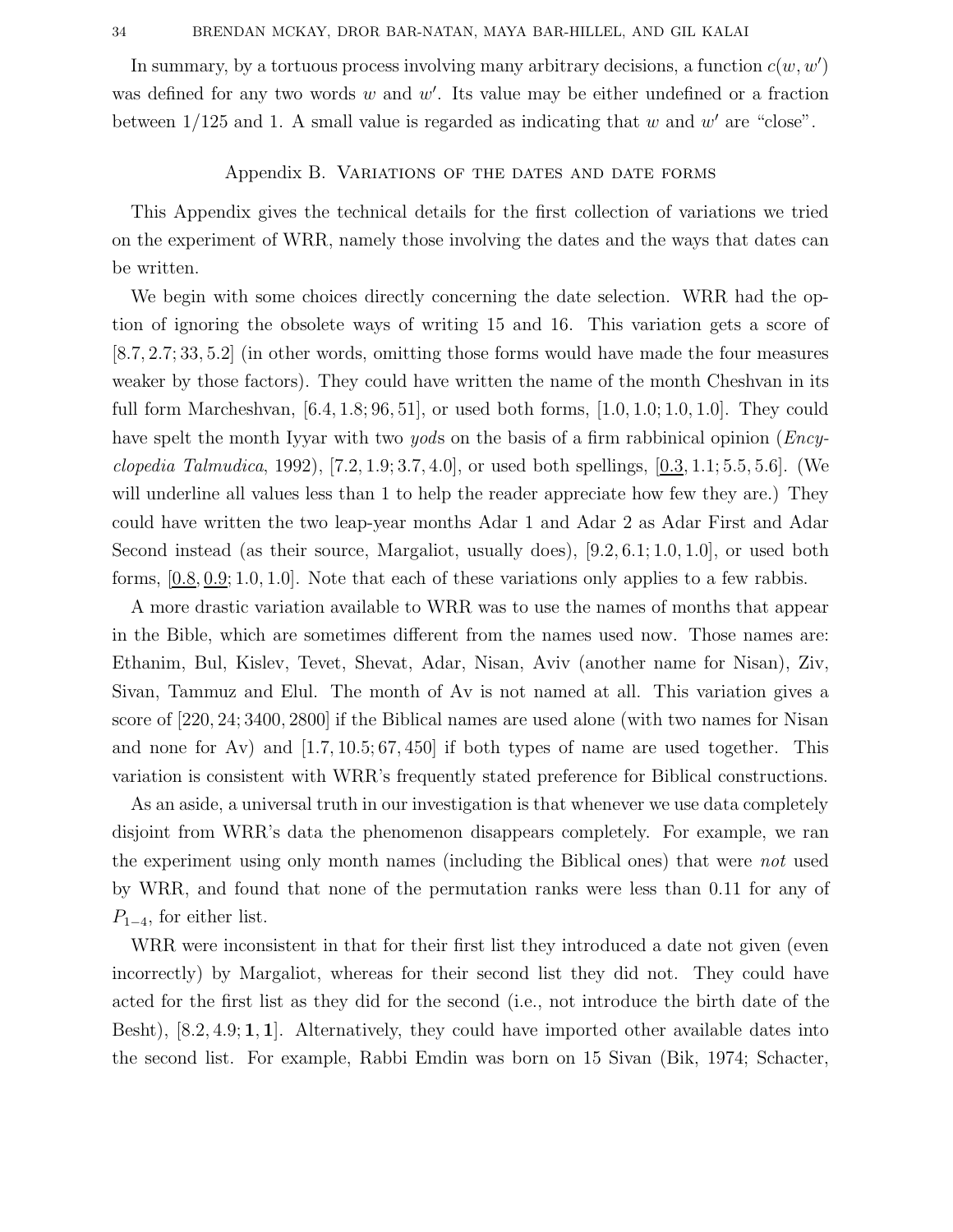In summary, by a tortuous process involving many arbitrary decisions, a function $c(w, w')$ was defined for any two words $w$ and $w'$. Its value may be either undefined or a fraction between 1/125 and 1. A small value is regarded as indicating that $w$ and $w'$ are "close".

## Appendix B. Variations of the dates and date forms

This Appendix gives the technical details for the first collection of variations we tried on the experiment of WRR, namely those involving the dates and the ways that dates can be written.

We begin with some choices directly concerning the date selection. WRR had the option of ignoring the obsolete ways of writing 15 and 16. This variation gets a score of $[8.7, 2.7; 33, 5.2]$ (in other words, omitting those forms would have made the four measures weaker by those factors). They could have written the name of the month Cheshvan in its full form Marcheshvan, $[6.4, 1.8; 96, 51]$, or used both forms, $[1.0, 1.0; 1.0, 1.0]$. They could have spelt the month Iyyar with two *yod*s on the basis of a firm rabbinical opinion (*Encyclopedia Talmudica*, 1992), $[7.2, 1.9; 3.7, 4.0]$, or used both spellings, $[\underline{0.3}, 1.1; 5.5, 5.6]$. (We will underline all values less than 1 to help the reader appreciate how few they are.) They could have written the two leap-year months Adar 1 and Adar 2 as Adar First and Adar Second instead (as their source, Margaliot, usually does), $[9.2, 6.1; 1.0, 1.0]$, or used both forms, $[\underline{0.8}, \underline{0.9}; 1.0, 1.0]$. Note that each of these variations only applies to a few rabbis.

A more drastic variation available to WRR was to use the names of months that appear in the Bible, which are sometimes different from the names used now. Those names are: Ethanim, Bul, Kislev, Tevet, Shevat, Adar, Nisan, Aviv (another name for Nisan), Ziv, Sivan, Tammuz and Elul. The month of Av is not named at all. This variation gives a score of $[220, 24; 3400, 2800]$ if the Biblical names are used alone (with two names for Nisan and none for Av) and $[1.7, 10.5; 67, 450]$ if both types of name are used together. This variation is consistent with WRR's frequently stated preference for Biblical constructions.

As an aside, a universal truth in our investigation is that whenever we use data completely disjoint from WRR's data the phenomenon disappears completely. For example, we ran the experiment using only month names (including the Biblical ones) that were *not* used by WRR, and found that none of the permutation ranks were less than 0.11 for any of $P_{1-4}$, for either list.

WRR were inconsistent in that for their first list they introduced a date not given (even incorrectly) by Margaliot, whereas for their second list they did not. They could have acted for the first list as they did for the second (i.e., not introduce the birth date of the Besht), $[8.2, 4.9; \mathbf{1}, \mathbf{1}]$. Alternatively, they could have imported other available dates into the second list. For example, Rabbi Emdin was born on 15 Sivan (Bik, 1974; Schacter,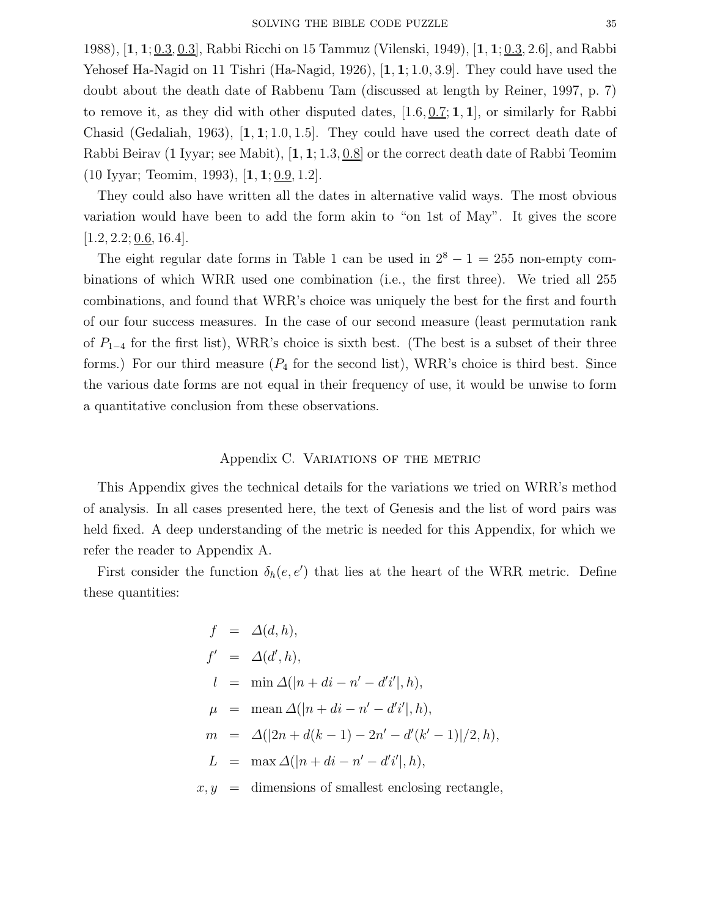1988), $[\mathbf{1},\mathbf{1};\underline{0.3},\underline{0.3}]$, Rabbi Ricchi on 15 Tammuz (Vilenski, 1949), $[\mathbf{1},\mathbf{1};\underline{0.3},2.6]$, and Rabbi Yehosef Ha-Nagid on 11 Tishri (Ha-Nagid, 1926), $[\mathbf{1},\mathbf{1};1.0,3.9]$. They could have used the doubt about the death date of Rabbenu Tam (discussed at length by Reiner, 1997, p. 7) to remove it, as they did with other disputed dates, $[1.6,\underline{0.7};\mathbf{1},\mathbf{1}]$, or similarly for Rabbi Chasid (Gedaliah, 1963), $[\mathbf{1},\mathbf{1};1.0,1.5]$. They could have used the correct death date of Rabbi Beirav (1 Iyyar; see Mabit), $[\mathbf{1},\mathbf{1};1.3,\underline{0.8}]$ or the correct death date of Rabbi Teomim (10 Iyyar; Teomim, 1993), $[\mathbf{1},\mathbf{1};\underline{0.9},1.2]$.

They could also have written all the dates in alternative valid ways. The most obvious variation would have been to add the form akin to "on 1st of May". It gives the score $[1.2,2.2;\underline{0.6},16.4]$.

The eight regular date forms in Table 1 can be used in $2^8 - 1 = 255$ non-empty combinations of which WRR used one combination (i.e., the first three). We tried all 255 combinations, and found that WRR's choice was uniquely the best for the first and fourth of our four success measures. In the case of our second measure (least permutation rank of $P_{1-4}$ for the first list), WRR's choice is sixth best. (The best is a subset of their three forms.) For our third measure ($P_4$ for the second list), WRR's choice is third best. Since the various date forms are not equal in their frequency of use, it would be unwise to form a quantitative conclusion from these observations.

## Appendix C. Variations of the metric

This Appendix gives the technical details for the variations we tried on WRR's method of analysis. In all cases presented here, the text of Genesis and the list of word pairs was held fixed. A deep understanding of the metric is needed for this Appendix, for which we refer the reader to Appendix A.

First consider the function $\delta_h(e,e')$ that lies at the heart of the WRR metric. Define these quantities:

$$
\begin{aligned}
f &= \Delta(d,h),\\
f' &= \Delta(d',h),\\
l &= \min \Delta(|n+di-n'-d'i'|,h),\\
\mu &= \operatorname{mean} \Delta(|n+di-n'-d'i'|,h),\\
m &= \Delta(|2n+d(k-1)-2n'-d'(k'-1)|/2,h),\\
L &= \max \Delta(|n+di-n'-d'i'|,h),\\
x,y &= \text{dimensions of smallest enclosing rectangle,}
\end{aligned}
$$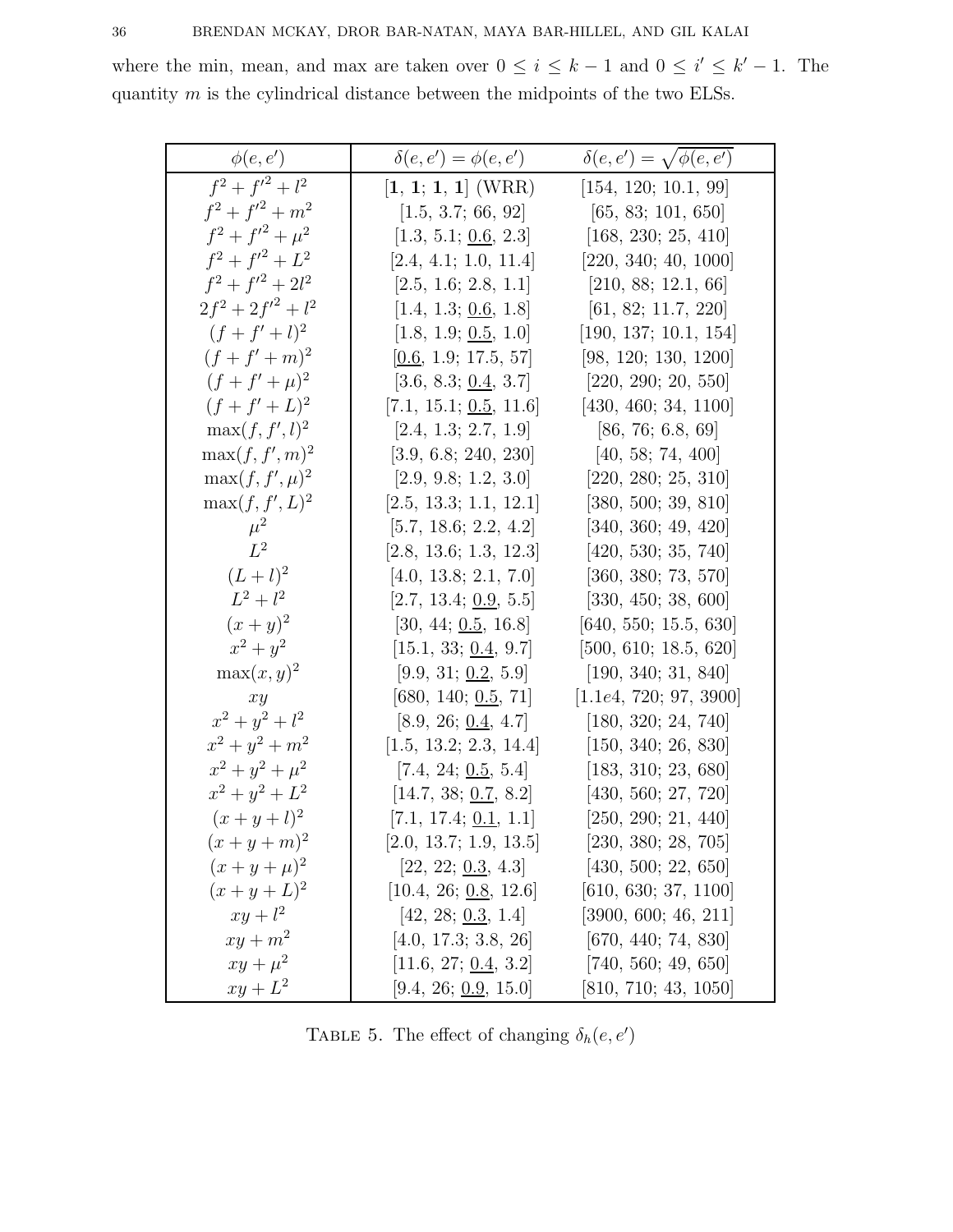where the min, mean, and max are taken over $0 \le i \le k-1$ and $0 \le i' \le k'-1$. The quantity $m$ is the cylindrical distance between the midpoints of the two ELSs.

| $\phi(e,e')$ | $\delta(e,e') = \phi(e,e')$ | $\delta(e,e') = \sqrt{\phi(e,e')}$ |
|---|---|---|
| $f^2 + f'^2 + l^2$ | [**1**, **1**; **1**, **1**] (WRR) | [154, 120; 10.1, 99] |
| $f^2 + f'^2 + m^2$ | [1.5, 3.7; 66, 92] | [65, 83; 101, 650] |
| $f^2 + f'^2 + \mu^2$ | [1.3, 5.1; <u>0.6</u>, 2.3] | [168, 230; 25, 410] |
| $f^2 + f'^2 + L^2$ | [2.4, 4.1; 1.0, 11.4] | [220, 340; 40, 1000] |
| $f^2 + f'^2 + 2l^2$ | [2.5, 1.6; 2.8, 1.1] | [210, 88; 12.1, 66] |
| $2f^2 + 2f'^2 + l^2$ | [1.4, 1.3; <u>0.6</u>, 1.8] | [61, 82; 11.7, 220] |
| $(f + f' + l)^2$ | [1.8, 1.9; <u>0.5</u>, 1.0] | [190, 137; 10.1, 154] |
| $(f + f' + m)^2$ | [<u>0.6</u>, 1.9; 17.5, 57] | [98, 120; 130, 1200] |
| $(f + f' + \mu)^2$ | [3.6, 8.3; <u>0.4</u>, 3.7] | [220, 290; 20, 550] |
| $(f + f' + L)^2$ | [7.1, 15.1; <u>0.5</u>, 11.6] | [430, 460; 34, 1100] |
| $\max(f, f', l)^2$ | [2.4, 1.3; 2.7, 1.9] | [86, 76; 6.8, 69] |
| $\max(f, f', m)^2$ | [3.9, 6.8; 240, 230] | [40, 58; 74, 400] |
| $\max(f, f', \mu)^2$ | [2.9, 9.8; 1.2, 3.0] | [220, 280; 25, 310] |
| $\max(f, f', L)^2$ | [2.5, 13.3; 1.1, 12.1] | [380, 500; 39, 810] |
| $\mu^2$ | [5.7, 18.6; 2.2, 4.2] | [340, 360; 49, 420] |
| $L^2$ | [2.8, 13.6; 1.3, 12.3] | [420, 530; 35, 740] |
| $(L + l)^2$ | [4.0, 13.8; 2.1, 7.0] | [360, 380; 73, 570] |
| $L^2 + l^2$ | [2.7, 13.4; <u>0.9</u>, 5.5] | [330, 450; 38, 600] |
| $(x + y)^2$ | [30, 44; <u>0.5</u>, 16.8] | [640, 550; 15.5, 630] |
| $x^2 + y^2$ | [15.1, 33; <u>0.4</u>, 9.7] | [500, 610; 18.5, 620] |
| $\max(x, y)^2$ | [9.9, 31; <u>0.2</u>, 5.9] | [190, 340; 31, 840] |
| $xy$ | [680, 140; <u>0.5</u>, 71] | [1.1e4, 720; 97, 3900] |
| $x^2 + y^2 + l^2$ | [8.9, 26; <u>0.4</u>, 4.7] | [180, 320; 24, 740] |
| $x^2 + y^2 + m^2$ | [1.5, 13.2; 2.3, 14.4] | [150, 340; 26, 830] |
| $x^2 + y^2 + \mu^2$ | [7.4, 24; <u>0.5</u>, 5.4] | [183, 310; 23, 680] |
| $x^2 + y^2 + L^2$ | [14.7, 38; <u>0.7</u>, 8.2] | [430, 560; 27, 720] |
| $(x + y + l)^2$ | [7.1, 17.4; <u>0.1</u>, 1.1] | [250, 290; 21, 440] |
| $(x + y + m)^2$ | [2.0, 13.7; 1.9, 13.5] | [230, 380; 28, 705] |
| $(x + y + \mu)^2$ | [22, 22; <u>0.3</u>, 4.3] | [430, 500; 22, 650] |
| $(x + y + L)^2$ | [10.4, 26; <u>0.8</u>, 12.6] | [610, 630; 37, 1100] |
| $xy + l^2$ | [42, 28; <u>0.3</u>, 1.4] | [3900, 600; 46, 211] |
| $xy + m^2$ | [4.0, 17.3; 3.8, 26] | [670, 440; 74, 830] |
| $xy + \mu^2$ | [11.6, 27; <u>0.4</u>, 3.2] | [740, 560; 49, 650] |
| $xy + L^2$ | [9.4, 26; <u>0.9</u>, 15.0] | [810, 710; 43, 1050] |

TABLE 5. The effect of changing $\delta_h(e, e')$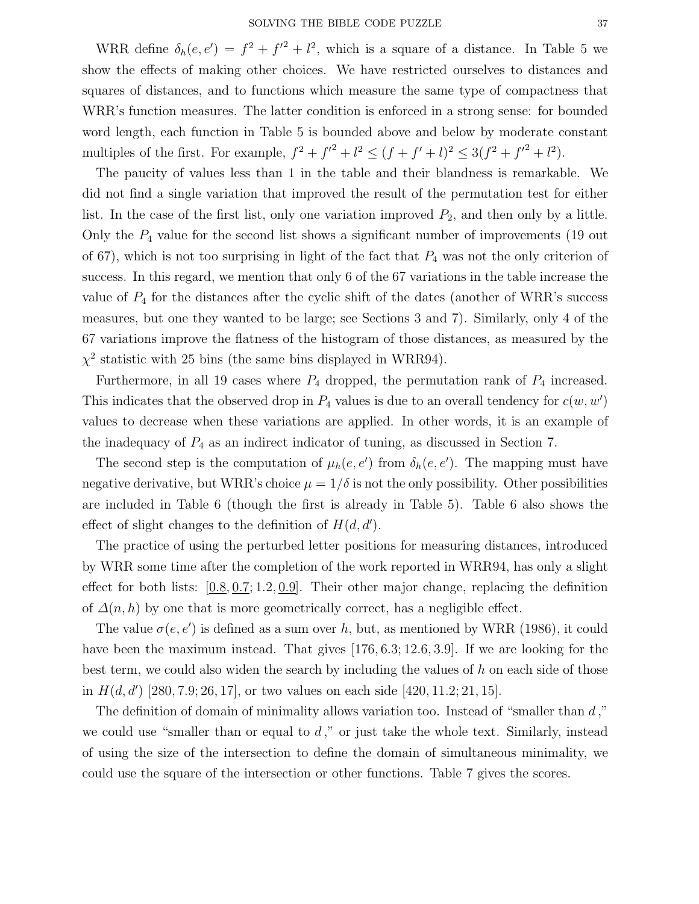WRR define $\delta_h(e, e') = f^2 + f'^2 + l^2$, which is a square of a distance. In Table 5 we show the effects of making other choices. We have restricted ourselves to distances and squares of distances, and to functions which measure the same type of compactness that WRR's function measures. The latter condition is enforced in a strong sense: for bounded word length, each function in Table 5 is bounded above and below by moderate constant multiples of the first. For example, $f^2 + f'^2 + l^2 \leq (f + f' + l)^2 \leq 3(f^2 + f'^2 + l^2)$.

The paucity of values less than 1 in the table and their blandness is remarkable. We did not find a single variation that improved the result of the permutation test for either list. In the case of the first list, only one variation improved $P_2$, and then only by a little. Only the $P_4$ value for the second list shows a significant number of improvements (19 out of 67), which is not too surprising in light of the fact that $P_4$ was not the only criterion of success. In this regard, we mention that only 6 of the 67 variations in the table increase the value of $P_4$ for the distances after the cyclic shift of the dates (another of WRR's success measures, but one they wanted to be large; see Sections 3 and 7). Similarly, only 4 of the 67 variations improve the flatness of the histogram of those distances, as measured by the $\chi^2$ statistic with 25 bins (the same bins displayed in WRR94).

Furthermore, in all 19 cases where $P_4$ dropped, the permutation rank of $P_4$ increased. This indicates that the observed drop in $P_4$ values is due to an overall tendency for $c(w, w')$ values to decrease when these variations are applied. In other words, it is an example of the inadequacy of $P_4$ as an indirect indicator of tuning, as discussed in Section 7.

The second step is the computation of $\mu_h(e, e')$ from $\delta_h(e, e')$. The mapping must have negative derivative, but WRR's choice $\mu = 1/\delta$ is not the only possibility. Other possibilities are included in Table 6 (though the first is already in Table 5). Table 6 also shows the effect of slight changes to the definition of $H(d, d')$.

The practice of using the perturbed letter positions for measuring distances, introduced by WRR some time after the completion of the work reported in WRR94, has only a slight effect for both lists: $[\underline{0.8}, \underline{0.7}; 1.2, \underline{0.9}]$. Their other major change, replacing the definition of $\Delta(n, h)$ by one that is more geometrically correct, has a negligible effect.

The value $\sigma(e, e')$ is defined as a sum over $h$, but, as mentioned by WRR (1986), it could have been the maximum instead. That gives $[176, 6.3; 12.6, 3.9]$. If we are looking for the best term, we could also widen the search by including the values of $h$ on each side of those in $H(d, d')$ $[280, 7.9; 26, 17]$, or two values on each side $[420, 11.2; 21, 15]$.

The definition of domain of minimality allows variation too. Instead of "smaller than $d$," we could use "smaller than or equal to $d$," or just take the whole text. Similarly, instead of using the size of the intersection to define the domain of simultaneous minimality, we could use the square of the intersection or other functions. Table 7 gives the scores.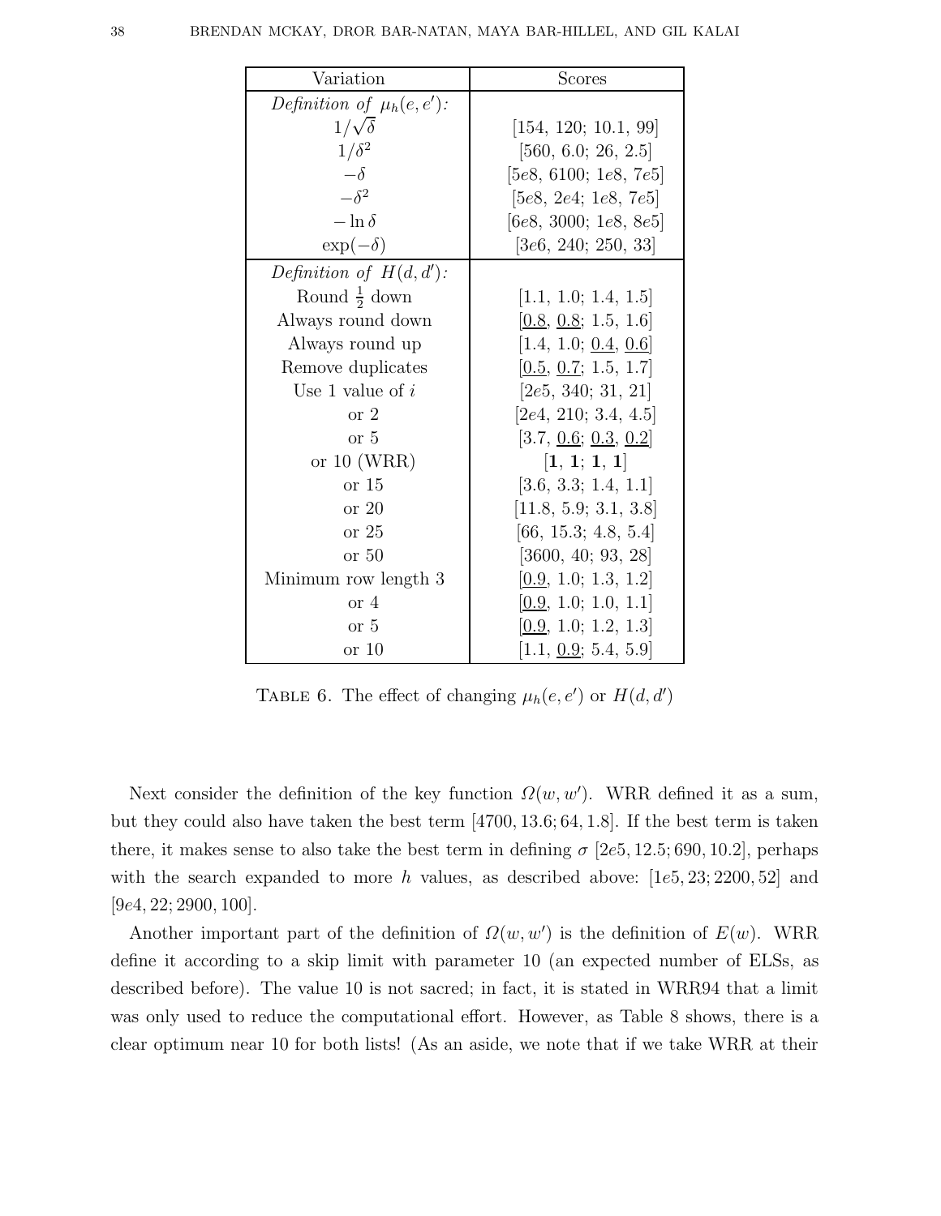| Variation | Scores |
|---|---|
| *Definition of* $\mu_h(e,e')$*:* | |
| $1/\sqrt{\delta}$ | [154, 120; 10.1, 99] |
| $1/\delta^2$ | [560, 6.0; 26, 2.5] |
| $-\delta$ | [5*e*8, 6100; 1*e*8, 7*e*5] |
| $-\delta^2$ | [5*e*8, 2*e*4; 1*e*8, 7*e*5] |
| $-\ln\delta$ | [6*e*8, 3000; 1*e*8, 8*e*5] |
| $\exp(-\delta)$ | [3*e*6, 240; 250, 33] |
| *Definition of* $H(d,d')$*:* | |
| Round $\frac{1}{2}$ down | [1.1, 1.0; 1.4, 1.5] |
| Always round down | [<u>0.8</u>, <u>0.8</u>; 1.5, 1.6] |
| Always round up | [1.4, 1.0; <u>0.4</u>, <u>0.6</u>] |
| Remove duplicates | [<u>0.5</u>, <u>0.7</u>; 1.5, 1.7] |
| Use 1 value of $i$ | [2*e*5, 340; 31, 21] |
| or 2 | [2*e*4, 210; 3.4, 4.5] |
| or 5 | [3.7, <u>0.6</u>; <u>0.3</u>, <u>0.2</u>] |
| or 10 (WRR) | [**1**, **1**; **1**, **1**] |
| or 15 | [3.6, 3.3; 1.4, 1.1] |
| or 20 | [11.8, 5.9; 3.1, 3.8] |
| or 25 | [66, 15.3; 4.8, 5.4] |
| or 50 | [3600, 40; 93, 28] |
| Minimum row length 3 | [<u>0.9</u>, 1.0; 1.3, 1.2] |
| or 4 | [<u>0.9</u>, 1.0; 1.0, 1.1] |
| or 5 | [<u>0.9</u>, 1.0; 1.2, 1.3] |
| or 10 | [1.1, <u>0.9</u>; 5.4, 5.9] |

TABLE 6. The effect of changing $\mu_h(e,e')$ or $H(d,d')$

Next consider the definition of the key function $\Omega(w,w')$. WRR defined it as a sum, but they could also have taken the best term $[4700, 13.6; 64, 1.8]$. If the best term is taken there, it makes sense to also take the best term in defining $\sigma$ $[2e5, 12.5; 690, 10.2]$, perhaps with the search expanded to more $h$ values, as described above: $[1e5, 23; 2200, 52]$ and $[9e4, 22; 2900, 100]$.

Another important part of the definition of $\Omega(w,w')$ is the definition of $E(w)$. WRR define it according to a skip limit with parameter 10 (an expected number of ELSs, as described before). The value 10 is not sacred; in fact, it is stated in WRR94 that a limit was only used to reduce the computational effort. However, as Table 8 shows, there is a clear optimum near 10 for both lists! (As an aside, we note that if we take WRR at their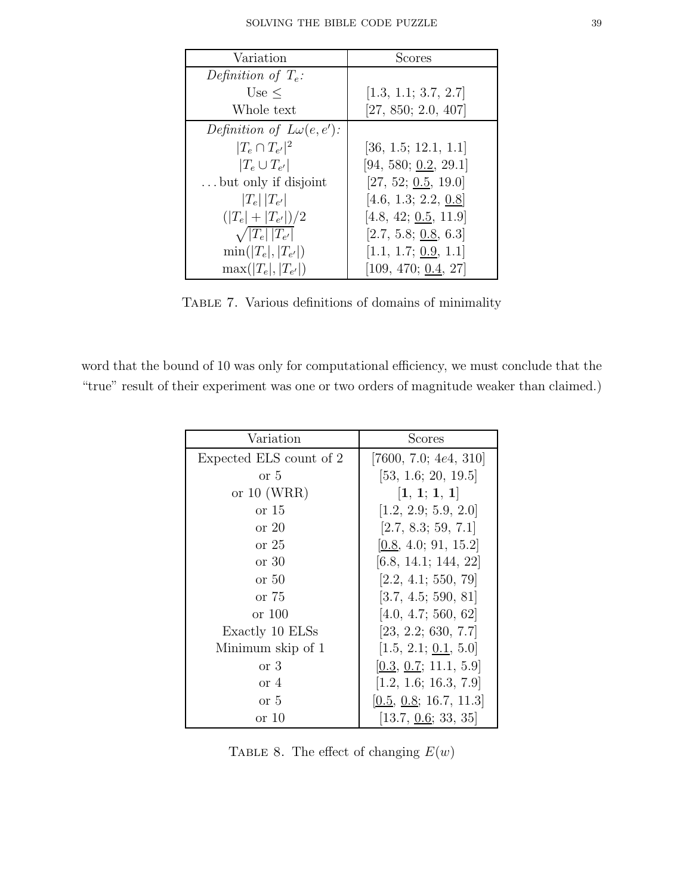| Variation | Scores |
|---|---|
| *Definition of* $T_e$*:* | |
| Use $\leq$ | [1.3, 1.1; 3.7, 2.7] |
| Whole text | [27, 850; 2.0, 407] |
| *Definition of* $L\omega(e, e')$*:* | |
| $\lvert T_e \cap T_{e'} \rvert^2$ | [36, 1.5; 12.1, 1.1] |
| $\lvert T_e \cup T_{e'} \rvert$ | [94, 580; <u>0.2</u>, 29.1] |
| ... but only if disjoint | [27, 52; <u>0.5</u>, 19.0] |
| $\lvert T_e \rvert \, \lvert T_{e'} \rvert$ | [4.6, 1.3; 2.2, <u>0.8</u>] |
| $(\lvert T_e \rvert + \lvert T_{e'} \rvert)/2$ | [4.8, 42; <u>0.5</u>, 11.9] |
| $\sqrt{\lvert T_e \rvert \, \lvert T_{e'} \rvert}$ | [2.7, 5.8; <u>0.8</u>, 6.3] |
| $\min(\lvert T_e \rvert, \lvert T_{e'} \rvert)$ | [1.1, 1.7; <u>0.9</u>, 1.1] |
| $\max(\lvert T_e \rvert, \lvert T_{e'} \rvert)$ | [109, 470; <u>0.4</u>, 27] |

TABLE 7. Various definitions of domains of minimality

word that the bound of 10 was only for computational efficiency, we must conclude that the "true" result of their experiment was one or two orders of magnitude weaker than claimed.)

| Variation | Scores |
|---|---|
| Expected ELS count of 2 | [7600, 7.0; 4*e*4, 310] |
| or 5 | [53, 1.6; 20, 19.5] |
| or 10 (WRR) | [**1**, **1**; **1**, **1**] |
| or 15 | [1.2, 2.9; 5.9, 2.0] |
| or 20 | [2.7, 8.3; 59, 7.1] |
| or 25 | [<u>0.8</u>, 4.0; 91, 15.2] |
| or 30 | [6.8, 14.1; 144, 22] |
| or 50 | [2.2, 4.1; 550, 79] |
| or 75 | [3.7, 4.5; 590, 81] |
| or 100 | [4.0, 4.7; 560, 62] |
| Exactly 10 ELSs | [23, 2.2; 630, 7.7] |
| Minimum skip of 1 | [1.5, 2.1; <u>0.1</u>, 5.0] |
| or 3 | [<u>0.3</u>, <u>0.7</u>; 11.1, 5.9] |
| or 4 | [1.2, 1.6; 16.3, 7.9] |
| or 5 | [<u>0.5</u>, <u>0.8</u>; 16.7, 11.3] |
| or 10 | [13.7, <u>0.6</u>; 33, 35] |

TABLE 8. The effect of changing $E(w)$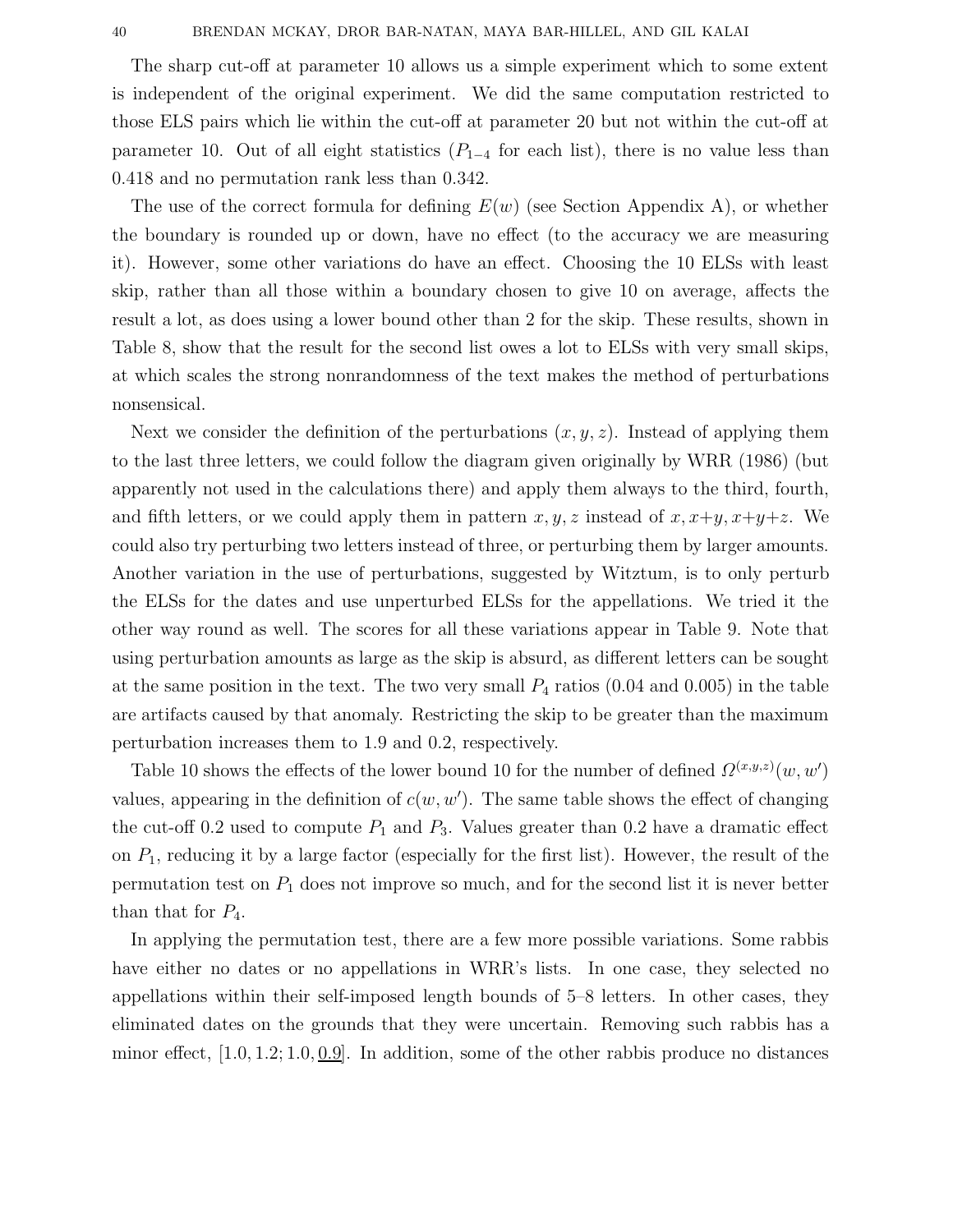The sharp cut-off at parameter 10 allows us a simple experiment which to some extent is independent of the original experiment. We did the same computation restricted to those ELS pairs which lie within the cut-off at parameter 20 but not within the cut-off at parameter 10. Out of all eight statistics ($P_{1-4}$ for each list), there is no value less than 0.418 and no permutation rank less than 0.342.

The use of the correct formula for defining $E(w)$ (see Section Appendix A), or whether the boundary is rounded up or down, have no effect (to the accuracy we are measuring it). However, some other variations do have an effect. Choosing the 10 ELSs with least skip, rather than all those within a boundary chosen to give 10 on average, affects the result a lot, as does using a lower bound other than 2 for the skip. These results, shown in Table 8, show that the result for the second list owes a lot to ELSs with very small skips, at which scales the strong nonrandomness of the text makes the method of perturbations nonsensical.

Next we consider the definition of the perturbations $(x, y, z)$. Instead of applying them to the last three letters, we could follow the diagram given originally by WRR (1986) (but apparently not used in the calculations there) and apply them always to the third, fourth, and fifth letters, or we could apply them in pattern $x, y, z$ instead of $x, x+y, x+y+z$. We could also try perturbing two letters instead of three, or perturbing them by larger amounts. Another variation in the use of perturbations, suggested by Witztum, is to only perturb the ELSs for the dates and use unperturbed ELSs for the appellations. We tried it the other way round as well. The scores for all these variations appear in Table 9. Note that using perturbation amounts as large as the skip is absurd, as different letters can be sought at the same position in the text. The two very small $P_4$ ratios (0.04 and 0.005) in the table are artifacts caused by that anomaly. Restricting the skip to be greater than the maximum perturbation increases them to 1.9 and 0.2, respectively.

Table 10 shows the effects of the lower bound 10 for the number of defined $\Omega^{(x,y,z)}(w, w')$ values, appearing in the definition of $c(w, w')$. The same table shows the effect of changing the cut-off 0.2 used to compute $P_1$ and $P_3$. Values greater than 0.2 have a dramatic effect on $P_1$, reducing it by a large factor (especially for the first list). However, the result of the permutation test on $P_1$ does not improve so much, and for the second list it is never better than that for $P_4$.

In applying the permutation test, there are a few more possible variations. Some rabbis have either no dates or no appellations in WRR's lists. In one case, they selected no appellations within their self-imposed length bounds of 5–8 letters. In other cases, they eliminated dates on the grounds that they were uncertain. Removing such rabbis has a minor effect, $[1.0, 1.2; 1.0, \underline{0.9}]$. In addition, some of the other rabbis produce no distances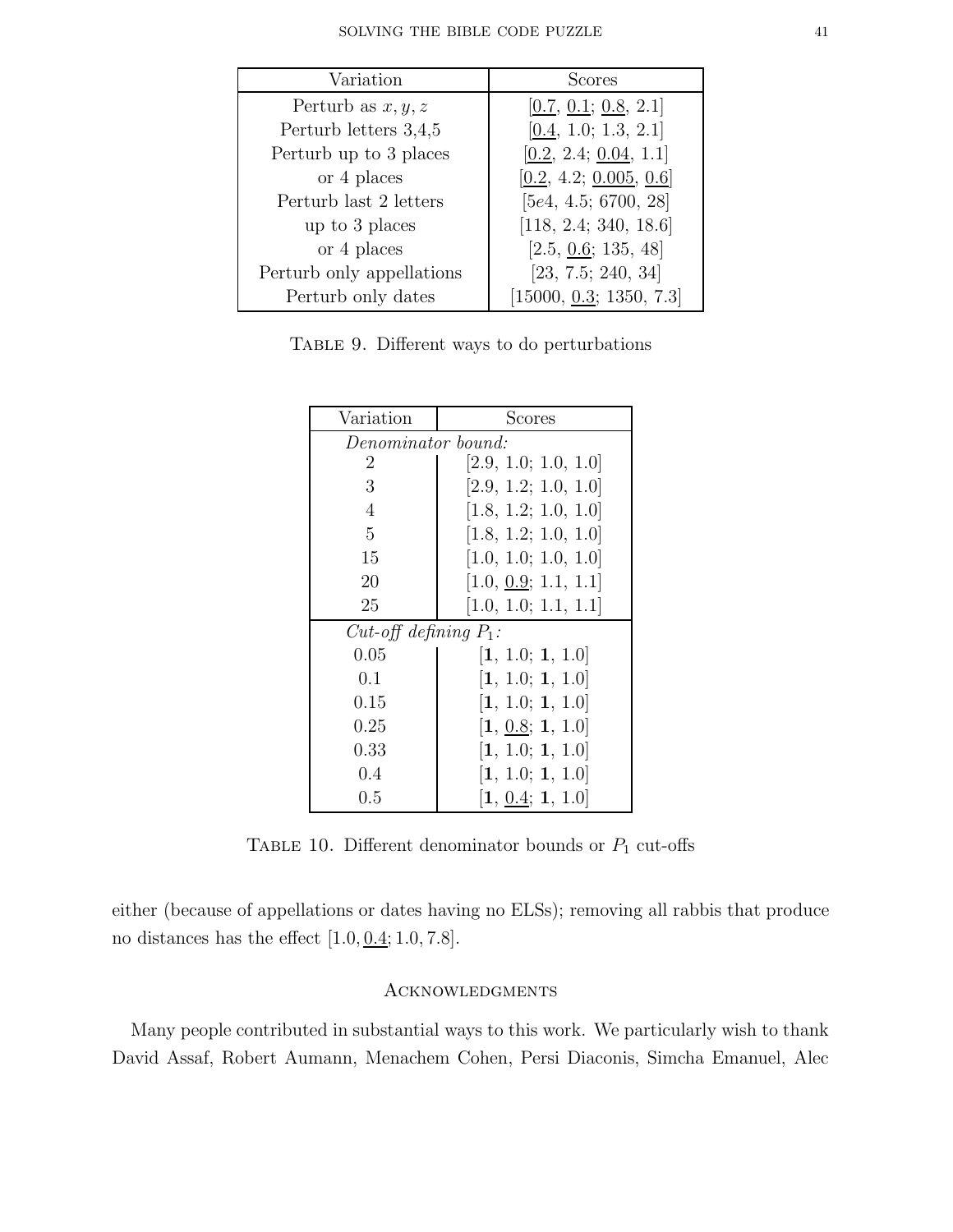| Variation | Scores |
| --- | --- |
| Perturb as $x, y, z$ | [<u>0.7</u>, <u>0.1</u>; <u>0.8</u>, 2.1] |
| Perturb letters 3,4,5 | [<u>0.4</u>, 1.0; 1.3, 2.1] |
| Perturb up to 3 places | [<u>0.2</u>, 2.4; <u>0.04</u>, 1.1] |
| or 4 places | [<u>0.2</u>, 4.2; <u>0.005</u>, <u>0.6</u>] |
| Perturb last 2 letters | [5*e*4, 4.5; 6700, 28] |
| up to 3 places | [118, 2.4; 340, 18.6] |
| or 4 places | [2.5, <u>0.6</u>; 135, 48] |
| Perturb only appellations | [23, 7.5; 240, 34] |
| Perturb only dates | [15000, <u>0.3</u>; 1350, 7.3] |

Table 9. Different ways to do perturbations

| Variation | Scores |
| --- | --- |
| *Denominator bound:* | |
| 2 | [2.9, 1.0; 1.0, 1.0] |
| 3 | [2.9, 1.2; 1.0, 1.0] |
| 4 | [1.8, 1.2; 1.0, 1.0] |
| 5 | [1.8, 1.2; 1.0, 1.0] |
| 15 | [1.0, 1.0; 1.0, 1.0] |
| 20 | [1.0, <u>0.9</u>; 1.1, 1.1] |
| 25 | [1.0, 1.0; 1.1, 1.1] |
| *Cut-off defining* $P_1$*:* | |
| 0.05 | [**1**, 1.0; **1**, 1.0] |
| 0.1 | [**1**, 1.0; **1**, 1.0] |
| 0.15 | [**1**, 1.0; **1**, 1.0] |
| 0.25 | [**1**, <u>0.8</u>; **1**, 1.0] |
| 0.33 | [**1**, 1.0; **1**, 1.0] |
| 0.4 | [**1**, 1.0; **1**, 1.0] |
| 0.5 | [**1**, <u>0.4</u>; **1**, 1.0] |

Table 10. Different denominator bounds or $P_1$ cut-offs

either (because of appellations or dates having no ELSs); removing all rabbis that produce no distances has the effect $[1.0, \underline{0.4}; 1.0, 7.8]$.

## Acknowledgments

Many people contributed in substantial ways to this work. We particularly wish to thank David Assaf, Robert Aumann, Menachem Cohen, Persi Diaconis, Simcha Emanuel, Alec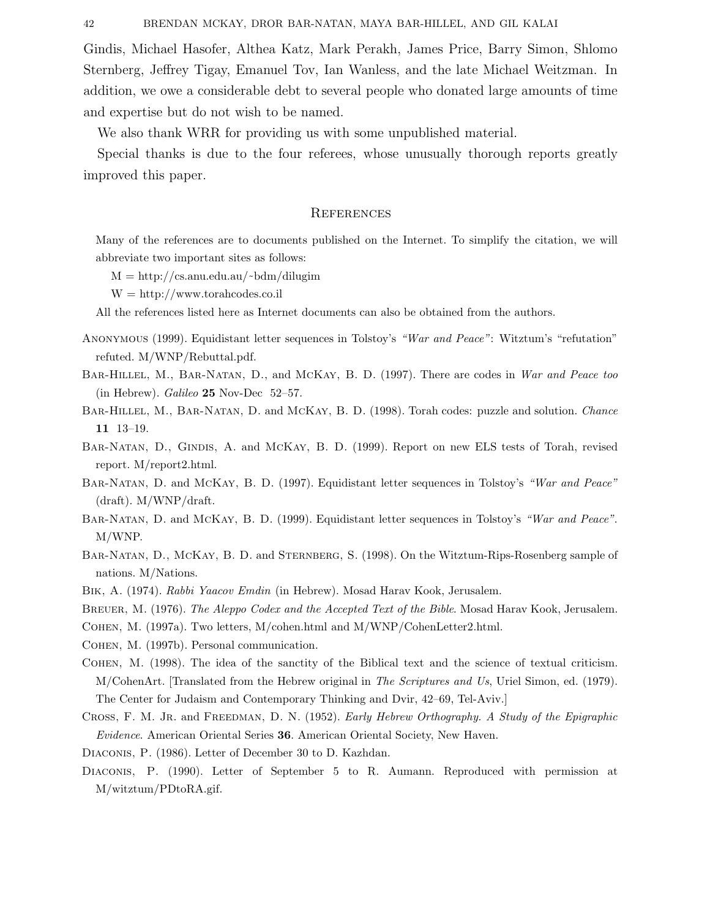Gindis, Michael Hasofer, Althea Katz, Mark Perakh, James Price, Barry Simon, Shlomo Sternberg, Jeffrey Tigay, Emanuel Tov, Ian Wanless, and the late Michael Weitzman. In addition, we owe a considerable debt to several people who donated large amounts of time and expertise but do not wish to be named.

We also thank WRR for providing us with some unpublished material.

Special thanks is due to the four referees, whose unusually thorough reports greatly improved this paper.

## References

Many of the references are to documents published on the Internet. To simplify the citation, we will abbreviate two important sites as follows:

M = http://cs.anu.edu.au/~bdm/dilugim

W = http://www.torahcodes.co.il

All the references listed here as Internet documents can also be obtained from the authors.

Anonymous (1999). Equidistant letter sequences in Tolstoy's *"War and Peace"*: Witztum's "refutation" refuted. M/WNP/Rebuttal.pdf.

Bar-Hillel, M., Bar-Natan, D., and McKay, B. D. (1997). There are codes in *War and Peace too* (in Hebrew). *Galileo* **25** Nov-Dec 52–57.

Bar-Hillel, M., Bar-Natan, D. and McKay, B. D. (1998). Torah codes: puzzle and solution. *Chance* **11** 13–19.

Bar-Natan, D., Gindis, A. and McKay, B. D. (1999). Report on new ELS tests of Torah, revised report. M/report2.html.

Bar-Natan, D. and McKay, B. D. (1997). Equidistant letter sequences in Tolstoy's *"War and Peace"* (draft). M/WNP/draft.

Bar-Natan, D. and McKay, B. D. (1999). Equidistant letter sequences in Tolstoy's *"War and Peace"*. M/WNP.

Bar-Natan, D., McKay, B. D. and Sternberg, S. (1998). On the Witztum-Rips-Rosenberg sample of nations. M/Nations.

Bik, A. (1974). *Rabbi Yaacov Emdin* (in Hebrew). Mosad Harav Kook, Jerusalem.

Breuer, M. (1976). *The Aleppo Codex and the Accepted Text of the Bible*. Mosad Harav Kook, Jerusalem.

Cohen, M. (1997a). Two letters, M/cohen.html and M/WNP/CohenLetter2.html.

Cohen, M. (1997b). Personal communication.

Cohen, M. (1998). The idea of the sanctity of the Biblical text and the science of textual criticism. M/CohenArt. [Translated from the Hebrew original in *The Scriptures and Us*, Uriel Simon, ed. (1979). The Center for Judaism and Contemporary Thinking and Dvir, 42–69, Tel-Aviv.]

Cross, F. M. Jr. and Freedman, D. N. (1952). *Early Hebrew Orthography. A Study of the Epigraphic Evidence*. American Oriental Series **36**. American Oriental Society, New Haven.

Diaconis, P. (1986). Letter of December 30 to D. Kazhdan.

Diaconis, P. (1990). Letter of September 5 to R. Aumann. Reproduced with permission at M/witztum/PDtoRA.gif.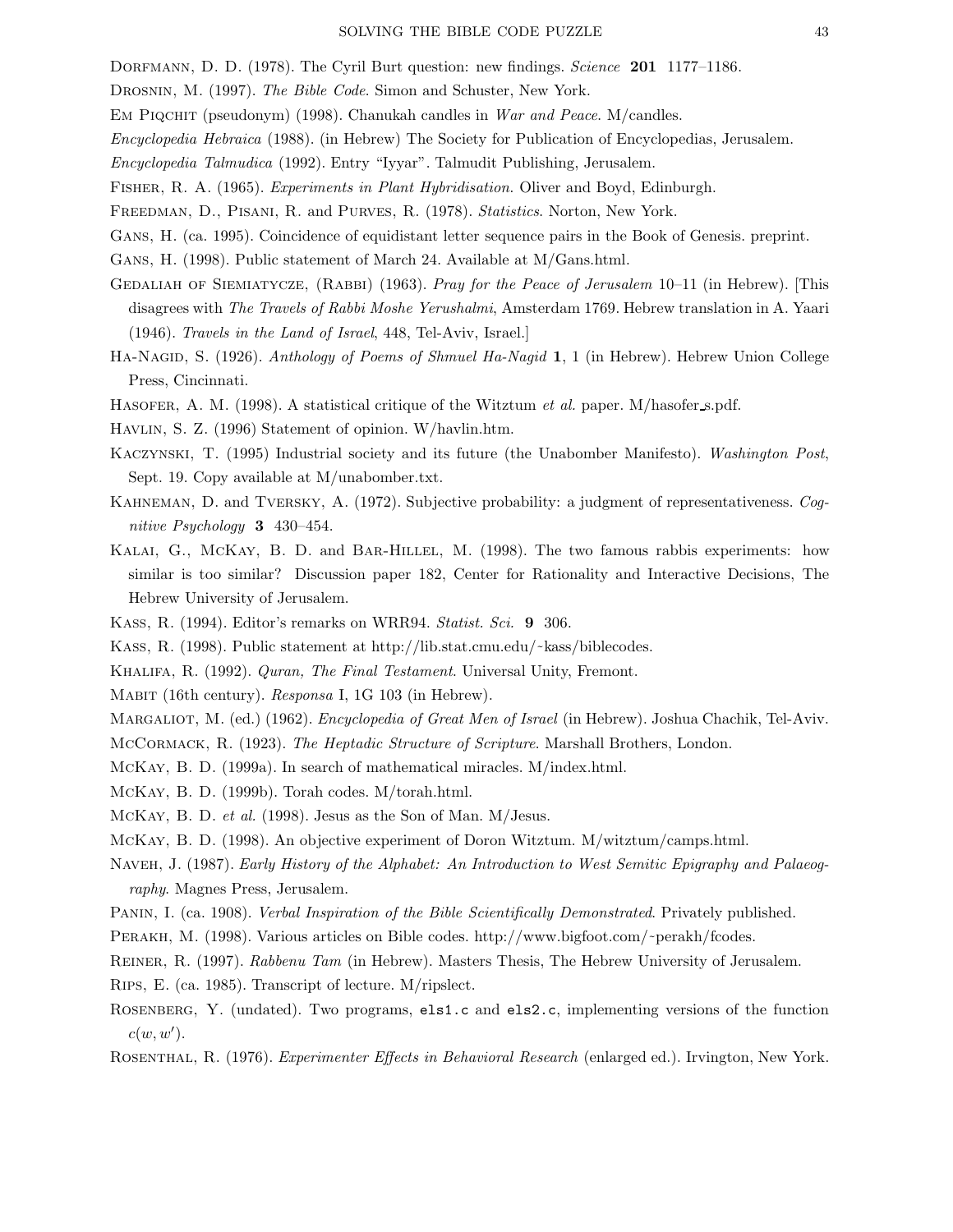Dorfmann, D. D. (1978). The Cyril Burt question: new findings. *Science* **201** 1177–1186.

Drosnin, M. (1997). *The Bible Code*. Simon and Schuster, New York.

Em Piqchit (pseudonym) (1998). Chanukah candles in *War and Peace*. M/candles.

*Encyclopedia Hebraica* (1988). (in Hebrew) The Society for Publication of Encyclopedias, Jerusalem.

*Encyclopedia Talmudica* (1992). Entry "Iyyar". Talmudit Publishing, Jerusalem.

Fisher, R. A. (1965). *Experiments in Plant Hybridisation*. Oliver and Boyd, Edinburgh.

Freedman, D., Pisani, R. and Purves, R. (1978). *Statistics*. Norton, New York.

Gans, H. (ca. 1995). Coincidence of equidistant letter sequence pairs in the Book of Genesis. preprint.

Gans, H. (1998). Public statement of March 24. Available at M/Gans.html.

Gedaliah of Siemiatycze, (Rabbi) (1963). *Pray for the Peace of Jerusalem* 10–11 (in Hebrew). [This disagrees with *The Travels of Rabbi Moshe Yerushalmi*, Amsterdam 1769. Hebrew translation in A. Yaari (1946). *Travels in the Land of Israel*, 448, Tel-Aviv, Israel.]

Ha-Nagid, S. (1926). *Anthology of Poems of Shmuel Ha-Nagid* **1**, 1 (in Hebrew). Hebrew Union College Press, Cincinnati.

Hasofer, A. M. (1998). A statistical critique of the Witztum *et al.* paper. M/hasofer_s.pdf.

Havlin, S. Z. (1996) Statement of opinion. W/havlin.htm.

Kaczynski, T. (1995) Industrial society and its future (the Unabomber Manifesto). *Washington Post*, Sept. 19. Copy available at M/unabomber.txt.

Kahneman, D. and Tversky, A. (1972). Subjective probability: a judgment of representativeness. *Cognitive Psychology* **3** 430–454.

Kalai, G., McKay, B. D. and Bar-Hillel, M. (1998). The two famous rabbis experiments: how similar is too similar? Discussion paper 182, Center for Rationality and Interactive Decisions, The Hebrew University of Jerusalem.

Kass, R. (1994). Editor's remarks on WRR94. *Statist. Sci.* **9** 306.

Kass, R. (1998). Public statement at http://lib.stat.cmu.edu/~kass/biblecodes.

Khalifa, R. (1992). *Quran, The Final Testament*. Universal Unity, Fremont.

Mabit (16th century). *Responsa* I, 1G 103 (in Hebrew).

Margaliot, M. (ed.) (1962). *Encyclopedia of Great Men of Israel* (in Hebrew). Joshua Chachik, Tel-Aviv.

McCormack, R. (1923). *The Heptadic Structure of Scripture*. Marshall Brothers, London.

McKay, B. D. (1999a). In search of mathematical miracles. M/index.html.

McKay, B. D. (1999b). Torah codes. M/torah.html.

McKay, B. D. *et al.* (1998). Jesus as the Son of Man. M/Jesus.

McKay, B. D. (1998). An objective experiment of Doron Witztum. M/witztum/camps.html.

Naveh, J. (1987). *Early History of the Alphabet: An Introduction to West Semitic Epigraphy and Palaeography*. Magnes Press, Jerusalem.

Panin, I. (ca. 1908). *Verbal Inspiration of the Bible Scientifically Demonstrated*. Privately published.

Perakh, M. (1998). Various articles on Bible codes. http://www.bigfoot.com/~perakh/fcodes.

Reiner, R. (1997). *Rabbenu Tam* (in Hebrew). Masters Thesis, The Hebrew University of Jerusalem.

Rips, E. (ca. 1985). Transcript of lecture. M/ripslect.

Rosenberg, Y. (undated). Two programs, `els1.c` and `els2.c`, implementing versions of the function $c(w, w')$.

Rosenthal, R. (1976). *Experimenter Effects in Behavioral Research* (enlarged ed.). Irvington, New York.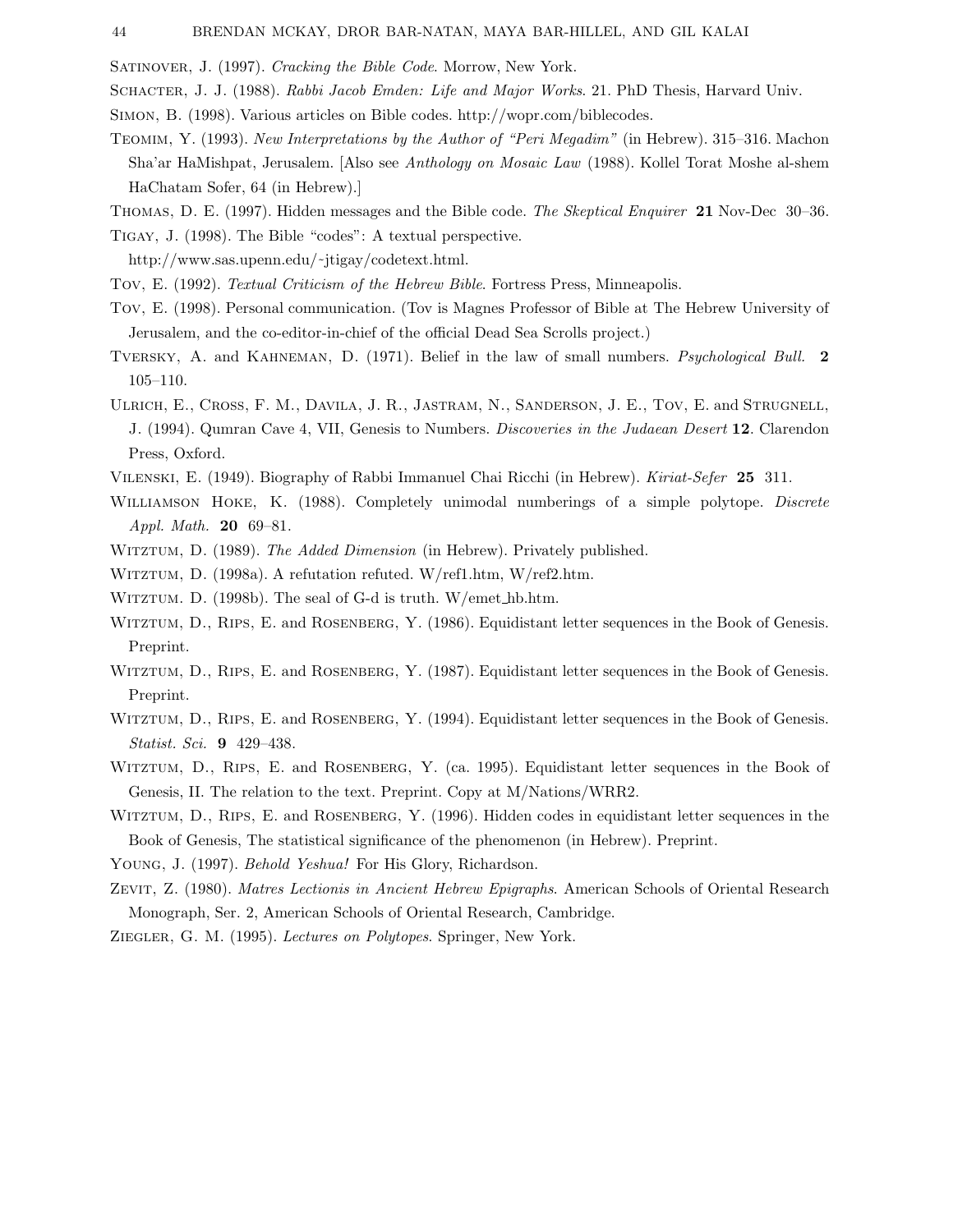Satinover, J. (1997). *Cracking the Bible Code*. Morrow, New York.

Schacter, J. J. (1988). *Rabbi Jacob Emden: Life and Major Works*. 21. PhD Thesis, Harvard Univ.

Simon, B. (1998). Various articles on Bible codes. http://wopr.com/biblecodes.

Teomim, Y. (1993). *New Interpretations by the Author of "Peri Megadim"* (in Hebrew). 315–316. Machon Sha'ar HaMishpat, Jerusalem. [Also see *Anthology on Mosaic Law* (1988). Kollel Torat Moshe al-shem HaChatam Sofer, 64 (in Hebrew).]

Thomas, D. E. (1997). Hidden messages and the Bible code. *The Skeptical Enquirer* **21** Nov-Dec 30–36.

Tigay, J. (1998). The Bible "codes": A textual perspective. http://www.sas.upenn.edu/~jtigay/codetext.html.

Tov, E. (1992). *Textual Criticism of the Hebrew Bible*. Fortress Press, Minneapolis.

Tov, E. (1998). Personal communication. (Tov is Magnes Professor of Bible at The Hebrew University of Jerusalem, and the co-editor-in-chief of the official Dead Sea Scrolls project.)

Tversky, A. and Kahneman, D. (1971). Belief in the law of small numbers. *Psychological Bull.* **2** 105–110.

Ulrich, E., Cross, F. M., Davila, J. R., Jastram, N., Sanderson, J. E., Tov, E. and Strugnell, J. (1994). Qumran Cave 4, VII, Genesis to Numbers. *Discoveries in the Judaean Desert* **12**. Clarendon Press, Oxford.

Vilenski, E. (1949). Biography of Rabbi Immanuel Chai Ricchi (in Hebrew). *Kiriat-Sefer* **25** 311.

Williamson Hoke, K. (1988). Completely unimodal numberings of a simple polytope. *Discrete Appl. Math.* **20** 69–81.

Witztum, D. (1989). *The Added Dimension* (in Hebrew). Privately published.

Witztum, D. (1998a). A refutation refuted. W/ref1.htm, W/ref2.htm.

Witztum. D. (1998b). The seal of G-d is truth. W/emet_hb.htm.

Witztum, D., Rips, E. and Rosenberg, Y. (1986). Equidistant letter sequences in the Book of Genesis. Preprint.

Witztum, D., Rips, E. and Rosenberg, Y. (1987). Equidistant letter sequences in the Book of Genesis. Preprint.

Witztum, D., Rips, E. and Rosenberg, Y. (1994). Equidistant letter sequences in the Book of Genesis. *Statist. Sci.* **9** 429–438.

Witztum, D., Rips, E. and Rosenberg, Y. (ca. 1995). Equidistant letter sequences in the Book of Genesis, II. The relation to the text. Preprint. Copy at M/Nations/WRR2.

Witztum, D., Rips, E. and Rosenberg, Y. (1996). Hidden codes in equidistant letter sequences in the Book of Genesis, The statistical significance of the phenomenon (in Hebrew). Preprint.

Young, J. (1997). *Behold Yeshua!* For His Glory, Richardson.

Zevit, Z. (1980). *Matres Lectionis in Ancient Hebrew Epigraphs*. American Schools of Oriental Research Monograph, Ser. 2, American Schools of Oriental Research, Cambridge.

Ziegler, G. M. (1995). *Lectures on Polytopes*. Springer, New York.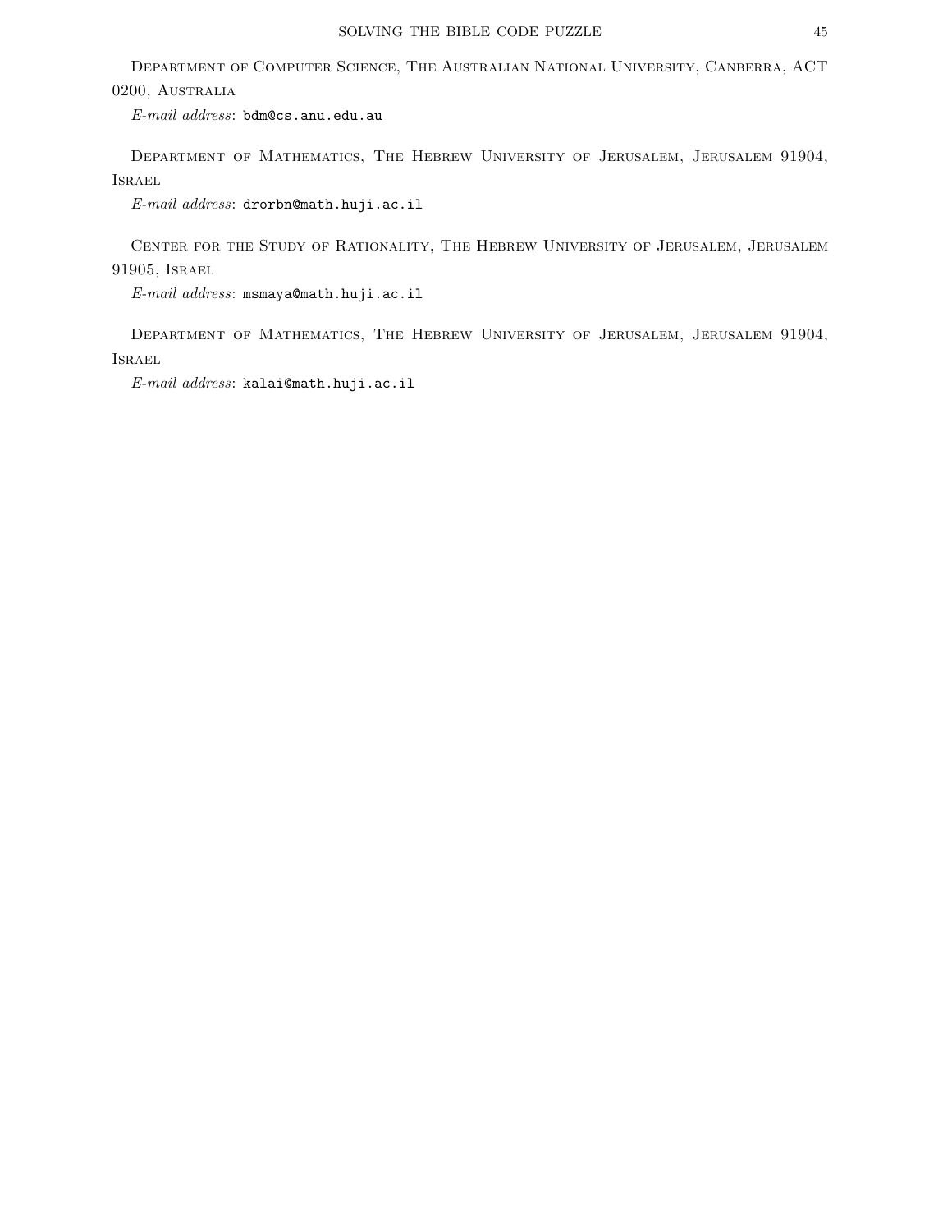Department of Computer Science, The Australian National University, Canberra, ACT 0200, Australia

*E-mail address*: bdm@cs.anu.edu.au

Department of Mathematics, The Hebrew University of Jerusalem, Jerusalem 91904, Israel

*E-mail address*: drorbn@math.huji.ac.il

Center for the Study of Rationality, The Hebrew University of Jerusalem, Jerusalem 91905, Israel

*E-mail address*: msmaya@math.huji.ac.il

Department of Mathematics, The Hebrew University of Jerusalem, Jerusalem 91904, Israel

*E-mail address*: kalai@math.huji.ac.il